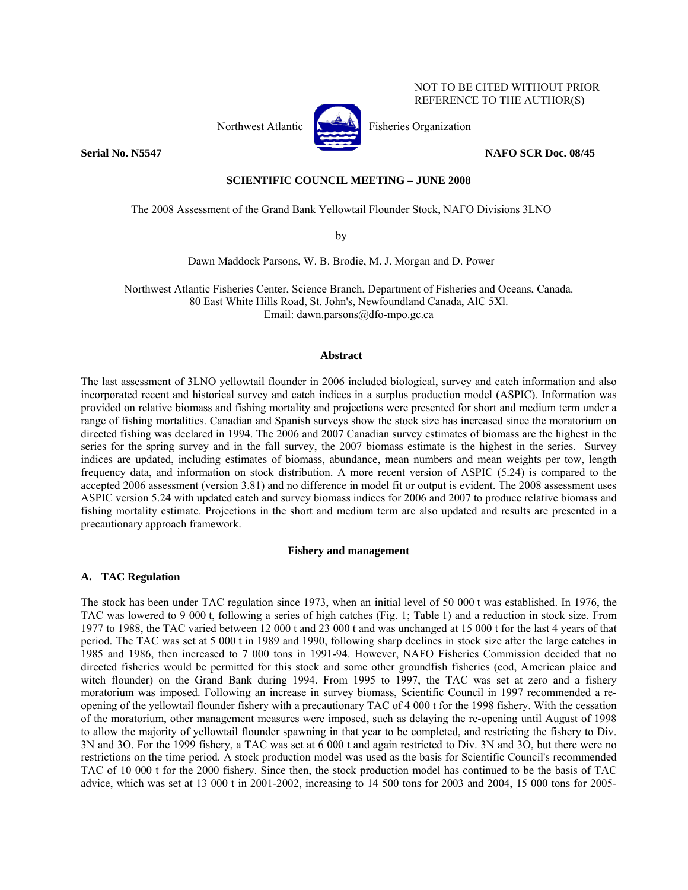NOT TO BE CITED WITHOUT PRIOR REFERENCE TO THE AUTHOR(S)

Northwest Atlantic Fisheries Organization

**Serial No. N5547** **NAFO SCR Doc. 08/45**

**SCIENTIFIC COUNCIL MEETING – JUNE 2008**

# The 2008 Assessment of the Grand Bank Yellowtail Flounder Stock, NAFO Divisions 3LNO

by

Dawn Maddock Parsons, W. B. Brodie, M. J. Morgan and D. Power

Northwest Atlantic Fisheries Center, Science Branch, Department of Fisheries and Oceans, Canada.
80 East White Hills Road, St. John's, Newfoundland Canada, AlC 5Xl.
Email: dawn.parsons@dfo-mpo.gc.ca

## Abstract

The last assessment of 3LNO yellowtail flounder in 2006 included biological, survey and catch information and also incorporated recent and historical survey and catch indices in a surplus production model (ASPIC). Information was provided on relative biomass and fishing mortality and projections were presented for short and medium term under a range of fishing mortalities. Canadian and Spanish surveys show the stock size has increased since the moratorium on directed fishing was declared in 1994. The 2006 and 2007 Canadian survey estimates of biomass are the highest in the series for the spring survey and in the fall survey, the 2007 biomass estimate is the highest in the series. Survey indices are updated, including estimates of biomass, abundance, mean numbers and mean weights per tow, length frequency data, and information on stock distribution. A more recent version of ASPIC (5.24) is compared to the accepted 2006 assessment (version 3.81) and no difference in model fit or output is evident. The 2008 assessment uses ASPIC version 5.24 with updated catch and survey biomass indices for 2006 and 2007 to produce relative biomass and fishing mortality estimate. Projections in the short and medium term are also updated and results are presented in a precautionary approach framework.

## Fishery and management

### A. TAC Regulation

The stock has been under TAC regulation since 1973, when an initial level of 50 000 t was established. In 1976, the TAC was lowered to 9 000 t, following a series of high catches (Fig. 1; Table 1) and a reduction in stock size. From 1977 to 1988, the TAC varied between 12 000 t and 23 000 t and was unchanged at 15 000 t for the last 4 years of that period. The TAC was set at 5 000 t in 1989 and 1990, following sharp declines in stock size after the large catches in 1985 and 1986, then increased to 7 000 tons in 1991-94. However, NAFO Fisheries Commission decided that no directed fisheries would be permitted for this stock and some other groundfish fisheries (cod, American plaice and witch flounder) on the Grand Bank during 1994. From 1995 to 1997, the TAC was set at zero and a fishery moratorium was imposed. Following an increase in survey biomass, Scientific Council in 1997 recommended a re-opening of the yellowtail flounder fishery with a precautionary TAC of 4 000 t for the 1998 fishery. With the cessation of the moratorium, other management measures were imposed, such as delaying the re-opening until August of 1998 to allow the majority of yellowtail flounder spawning in that year to be completed, and restricting the fishery to Div. 3N and 3O. For the 1999 fishery, a TAC was set at 6 000 t and again restricted to Div. 3N and 3O, but there were no restrictions on the time period. A stock production model was used as the basis for Scientific Council's recommended TAC of 10 000 t for the 2000 fishery. Since then, the stock production model has continued to be the basis of TAC advice, which was set at 13 000 t in 2001-2002, increasing to 14 500 tons for 2003 and 2004, 15 000 tons for 2005-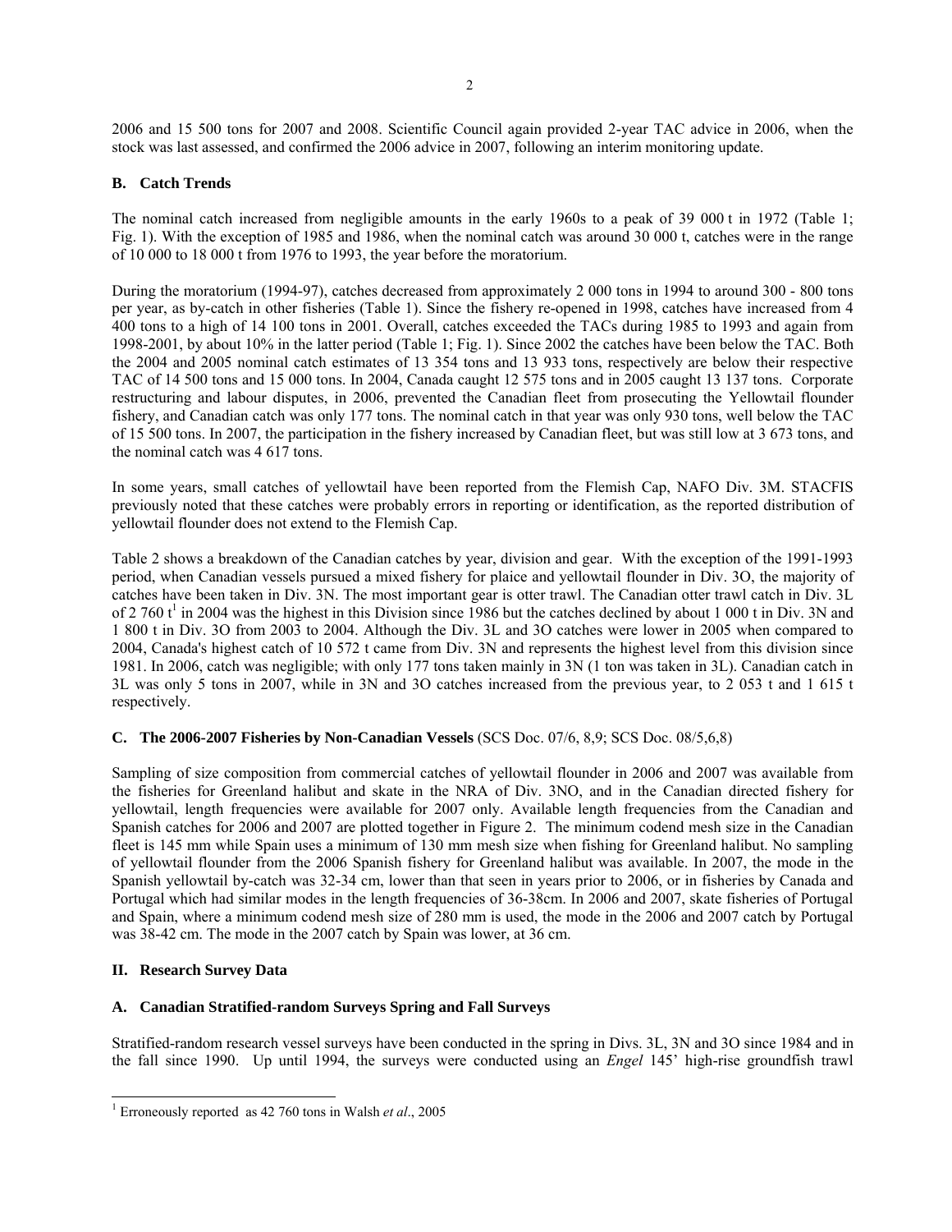2006 and 15 500 tons for 2007 and 2008. Scientific Council again provided 2-year TAC advice in 2006, when the stock was last assessed, and confirmed the 2006 advice in 2007, following an interim monitoring update.

### B. Catch Trends

The nominal catch increased from negligible amounts in the early 1960s to a peak of 39 000 t in 1972 (Table 1; Fig. 1). With the exception of 1985 and 1986, when the nominal catch was around 30 000 t, catches were in the range of 10 000 to 18 000 t from 1976 to 1993, the year before the moratorium.

During the moratorium (1994-97), catches decreased from approximately 2 000 tons in 1994 to around 300 - 800 tons per year, as by-catch in other fisheries (Table 1). Since the fishery re-opened in 1998, catches have increased from 4 400 tons to a high of 14 100 tons in 2001. Overall, catches exceeded the TACs during 1985 to 1993 and again from 1998-2001, by about 10% in the latter period (Table 1; Fig. 1). Since 2002 the catches have been below the TAC. Both the 2004 and 2005 nominal catch estimates of 13 354 tons and 13 933 tons, respectively are below their respective TAC of 14 500 tons and 15 000 tons. In 2004, Canada caught 12 575 tons and in 2005 caught 13 137 tons. Corporate restructuring and labour disputes, in 2006, prevented the Canadian fleet from prosecuting the Yellowtail flounder fishery, and Canadian catch was only 177 tons. The nominal catch in that year was only 930 tons, well below the TAC of 15 500 tons. In 2007, the participation in the fishery increased by Canadian fleet, but was still low at 3 673 tons, and the nominal catch was 4 617 tons.

In some years, small catches of yellowtail have been reported from the Flemish Cap, NAFO Div. 3M. STACFIS previously noted that these catches were probably errors in reporting or identification, as the reported distribution of yellowtail flounder does not extend to the Flemish Cap.

Table 2 shows a breakdown of the Canadian catches by year, division and gear. With the exception of the 1991-1993 period, when Canadian vessels pursued a mixed fishery for plaice and yellowtail flounder in Div. 3O, the majority of catches have been taken in Div. 3N. The most important gear is otter trawl. The Canadian otter trawl catch in Div. 3L of 2 760 t[1] in 2004 was the highest in this Division since 1986 but the catches declined by about 1 000 t in Div. 3N and 1 800 t in Div. 3O from 2003 to 2004. Although the Div. 3L and 3O catches were lower in 2005 when compared to 2004, Canada's highest catch of 10 572 t came from Div. 3N and represents the highest level from this division since 1981. In 2006, catch was negligible; with only 177 tons taken mainly in 3N (1 ton was taken in 3L). Canadian catch in 3L was only 5 tons in 2007, while in 3N and 3O catches increased from the previous year, to 2 053 t and 1 615 t respectively.

### C. The 2006-2007 Fisheries by Non-Canadian Vessels (SCS Doc. 07/6, 8,9; SCS Doc. 08/5,6,8)

Sampling of size composition from commercial catches of yellowtail flounder in 2006 and 2007 was available from the fisheries for Greenland halibut and skate in the NRA of Div. 3NO, and in the Canadian directed fishery for yellowtail, length frequencies were available for 2007 only. Available length frequencies from the Canadian and Spanish catches for 2006 and 2007 are plotted together in Figure 2. The minimum codend mesh size in the Canadian fleet is 145 mm while Spain uses a minimum of 130 mm mesh size when fishing for Greenland halibut. No sampling of yellowtail flounder from the 2006 Spanish fishery for Greenland halibut was available. In 2007, the mode in the Spanish yellowtail by-catch was 32-34 cm, lower than that seen in years prior to 2006, or in fisheries by Canada and Portugal which had similar modes in the length frequencies of 36-38cm. In 2006 and 2007, skate fisheries of Portugal and Spain, where a minimum codend mesh size of 280 mm is used, the mode in the 2006 and 2007 catch by Portugal was 38-42 cm. The mode in the 2007 catch by Spain was lower, at 36 cm.

## II. Research Survey Data

### A. Canadian Stratified-random Surveys Spring and Fall Surveys

Stratified-random research vessel surveys have been conducted in the spring in Divs. 3L, 3N and 3O since 1984 and in the fall since 1990. Up until 1994, the surveys were conducted using an *Engel* 145' high-rise groundfish trawl

[1] Erroneously reported as 42 760 tons in Walsh *et al*., 2005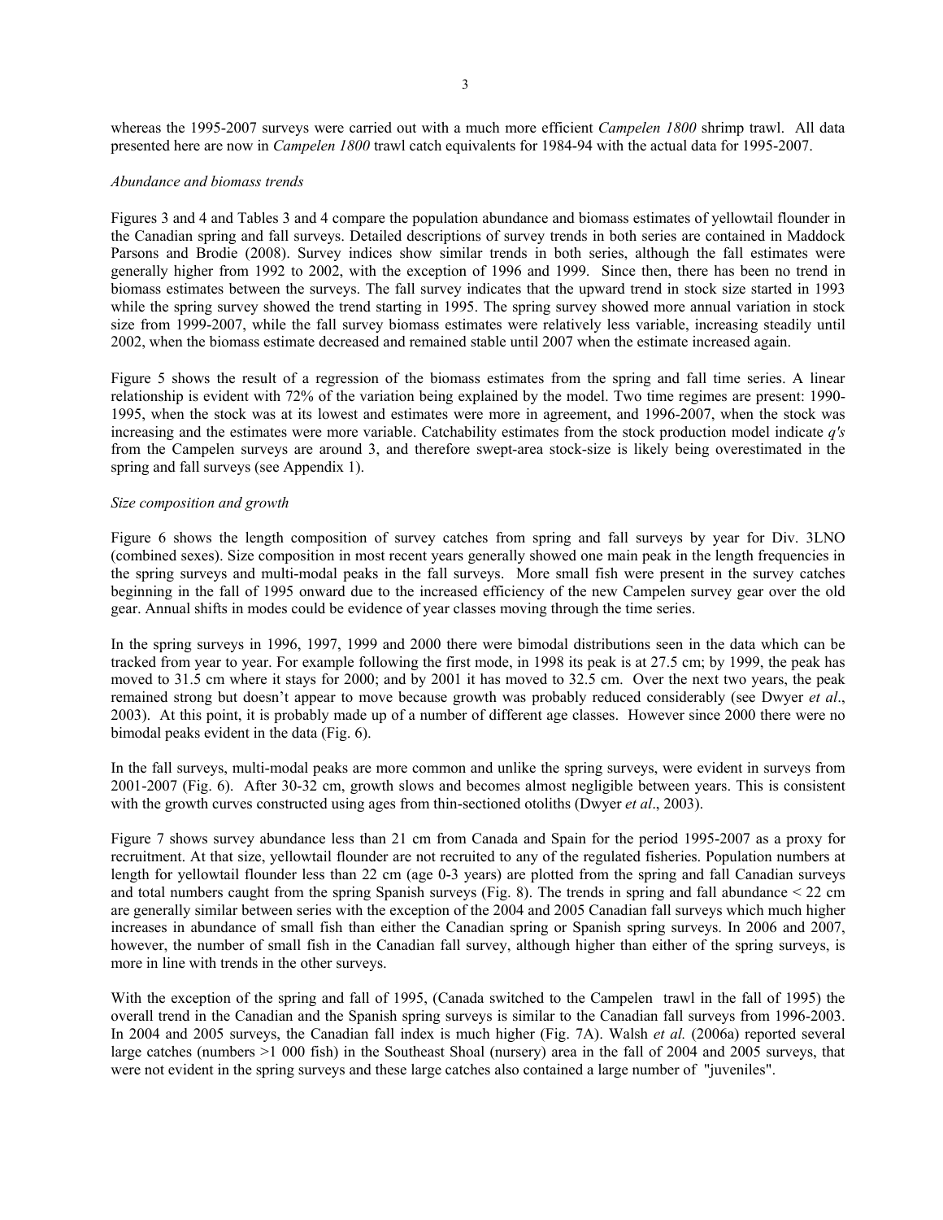whereas the 1995-2007 surveys were carried out with a much more efficient *Campelen 1800* shrimp trawl. All data presented here are now in *Campelen 1800* trawl catch equivalents for 1984-94 with the actual data for 1995-2007.

*Abundance and biomass trends*

Figures 3 and 4 and Tables 3 and 4 compare the population abundance and biomass estimates of yellowtail flounder in the Canadian spring and fall surveys. Detailed descriptions of survey trends in both series are contained in Maddock Parsons and Brodie (2008). Survey indices show similar trends in both series, although the fall estimates were generally higher from 1992 to 2002, with the exception of 1996 and 1999. Since then, there has been no trend in biomass estimates between the surveys. The fall survey indicates that the upward trend in stock size started in 1993 while the spring survey showed the trend starting in 1995. The spring survey showed more annual variation in stock size from 1999-2007, while the fall survey biomass estimates were relatively less variable, increasing steadily until 2002, when the biomass estimate decreased and remained stable until 2007 when the estimate increased again.

Figure 5 shows the result of a regression of the biomass estimates from the spring and fall time series. A linear relationship is evident with 72% of the variation being explained by the model. Two time regimes are present: 1990-1995, when the stock was at its lowest and estimates were more in agreement, and 1996-2007, when the stock was increasing and the estimates were more variable. Catchability estimates from the stock production model indicate *q's* from the Campelen surveys are around 3, and therefore swept-area stock-size is likely being overestimated in the spring and fall surveys (see Appendix 1).

*Size composition and growth*

Figure 6 shows the length composition of survey catches from spring and fall surveys by year for Div. 3LNO (combined sexes). Size composition in most recent years generally showed one main peak in the length frequencies in the spring surveys and multi-modal peaks in the fall surveys. More small fish were present in the survey catches beginning in the fall of 1995 onward due to the increased efficiency of the new Campelen survey gear over the old gear. Annual shifts in modes could be evidence of year classes moving through the time series.

In the spring surveys in 1996, 1997, 1999 and 2000 there were bimodal distributions seen in the data which can be tracked from year to year. For example following the first mode, in 1998 its peak is at 27.5 cm; by 1999, the peak has moved to 31.5 cm where it stays for 2000; and by 2001 it has moved to 32.5 cm. Over the next two years, the peak remained strong but doesn't appear to move because growth was probably reduced considerably (see Dwyer *et al*., 2003). At this point, it is probably made up of a number of different age classes. However since 2000 there were no bimodal peaks evident in the data (Fig. 6).

In the fall surveys, multi-modal peaks are more common and unlike the spring surveys, were evident in surveys from 2001-2007 (Fig. 6). After 30-32 cm, growth slows and becomes almost negligible between years. This is consistent with the growth curves constructed using ages from thin-sectioned otoliths (Dwyer *et al*., 2003).

Figure 7 shows survey abundance less than 21 cm from Canada and Spain for the period 1995-2007 as a proxy for recruitment. At that size, yellowtail flounder are not recruited to any of the regulated fisheries. Population numbers at length for yellowtail flounder less than 22 cm (age 0-3 years) are plotted from the spring and fall Canadian surveys and total numbers caught from the spring Spanish surveys (Fig. 8). The trends in spring and fall abundance < 22 cm are generally similar between series with the exception of the 2004 and 2005 Canadian fall surveys which much higher increases in abundance of small fish than either the Canadian spring or Spanish spring surveys. In 2006 and 2007, however, the number of small fish in the Canadian fall survey, although higher than either of the spring surveys, is more in line with trends in the other surveys.

With the exception of the spring and fall of 1995, (Canada switched to the Campelen trawl in the fall of 1995) the overall trend in the Canadian and the Spanish spring surveys is similar to the Canadian fall surveys from 1996-2003. In 2004 and 2005 surveys, the Canadian fall index is much higher (Fig. 7A). Walsh *et al.* (2006a) reported several large catches (numbers >1 000 fish) in the Southeast Shoal (nursery) area in the fall of 2004 and 2005 surveys, that were not evident in the spring surveys and these large catches also contained a large number of "juveniles".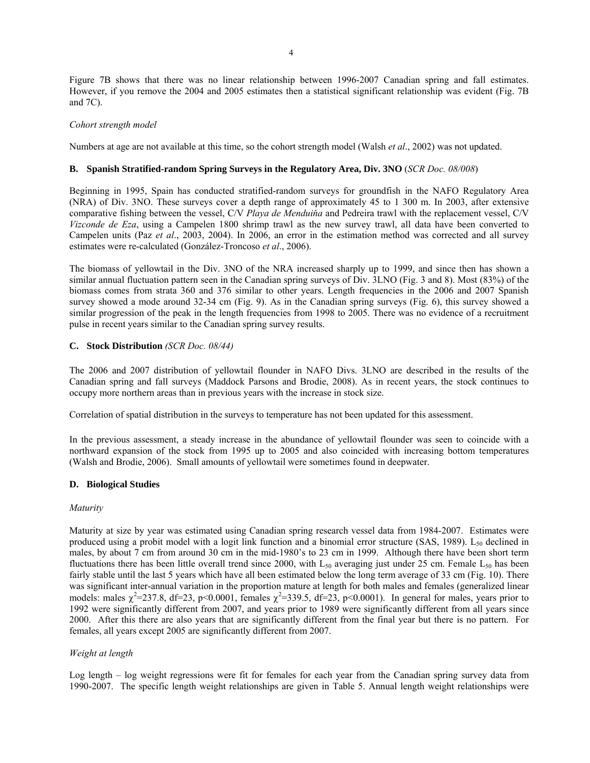Figure 7B shows that there was no linear relationship between 1996-2007 Canadian spring and fall estimates. However, if you remove the 2004 and 2005 estimates then a statistical significant relationship was evident (Fig. 7B and 7C).

*Cohort strength model*

Numbers at age are not available at this time, so the cohort strength model (Walsh *et al*., 2002) was not updated.

### B. Spanish Stratified-random Spring Surveys in the Regulatory Area, Div. 3NO (*SCR Doc. 08/008*)

Beginning in 1995, Spain has conducted stratified-random surveys for groundfish in the NAFO Regulatory Area (NRA) of Div. 3NO. These surveys cover a depth range of approximately 45 to 1 300 m. In 2003, after extensive comparative fishing between the vessel, C/V *Playa de Menduiňa* and Pedreira trawl with the replacement vessel, C/V *Vizconde de Eza*, using a Campelen 1800 shrimp trawl as the new survey trawl, all data have been converted to Campelen units (Paz *et al*., 2003, 2004). In 2006, an error in the estimation method was corrected and all survey estimates were re-calculated (González-Troncoso *et al*., 2006).

The biomass of yellowtail in the Div. 3NO of the NRA increased sharply up to 1999, and since then has shown a similar annual fluctuation pattern seen in the Canadian spring surveys of Div. 3LNO (Fig. 3 and 8). Most (83%) of the biomass comes from strata 360 and 376 similar to other years. Length frequencies in the 2006 and 2007 Spanish survey showed a mode around 32-34 cm (Fig. 9). As in the Canadian spring surveys (Fig. 6), this survey showed a similar progression of the peak in the length frequencies from 1998 to 2005. There was no evidence of a recruitment pulse in recent years similar to the Canadian spring survey results.

### C. Stock Distribution *(SCR Doc. 08/44)*

The 2006 and 2007 distribution of yellowtail flounder in NAFO Divs. 3LNO are described in the results of the Canadian spring and fall surveys (Maddock Parsons and Brodie, 2008). As in recent years, the stock continues to occupy more northern areas than in previous years with the increase in stock size.

Correlation of spatial distribution in the surveys to temperature has not been updated for this assessment.

In the previous assessment, a steady increase in the abundance of yellowtail flounder was seen to coincide with a northward expansion of the stock from 1995 up to 2005 and also coincided with increasing bottom temperatures (Walsh and Brodie, 2006). Small amounts of yellowtail were sometimes found in deepwater.

### D. Biological Studies

*Maturity*

Maturity at size by year was estimated using Canadian spring research vessel data from 1984-2007. Estimates were produced using a probit model with a logit link function and a binomial error structure (SAS, 1989). $L_{50}$ declined in males, by about 7 cm from around 30 cm in the mid-1980's to 23 cm in 1999. Although there have been short term fluctuations there has been little overall trend since 2000, with $L_{50}$ averaging just under 25 cm. Female $L_{50}$ has been fairly stable until the last 5 years which have all been estimated below the long term average of 33 cm (Fig. 10). There was significant inter-annual variation in the proportion mature at length for both males and females (generalized linear models: males $\chi^2$=237.8, df=23, $p<0.0001$, females $\chi^2$=339.5, df=23, $p<0.0001$). In general for males, years prior to 1992 were significantly different from 2007, and years prior to 1989 were significantly different from all years since 2000. After this there are also years that are significantly different from the final year but there is no pattern. For females, all years except 2005 are significantly different from 2007.

*Weight at length*

Log length – log weight regressions were fit for females for each year from the Canadian spring survey data from 1990-2007. The specific length weight relationships are given in Table 5. Annual length weight relationships were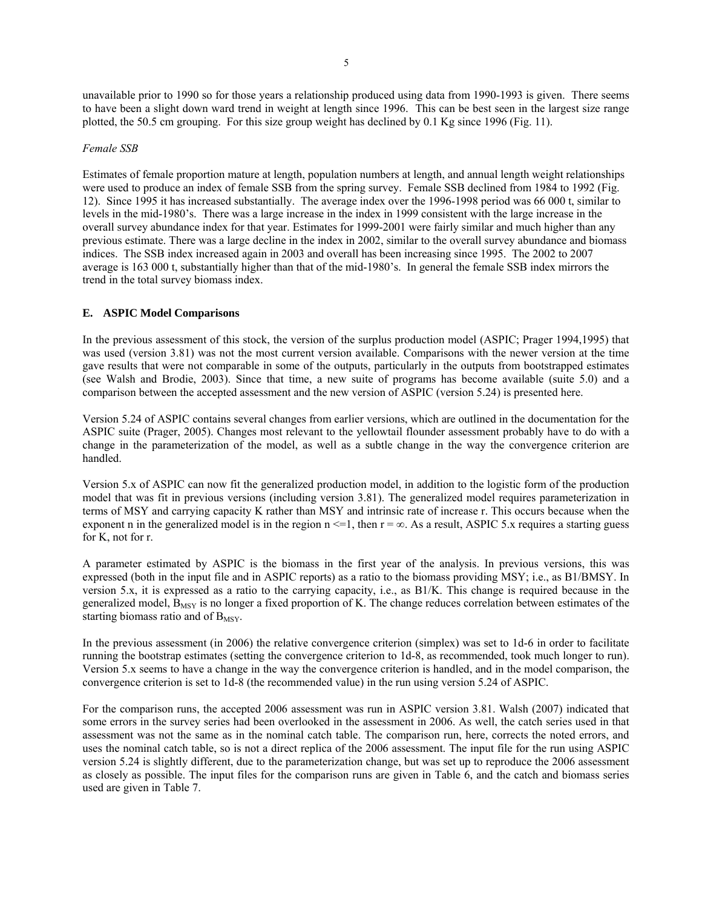unavailable prior to 1990 so for those years a relationship produced using data from 1990-1993 is given. There seems to have been a slight down ward trend in weight at length since 1996. This can be best seen in the largest size range plotted, the 50.5 cm grouping. For this size group weight has declined by 0.1 Kg since 1996 (Fig. 11).

*Female SSB*

Estimates of female proportion mature at length, population numbers at length, and annual length weight relationships were used to produce an index of female SSB from the spring survey. Female SSB declined from 1984 to 1992 (Fig. 12). Since 1995 it has increased substantially. The average index over the 1996-1998 period was 66 000 t, similar to levels in the mid-1980's. There was a large increase in the index in 1999 consistent with the large increase in the overall survey abundance index for that year. Estimates for 1999-2001 were fairly similar and much higher than any previous estimate. There was a large decline in the index in 2002, similar to the overall survey abundance and biomass indices. The SSB index increased again in 2003 and overall has been increasing since 1995. The 2002 to 2007 average is 163 000 t, substantially higher than that of the mid-1980's. In general the female SSB index mirrors the trend in the total survey biomass index.

### E. ASPIC Model Comparisons

In the previous assessment of this stock, the version of the surplus production model (ASPIC; Prager 1994,1995) that was used (version 3.81) was not the most current version available. Comparisons with the newer version at the time gave results that were not comparable in some of the outputs, particularly in the outputs from bootstrapped estimates (see Walsh and Brodie, 2003). Since that time, a new suite of programs has become available (suite 5.0) and a comparison between the accepted assessment and the new version of ASPIC (version 5.24) is presented here.

Version 5.24 of ASPIC contains several changes from earlier versions, which are outlined in the documentation for the ASPIC suite (Prager, 2005). Changes most relevant to the yellowtail flounder assessment probably have to do with a change in the parameterization of the model, as well as a subtle change in the way the convergence criterion are handled.

Version 5.x of ASPIC can now fit the generalized production model, in addition to the logistic form of the production model that was fit in previous versions (including version 3.81). The generalized model requires parameterization in terms of MSY and carrying capacity K rather than MSY and intrinsic rate of increase r. This occurs because when the exponent n in the generalized model is in the region $n \le 1$, then $r = \infty$. As a result, ASPIC 5.x requires a starting guess for K, not for r.

A parameter estimated by ASPIC is the biomass in the first year of the analysis. In previous versions, this was expressed (both in the input file and in ASPIC reports) as a ratio to the biomass providing MSY; i.e., as B1/BMSY. In version 5.x, it is expressed as a ratio to the carrying capacity, i.e., as B1/K. This change is required because in the generalized model, $B_{MSY}$ is no longer a fixed proportion of K. The change reduces correlation between estimates of the starting biomass ratio and of $B_{MSY}$.

In the previous assessment (in 2006) the relative convergence criterion (simplex) was set to 1d-6 in order to facilitate running the bootstrap estimates (setting the convergence criterion to 1d-8, as recommended, took much longer to run). Version 5.x seems to have a change in the way the convergence criterion is handled, and in the model comparison, the convergence criterion is set to 1d-8 (the recommended value) in the run using version 5.24 of ASPIC.

For the comparison runs, the accepted 2006 assessment was run in ASPIC version 3.81. Walsh (2007) indicated that some errors in the survey series had been overlooked in the assessment in 2006. As well, the catch series used in that assessment was not the same as in the nominal catch table. The comparison run, here, corrects the noted errors, and uses the nominal catch table, so is not a direct replica of the 2006 assessment. The input file for the run using ASPIC version 5.24 is slightly different, due to the parameterization change, but was set up to reproduce the 2006 assessment as closely as possible. The input files for the comparison runs are given in Table 6, and the catch and biomass series used are given in Table 7.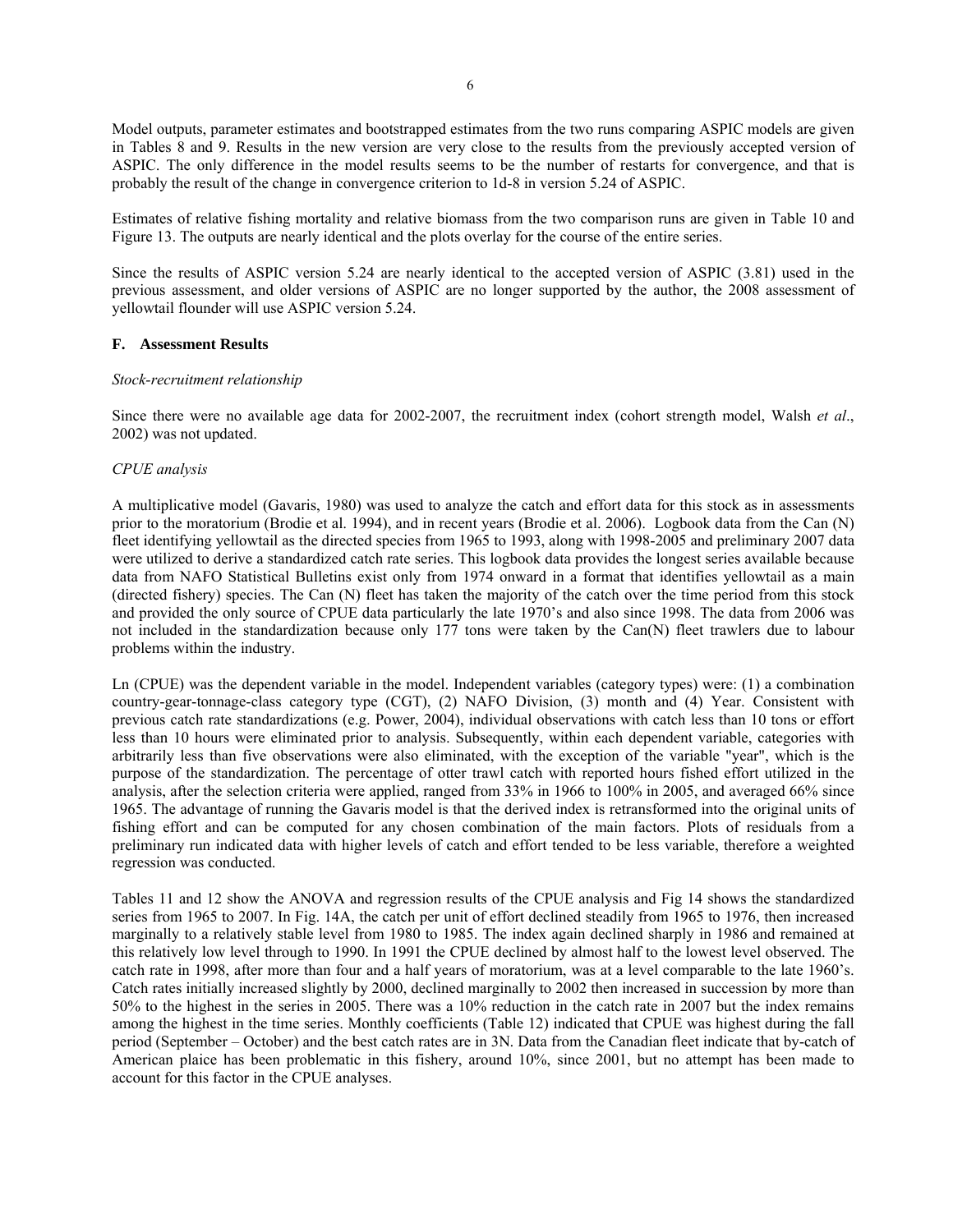Model outputs, parameter estimates and bootstrapped estimates from the two runs comparing ASPIC models are given in Tables 8 and 9. Results in the new version are very close to the results from the previously accepted version of ASPIC. The only difference in the model results seems to be the number of restarts for convergence, and that is probably the result of the change in convergence criterion to 1d-8 in version 5.24 of ASPIC.

Estimates of relative fishing mortality and relative biomass from the two comparison runs are given in Table 10 and Figure 13. The outputs are nearly identical and the plots overlay for the course of the entire series.

Since the results of ASPIC version 5.24 are nearly identical to the accepted version of ASPIC (3.81) used in the previous assessment, and older versions of ASPIC are no longer supported by the author, the 2008 assessment of yellowtail flounder will use ASPIC version 5.24.

### F. Assessment Results

*Stock-recruitment relationship*

Since there were no available age data for 2002-2007, the recruitment index (cohort strength model, Walsh *et al*., 2002) was not updated.

*CPUE analysis*

A multiplicative model (Gavaris, 1980) was used to analyze the catch and effort data for this stock as in assessments prior to the moratorium (Brodie et al. 1994), and in recent years (Brodie et al. 2006). Logbook data from the Can (N) fleet identifying yellowtail as the directed species from 1965 to 1993, along with 1998-2005 and preliminary 2007 data were utilized to derive a standardized catch rate series. This logbook data provides the longest series available because data from NAFO Statistical Bulletins exist only from 1974 onward in a format that identifies yellowtail as a main (directed fishery) species. The Can (N) fleet has taken the majority of the catch over the time period from this stock and provided the only source of CPUE data particularly the late 1970's and also since 1998. The data from 2006 was not included in the standardization because only 177 tons were taken by the Can(N) fleet trawlers due to labour problems within the industry.

Ln (CPUE) was the dependent variable in the model. Independent variables (category types) were: (1) a combination country-gear-tonnage-class category type (CGT), (2) NAFO Division, (3) month and (4) Year. Consistent with previous catch rate standardizations (e.g. Power, 2004), individual observations with catch less than 10 tons or effort less than 10 hours were eliminated prior to analysis. Subsequently, within each dependent variable, categories with arbitrarily less than five observations were also eliminated, with the exception of the variable "year", which is the purpose of the standardization. The percentage of otter trawl catch with reported hours fished effort utilized in the analysis, after the selection criteria were applied, ranged from 33% in 1966 to 100% in 2005, and averaged 66% since 1965. The advantage of running the Gavaris model is that the derived index is retransformed into the original units of fishing effort and can be computed for any chosen combination of the main factors. Plots of residuals from a preliminary run indicated data with higher levels of catch and effort tended to be less variable, therefore a weighted regression was conducted.

Tables 11 and 12 show the ANOVA and regression results of the CPUE analysis and Fig 14 shows the standardized series from 1965 to 2007. In Fig. 14A, the catch per unit of effort declined steadily from 1965 to 1976, then increased marginally to a relatively stable level from 1980 to 1985. The index again declined sharply in 1986 and remained at this relatively low level through to 1990. In 1991 the CPUE declined by almost half to the lowest level observed. The catch rate in 1998, after more than four and a half years of moratorium, was at a level comparable to the late 1960's. Catch rates initially increased slightly by 2000, declined marginally to 2002 then increased in succession by more than 50% to the highest in the series in 2005. There was a 10% reduction in the catch rate in 2007 but the index remains among the highest in the time series. Monthly coefficients (Table 12) indicated that CPUE was highest during the fall period (September – October) and the best catch rates are in 3N. Data from the Canadian fleet indicate that by-catch of American plaice has been problematic in this fishery, around 10%, since 2001, but no attempt has been made to account for this factor in the CPUE analyses.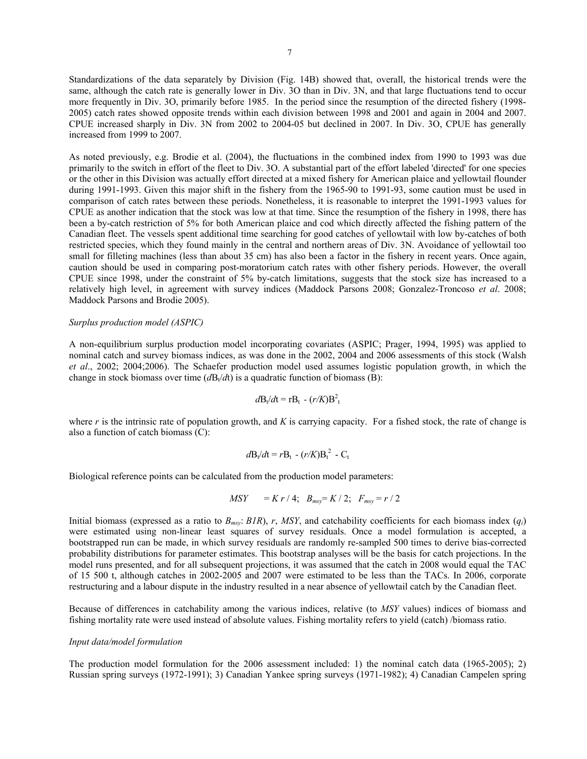Standardizations of the data separately by Division (Fig. 14B) showed that, overall, the historical trends were the same, although the catch rate is generally lower in Div. 3O than in Div. 3N, and that large fluctuations tend to occur more frequently in Div. 3O, primarily before 1985. In the period since the resumption of the directed fishery (1998-2005) catch rates showed opposite trends within each division between 1998 and 2001 and again in 2004 and 2007. CPUE increased sharply in Div. 3N from 2002 to 2004-05 but declined in 2007. In Div. 3O, CPUE has generally increased from 1999 to 2007.

As noted previously, e.g. Brodie et al. (2004), the fluctuations in the combined index from 1990 to 1993 was due primarily to the switch in effort of the fleet to Div. 3O. A substantial part of the effort labeled 'directed' for one species or the other in this Division was actually effort directed at a mixed fishery for American plaice and yellowtail flounder during 1991-1993. Given this major shift in the fishery from the 1965-90 to 1991-93, some caution must be used in comparison of catch rates between these periods. Nonetheless, it is reasonable to interpret the 1991-1993 values for CPUE as another indication that the stock was low at that time. Since the resumption of the fishery in 1998, there has been a by-catch restriction of 5% for both American plaice and cod which directly affected the fishing pattern of the Canadian fleet. The vessels spent additional time searching for good catches of yellowtail with low by-catches of both restricted species, which they found mainly in the central and northern areas of Div. 3N. Avoidance of yellowtail too small for filleting machines (less than about 35 cm) has also been a factor in the fishery in recent years. Once again, caution should be used in comparing post-moratorium catch rates with other fishery periods. However, the overall CPUE since 1998, under the constraint of 5% by-catch limitations, suggests that the stock size has increased to a relatively high level, in agreement with survey indices (Maddock Parsons 2008; Gonzalez-Troncoso *et al*. 2008; Maddock Parsons and Brodie 2005).

*Surplus production model (ASPIC)*

A non-equilibrium surplus production model incorporating covariates (ASPIC; Prager, 1994, 1995) was applied to nominal catch and survey biomass indices, as was done in the 2002, 2004 and 2006 assessments of this stock (Walsh *et al*., 2002; 2004;2006). The Schaefer production model used assumes logistic population growth, in which the change in stock biomass over time ($dB_t/dt$) is a quadratic function of biomass (B):

$$dB_t/dt = rB_t - (r/K)B_t^2$$

where $r$ is the intrinsic rate of population growth, and $K$ is carrying capacity. For a fished stock, the rate of change is also a function of catch biomass (C):

$$dB_t/dt = rB_t - (r/K)B_t^2 - C_t$$

Biological reference points can be calculated from the production model parameters:

$$MSY = K\,r / 4; \quad B_{msy} = K / 2; \quad F_{msy} = r / 2$$

Initial biomass (expressed as a ratio to $B_{msy}$: $B1R$), $r$, $MSY$, and catchability coefficients for each biomass index ($q_i$) were estimated using non-linear least squares of survey residuals. Once a model formulation is accepted, a bootstrapped run can be made, in which survey residuals are randomly re-sampled 500 times to derive bias-corrected probability distributions for parameter estimates. This bootstrap analyses will be the basis for catch projections. In the model runs presented, and for all subsequent projections, it was assumed that the catch in 2008 would equal the TAC of 15 500 t, although catches in 2002-2005 and 2007 were estimated to be less than the TACs. In 2006, corporate restructuring and a labour dispute in the industry resulted in a near absence of yellowtail catch by the Canadian fleet.

Because of differences in catchability among the various indices, relative (to *MSY* values) indices of biomass and fishing mortality rate were used instead of absolute values. Fishing mortality refers to yield (catch) /biomass ratio.

*Input data/model formulation*

The production model formulation for the 2006 assessment included: 1) the nominal catch data (1965-2005); 2) Russian spring surveys (1972-1991); 3) Canadian Yankee spring surveys (1971-1982); 4) Canadian Campelen spring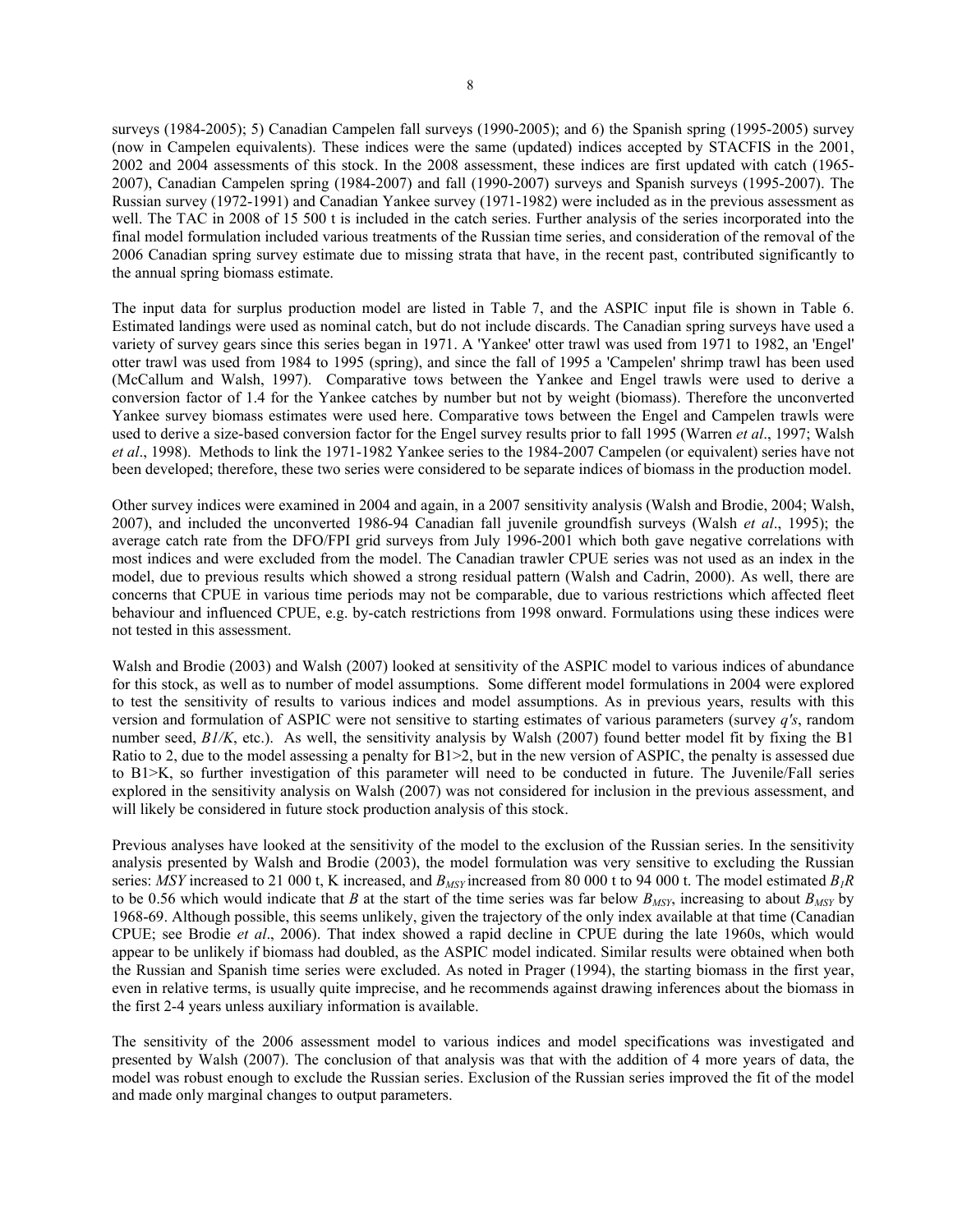surveys (1984-2005); 5) Canadian Campelen fall surveys (1990-2005); and 6) the Spanish spring (1995-2005) survey (now in Campelen equivalents). These indices were the same (updated) indices accepted by STACFIS in the 2001, 2002 and 2004 assessments of this stock. In the 2008 assessment, these indices are first updated with catch (1965-2007), Canadian Campelen spring (1984-2007) and fall (1990-2007) surveys and Spanish surveys (1995-2007). The Russian survey (1972-1991) and Canadian Yankee survey (1971-1982) were included as in the previous assessment as well. The TAC in 2008 of 15 500 t is included in the catch series. Further analysis of the series incorporated into the final model formulation included various treatments of the Russian time series, and consideration of the removal of the 2006 Canadian spring survey estimate due to missing strata that have, in the recent past, contributed significantly to the annual spring biomass estimate.

The input data for surplus production model are listed in Table 7, and the ASPIC input file is shown in Table 6. Estimated landings were used as nominal catch, but do not include discards. The Canadian spring surveys have used a variety of survey gears since this series began in 1971. A 'Yankee' otter trawl was used from 1971 to 1982, an 'Engel' otter trawl was used from 1984 to 1995 (spring), and since the fall of 1995 a 'Campelen' shrimp trawl has been used (McCallum and Walsh, 1997). Comparative tows between the Yankee and Engel trawls were used to derive a conversion factor of 1.4 for the Yankee catches by number but not by weight (biomass). Therefore the unconverted Yankee survey biomass estimates were used here. Comparative tows between the Engel and Campelen trawls were used to derive a size-based conversion factor for the Engel survey results prior to fall 1995 (Warren *et al*., 1997; Walsh *et al*., 1998). Methods to link the 1971-1982 Yankee series to the 1984-2007 Campelen (or equivalent) series have not been developed; therefore, these two series were considered to be separate indices of biomass in the production model.

Other survey indices were examined in 2004 and again, in a 2007 sensitivity analysis (Walsh and Brodie, 2004; Walsh, 2007), and included the unconverted 1986-94 Canadian fall juvenile groundfish surveys (Walsh *et al*., 1995); the average catch rate from the DFO/FPI grid surveys from July 1996-2001 which both gave negative correlations with most indices and were excluded from the model. The Canadian trawler CPUE series was not used as an index in the model, due to previous results which showed a strong residual pattern (Walsh and Cadrin, 2000). As well, there are concerns that CPUE in various time periods may not be comparable, due to various restrictions which affected fleet behaviour and influenced CPUE, e.g. by-catch restrictions from 1998 onward. Formulations using these indices were not tested in this assessment.

Walsh and Brodie (2003) and Walsh (2007) looked at sensitivity of the ASPIC model to various indices of abundance for this stock, as well as to number of model assumptions. Some different model formulations in 2004 were explored to test the sensitivity of results to various indices and model assumptions. As in previous years, results with this version and formulation of ASPIC were not sensitive to starting estimates of various parameters (survey *q's*, random number seed, *B1/K*, etc.). As well, the sensitivity analysis by Walsh (2007) found better model fit by fixing the B1 Ratio to 2, due to the model assessing a penalty for B1>2, but in the new version of ASPIC, the penalty is assessed due to B1>K, so further investigation of this parameter will need to be conducted in future. The Juvenile/Fall series explored in the sensitivity analysis on Walsh (2007) was not considered for inclusion in the previous assessment, and will likely be considered in future stock production analysis of this stock.

Previous analyses have looked at the sensitivity of the model to the exclusion of the Russian series. In the sensitivity analysis presented by Walsh and Brodie (2003), the model formulation was very sensitive to excluding the Russian series: *MSY* increased to 21 000 t, K increased, and $B_{MSY}$ increased from 80 000 t to 94 000 t. The model estimated $B_1R$ to be 0.56 which would indicate that *B* at the start of the time series was far below $B_{MSY}$, increasing to about $B_{MSY}$ by 1968-69. Although possible, this seems unlikely, given the trajectory of the only index available at that time (Canadian CPUE; see Brodie *et al*., 2006). That index showed a rapid decline in CPUE during the late 1960s, which would appear to be unlikely if biomass had doubled, as the ASPIC model indicated. Similar results were obtained when both the Russian and Spanish time series were excluded. As noted in Prager (1994), the starting biomass in the first year, even in relative terms, is usually quite imprecise, and he recommends against drawing inferences about the biomass in the first 2-4 years unless auxiliary information is available.

The sensitivity of the 2006 assessment model to various indices and model specifications was investigated and presented by Walsh (2007). The conclusion of that analysis was that with the addition of 4 more years of data, the model was robust enough to exclude the Russian series. Exclusion of the Russian series improved the fit of the model and made only marginal changes to output parameters.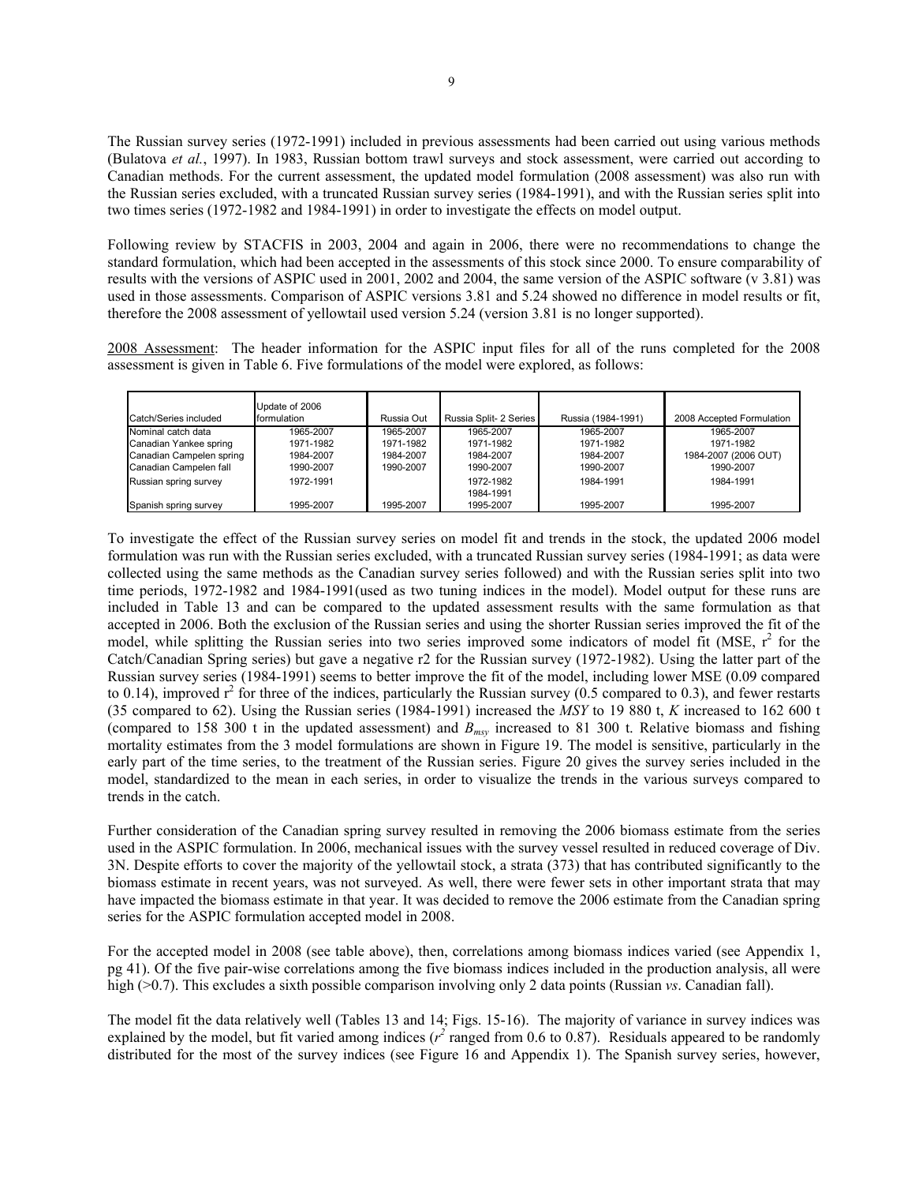The Russian survey series (1972-1991) included in previous assessments had been carried out using various methods (Bulatova *et al.*, 1997). In 1983, Russian bottom trawl surveys and stock assessment, were carried out according to Canadian methods. For the current assessment, the updated model formulation (2008 assessment) was also run with the Russian series excluded, with a truncated Russian survey series (1984-1991), and with the Russian series split into two times series (1972-1982 and 1984-1991) in order to investigate the effects on model output.

Following review by STACFIS in 2003, 2004 and again in 2006, there were no recommendations to change the standard formulation, which had been accepted in the assessments of this stock since 2000. To ensure comparability of results with the versions of ASPIC used in 2001, 2002 and 2004, the same version of the ASPIC software (v 3.81) was used in those assessments. Comparison of ASPIC versions 3.81 and 5.24 showed no difference in model results or fit, therefore the 2008 assessment of yellowtail used version 5.24 (version 3.81 is no longer supported).

2008 Assessment: The header information for the ASPIC input files for all of the runs completed for the 2008 assessment is given in Table 6. Five formulations of the model were explored, as follows:

| Catch/Series included | Update of 2006 formulation | Russia Out | Russia Split- 2 Series | Russia (1984-1991) | 2008 Accepted Formulation |
|---|---|---|---|---|---|
| Nominal catch data | 1965-2007 | 1965-2007 | 1965-2007 | 1965-2007 | 1965-2007 |
| Canadian Yankee spring | 1971-1982 | 1971-1982 | 1971-1982 | 1971-1982 | 1971-1982 |
| Canadian Campelen spring | 1984-2007 | 1984-2007 | 1984-2007 | 1984-2007 | 1984-2007 (2006 OUT) |
| Canadian Campelen fall | 1990-2007 | 1990-2007 | 1990-2007 | 1990-2007 | 1990-2007 |
| Russian spring survey | 1972-1991 | | 1972-1982<br>1984-1991 | 1984-1991 | 1984-1991 |
| Spanish spring survey | 1995-2007 | 1995-2007 | 1995-2007 | 1995-2007 | 1995-2007 |

To investigate the effect of the Russian survey series on model fit and trends in the stock, the updated 2006 model formulation was run with the Russian series excluded, with a truncated Russian survey series (1984-1991; as data were collected using the same methods as the Canadian survey series followed) and with the Russian series split into two time periods, 1972-1982 and 1984-1991(used as two tuning indices in the model). Model output for these runs are included in Table 13 and can be compared to the updated assessment results with the same formulation as that accepted in 2006. Both the exclusion of the Russian series and using the shorter Russian series improved the fit of the model, while splitting the Russian series into two series improved some indicators of model fit (MSE, $r^2$ for the Catch/Canadian Spring series) but gave a negative r2 for the Russian survey (1972-1982). Using the latter part of the Russian survey series (1984-1991) seems to better improve the fit of the model, including lower MSE (0.09 compared to 0.14), improved $r^2$ for three of the indices, particularly the Russian survey (0.5 compared to 0.3), and fewer restarts (35 compared to 62). Using the Russian series (1984-1991) increased the *MSY* to 19 880 t, *K* increased to 162 600 t (compared to 158 300 t in the updated assessment) and $B_{msy}$ increased to 81 300 t. Relative biomass and fishing mortality estimates from the 3 model formulations are shown in Figure 19. The model is sensitive, particularly in the early part of the time series, to the treatment of the Russian series. Figure 20 gives the survey series included in the model, standardized to the mean in each series, in order to visualize the trends in the various surveys compared to trends in the catch.

Further consideration of the Canadian spring survey resulted in removing the 2006 biomass estimate from the series used in the ASPIC formulation. In 2006, mechanical issues with the survey vessel resulted in reduced coverage of Div. 3N. Despite efforts to cover the majority of the yellowtail stock, a strata (373) that has contributed significantly to the biomass estimate in recent years, was not surveyed. As well, there were fewer sets in other important strata that may have impacted the biomass estimate in that year. It was decided to remove the 2006 estimate from the Canadian spring series for the ASPIC formulation accepted model in 2008.

For the accepted model in 2008 (see table above), then, correlations among biomass indices varied (see Appendix 1, pg 41). Of the five pair-wise correlations among the five biomass indices included in the production analysis, all were high (>0.7). This excludes a sixth possible comparison involving only 2 data points (Russian *vs*. Canadian fall).

The model fit the data relatively well (Tables 13 and 14; Figs. 15-16). The majority of variance in survey indices was explained by the model, but fit varied among indices ($r^2$ ranged from 0.6 to 0.87). Residuals appeared to be randomly distributed for the most of the survey indices (see Figure 16 and Appendix 1). The Spanish survey series, however,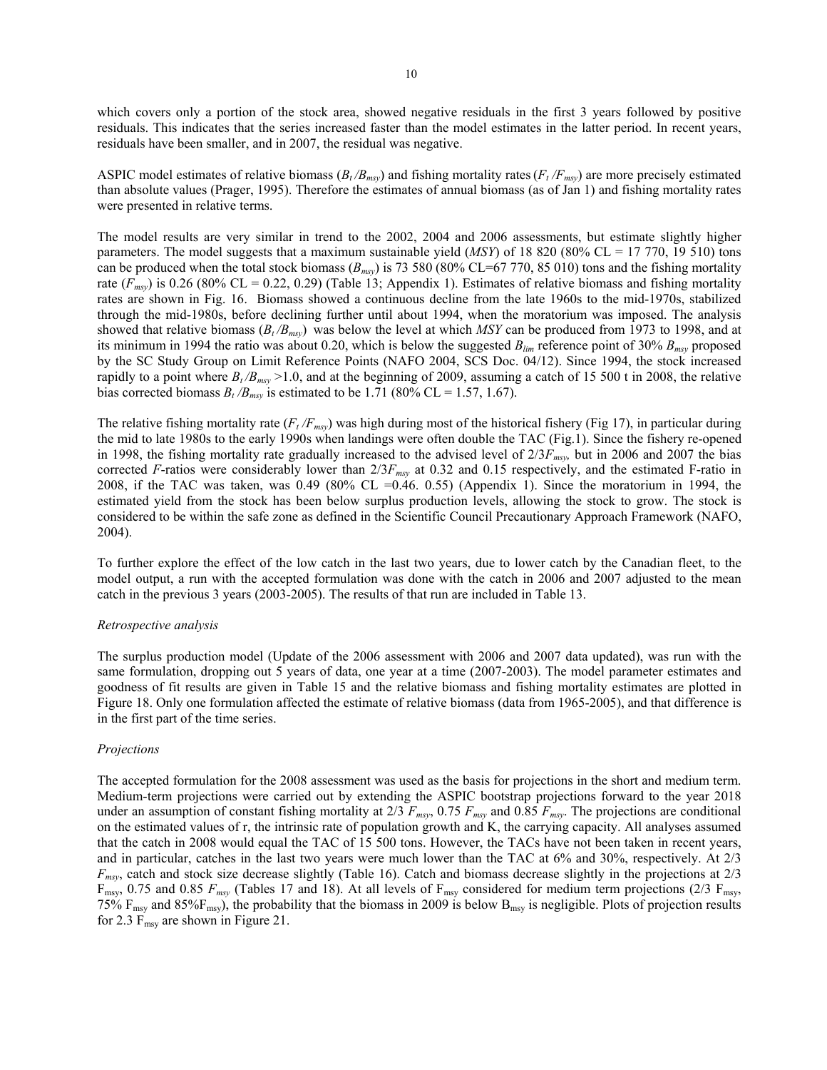which covers only a portion of the stock area, showed negative residuals in the first 3 years followed by positive residuals. This indicates that the series increased faster than the model estimates in the latter period. In recent years, residuals have been smaller, and in 2007, the residual was negative.

ASPIC model estimates of relative biomass ($B_t/B_{msy}$) and fishing mortality rates ($F_t/F_{msy}$) are more precisely estimated than absolute values (Prager, 1995). Therefore the estimates of annual biomass (as of Jan 1) and fishing mortality rates were presented in relative terms.

The model results are very similar in trend to the 2002, 2004 and 2006 assessments, but estimate slightly higher parameters. The model suggests that a maximum sustainable yield (*MSY*) of 18 820 (80% CL = 17 770, 19 510) tons can be produced when the total stock biomass ($B_{msy}$) is 73 580 (80% CL=67 770, 85 010) tons and the fishing mortality rate ($F_{msy}$) is 0.26 (80% CL = 0.22, 0.29) (Table 13; Appendix 1). Estimates of relative biomass and fishing mortality rates are shown in Fig. 16. Biomass showed a continuous decline from the late 1960s to the mid-1970s, stabilized through the mid-1980s, before declining further until about 1994, when the moratorium was imposed. The analysis showed that relative biomass ($B_t/B_{msy}$) was below the level at which *MSY* can be produced from 1973 to 1998, and at its minimum in 1994 the ratio was about 0.20, which is below the suggested $B_{lim}$ reference point of 30% $B_{msy}$ proposed by the SC Study Group on Limit Reference Points (NAFO 2004, SCS Doc. 04/12). Since 1994, the stock increased rapidly to a point where $B_t/B_{msy}$ >1.0, and at the beginning of 2009, assuming a catch of 15 500 t in 2008, the relative bias corrected biomass $B_t/B_{msy}$ is estimated to be 1.71 (80% CL = 1.57, 1.67).

The relative fishing mortality rate ($F_t/F_{msy}$) was high during most of the historical fishery (Fig 17), in particular during the mid to late 1980s to the early 1990s when landings were often double the TAC (Fig.1). Since the fishery re-opened in 1998, the fishing mortality rate gradually increased to the advised level of $2/3F_{msy}$, but in 2006 and 2007 the bias corrected *F*-ratios were considerably lower than $2/3F_{msy}$ at 0.32 and 0.15 respectively, and the estimated F-ratio in 2008, if the TAC was taken, was 0.49 (80% CL =0.46. 0.55) (Appendix 1). Since the moratorium in 1994, the estimated yield from the stock has been below surplus production levels, allowing the stock to grow. The stock is considered to be within the safe zone as defined in the Scientific Council Precautionary Approach Framework (NAFO, 2004).

To further explore the effect of the low catch in the last two years, due to lower catch by the Canadian fleet, to the model output, a run with the accepted formulation was done with the catch in 2006 and 2007 adjusted to the mean catch in the previous 3 years (2003-2005). The results of that run are included in Table 13.

*Retrospective analysis*

The surplus production model (Update of the 2006 assessment with 2006 and 2007 data updated), was run with the same formulation, dropping out 5 years of data, one year at a time (2007-2003). The model parameter estimates and goodness of fit results are given in Table 15 and the relative biomass and fishing mortality estimates are plotted in Figure 18. Only one formulation affected the estimate of relative biomass (data from 1965-2005), and that difference is in the first part of the time series.

*Projections*

The accepted formulation for the 2008 assessment was used as the basis for projections in the short and medium term. Medium-term projections were carried out by extending the ASPIC bootstrap projections forward to the year 2018 under an assumption of constant fishing mortality at 2/3 $F_{msy}$, 0.75 $F_{msy}$ and 0.85 $F_{msy}$. The projections are conditional on the estimated values of r, the intrinsic rate of population growth and K, the carrying capacity. All analyses assumed that the catch in 2008 would equal the TAC of 15 500 tons. However, the TACs have not been taken in recent years, and in particular, catches in the last two years were much lower than the TAC at 6% and 30%, respectively. At 2/3 $F_{msy}$, catch and stock size decrease slightly (Table 16). Catch and biomass decrease slightly in the projections at 2/3 $F_{msy}$, 0.75 and 0.85 $F_{msy}$ (Tables 17 and 18). At all levels of $F_{msy}$ considered for medium term projections (2/3 $F_{msy}$, 75% $F_{msy}$ and 85%$F_{msy}$), the probability that the biomass in 2009 is below $B_{msy}$ is negligible. Plots of projection results for 2.3 $F_{msy}$ are shown in Figure 21.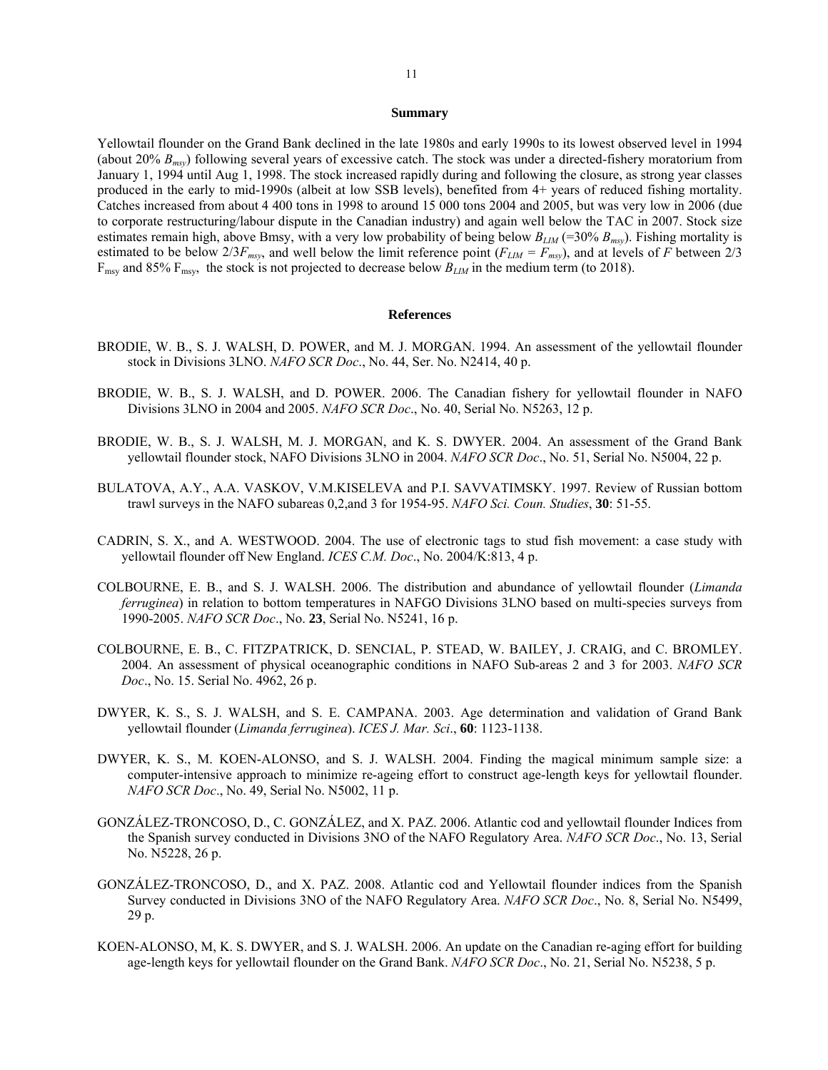## Summary

Yellowtail flounder on the Grand Bank declined in the late 1980s and early 1990s to its lowest observed level in 1994 (about 20% $B_{msy}$) following several years of excessive catch. The stock was under a directed-fishery moratorium from January 1, 1994 until Aug 1, 1998. The stock increased rapidly during and following the closure, as strong year classes produced in the early to mid-1990s (albeit at low SSB levels), benefited from 4+ years of reduced fishing mortality. Catches increased from about 4 400 tons in 1998 to around 15 000 tons 2004 and 2005, but was very low in 2006 (due to corporate restructuring/labour dispute in the Canadian industry) and again well below the TAC in 2007. Stock size estimates remain high, above Bmsy, with a very low probability of being below $B_{LIM}$ (=30% $B_{msy}$). Fishing mortality is estimated to be below $2/3F_{msy}$, and well below the limit reference point ($F_{LIM} = F_{msy}$), and at levels of $F$ between 2/3 $F_{msy}$ and 85% $F_{msy}$, the stock is not projected to decrease below $B_{LIM}$ in the medium term (to 2018).

## References

BRODIE, W. B., S. J. WALSH, D. POWER, and M. J. MORGAN. 1994. An assessment of the yellowtail flounder stock in Divisions 3LNO. *NAFO SCR Doc*., No. 44, Ser. No. N2414, 40 p.

BRODIE, W. B., S. J. WALSH, and D. POWER. 2006. The Canadian fishery for yellowtail flounder in NAFO Divisions 3LNO in 2004 and 2005. *NAFO SCR Doc*., No. 40, Serial No. N5263, 12 p.

BRODIE, W. B., S. J. WALSH, M. J. MORGAN, and K. S. DWYER. 2004. An assessment of the Grand Bank yellowtail flounder stock, NAFO Divisions 3LNO in 2004. *NAFO SCR Doc*., No. 51, Serial No. N5004, 22 p.

BULATOVA, A.Y., A.A. VASKOV, V.M.KISELEVA and P.I. SAVVATIMSKY. 1997. Review of Russian bottom trawl surveys in the NAFO subareas 0,2,and 3 for 1954-95. *NAFO Sci. Coun. Studies*, **30**: 51-55.

CADRIN, S. X., and A. WESTWOOD. 2004. The use of electronic tags to stud fish movement: a case study with yellowtail flounder off New England. *ICES C.M. Doc*., No. 2004/K:813, 4 p.

COLBOURNE, E. B., and S. J. WALSH. 2006. The distribution and abundance of yellowtail flounder (*Limanda ferruginea*) in relation to bottom temperatures in NAFGO Divisions 3LNO based on multi-species surveys from 1990-2005. *NAFO SCR Doc*., No. **23**, Serial No. N5241, 16 p.

COLBOURNE, E. B., C. FITZPATRICK, D. SENCIAL, P. STEAD, W. BAILEY, J. CRAIG, and C. BROMLEY. 2004. An assessment of physical oceanographic conditions in NAFO Sub-areas 2 and 3 for 2003. *NAFO SCR Doc*., No. 15. Serial No. 4962, 26 p.

DWYER, K. S., S. J. WALSH, and S. E. CAMPANA. 2003. Age determination and validation of Grand Bank yellowtail flounder (*Limanda ferruginea*). *ICES J. Mar. Sci*., **60**: 1123-1138.

DWYER, K. S., M. KOEN-ALONSO, and S. J. WALSH. 2004. Finding the magical minimum sample size: a computer-intensive approach to minimize re-ageing effort to construct age-length keys for yellowtail flounder. *NAFO SCR Doc*., No. 49, Serial No. N5002, 11 p.

GONZÁLEZ-TRONCOSO, D., C. GONZÁLEZ, and X. PAZ. 2006. Atlantic cod and yellowtail flounder Indices from the Spanish survey conducted in Divisions 3NO of the NAFO Regulatory Area. *NAFO SCR Doc*., No. 13, Serial No. N5228, 26 p.

GONZÁLEZ-TRONCOSO, D., and X. PAZ. 2008. Atlantic cod and Yellowtail flounder indices from the Spanish Survey conducted in Divisions 3NO of the NAFO Regulatory Area. *NAFO SCR Doc*., No. 8, Serial No. N5499, 29 p.

KOEN-ALONSO, M, K. S. DWYER, and S. J. WALSH. 2006. An update on the Canadian re-aging effort for building age-length keys for yellowtail flounder on the Grand Bank. *NAFO SCR Doc*., No. 21, Serial No. N5238, 5 p.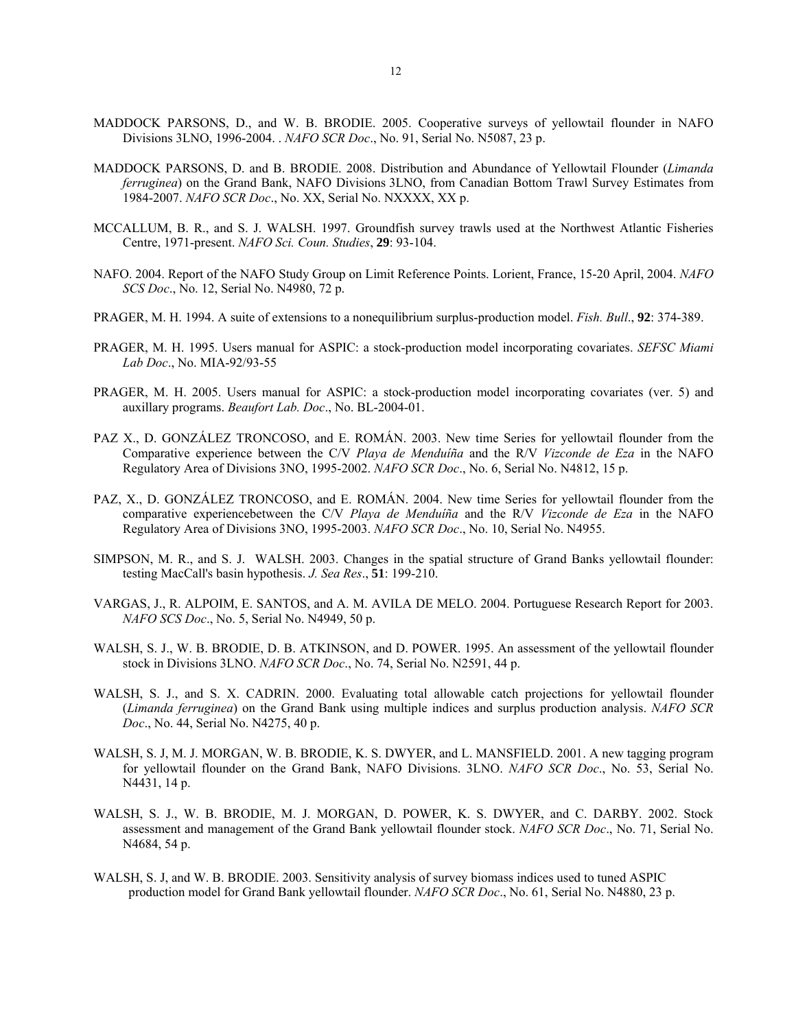MADDOCK PARSONS, D., and W. B. BRODIE. 2005. Cooperative surveys of yellowtail flounder in NAFO Divisions 3LNO, 1996-2004. . *NAFO SCR Doc*., No. 91, Serial No. N5087, 23 p.

MADDOCK PARSONS, D. and B. BRODIE. 2008. Distribution and Abundance of Yellowtail Flounder (*Limanda ferruginea*) on the Grand Bank, NAFO Divisions 3LNO, from Canadian Bottom Trawl Survey Estimates from 1984-2007. *NAFO SCR Doc*., No. XX, Serial No. NXXXX, XX p.

MCCALLUM, B. R., and S. J. WALSH. 1997. Groundfish survey trawls used at the Northwest Atlantic Fisheries Centre, 1971-present. *NAFO Sci. Coun. Studies*, **29**: 93-104.

NAFO. 2004. Report of the NAFO Study Group on Limit Reference Points. Lorient, France, 15-20 April, 2004. *NAFO SCS Doc*., No. 12, Serial No. N4980, 72 p.

PRAGER, M. H. 1994. A suite of extensions to a nonequilibrium surplus-production model. *Fish. Bull*., **92**: 374-389.

PRAGER, M. H. 1995. Users manual for ASPIC: a stock-production model incorporating covariates. *SEFSC Miami Lab Doc*., No. MIA-92/93-55

PRAGER, M. H. 2005. Users manual for ASPIC: a stock-production model incorporating covariates (ver. 5) and auxillary programs. *Beaufort Lab. Doc*., No. BL-2004-01.

PAZ X., D. GONZÁLEZ TRONCOSO, and E. ROMÁN. 2003. New time Series for yellowtail flounder from the Comparative experience between the C/V *Playa de Menduíña* and the R/V *Vizconde de Eza* in the NAFO Regulatory Area of Divisions 3NO, 1995-2002. *NAFO SCR Doc*., No. 6, Serial No. N4812, 15 p.

PAZ, X., D. GONZÁLEZ TRONCOSO, and E. ROMÁN. 2004. New time Series for yellowtail flounder from the comparative experiencebetween the C/V *Playa de Menduíña* and the R/V *Vizconde de Eza* in the NAFO Regulatory Area of Divisions 3NO, 1995-2003. *NAFO SCR Doc*., No. 10, Serial No. N4955.

SIMPSON, M. R., and S. J. WALSH. 2003. Changes in the spatial structure of Grand Banks yellowtail flounder: testing MacCall's basin hypothesis. *J. Sea Res*., **51**: 199-210.

VARGAS, J., R. ALPOIM, E. SANTOS, and A. M. AVILA DE MELO. 2004. Portuguese Research Report for 2003. *NAFO SCS Doc*., No. 5, Serial No. N4949, 50 p.

WALSH, S. J., W. B. BRODIE, D. B. ATKINSON, and D. POWER. 1995. An assessment of the yellowtail flounder stock in Divisions 3LNO. *NAFO SCR Doc*., No. 74, Serial No. N2591, 44 p.

WALSH, S. J., and S. X. CADRIN. 2000. Evaluating total allowable catch projections for yellowtail flounder (*Limanda ferruginea*) on the Grand Bank using multiple indices and surplus production analysis. *NAFO SCR Doc*., No. 44, Serial No. N4275, 40 p.

WALSH, S. J, M. J. MORGAN, W. B. BRODIE, K. S. DWYER, and L. MANSFIELD. 2001. A new tagging program for yellowtail flounder on the Grand Bank, NAFO Divisions. 3LNO. *NAFO SCR Doc*., No. 53, Serial No. N4431, 14 p.

WALSH, S. J., W. B. BRODIE, M. J. MORGAN, D. POWER, K. S. DWYER, and C. DARBY. 2002. Stock assessment and management of the Grand Bank yellowtail flounder stock. *NAFO SCR Doc*., No. 71, Serial No. N4684, 54 p.

WALSH, S. J, and W. B. BRODIE. 2003. Sensitivity analysis of survey biomass indices used to tuned ASPIC production model for Grand Bank yellowtail flounder. *NAFO SCR Doc*., No. 61, Serial No. N4880, 23 p.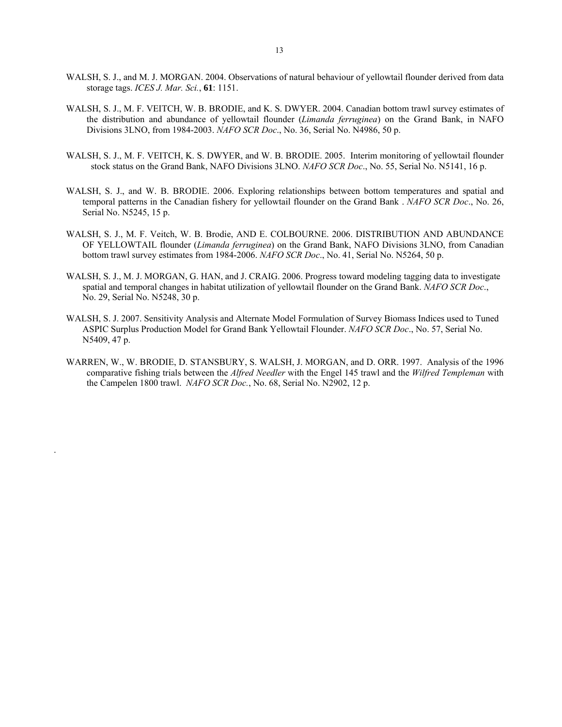WALSH, S. J., and M. J. MORGAN. 2004. Observations of natural behaviour of yellowtail flounder derived from data storage tags. *ICES J. Mar. Sci.*, **61**: 1151.

WALSH, S. J., M. F. VEITCH, W. B. BRODIE, and K. S. DWYER. 2004. Canadian bottom trawl survey estimates of the distribution and abundance of yellowtail flounder (*Limanda ferruginea*) on the Grand Bank, in NAFO Divisions 3LNO, from 1984-2003. *NAFO SCR Doc*., No. 36, Serial No. N4986, 50 p.

WALSH, S. J., M. F. VEITCH, K. S. DWYER, and W. B. BRODIE. 2005. Interim monitoring of yellowtail flounder stock status on the Grand Bank, NAFO Divisions 3LNO. *NAFO SCR Doc*., No. 55, Serial No. N5141, 16 p.

WALSH, S. J., and W. B. BRODIE. 2006. Exploring relationships between bottom temperatures and spatial and temporal patterns in the Canadian fishery for yellowtail flounder on the Grand Bank . *NAFO SCR Doc*., No. 26, Serial No. N5245, 15 p.

WALSH, S. J., M. F. Veitch, W. B. Brodie, AND E. COLBOURNE. 2006. DISTRIBUTION AND ABUNDANCE OF YELLOWTAIL flounder (*Limanda ferruginea*) on the Grand Bank, NAFO Divisions 3LNO, from Canadian bottom trawl survey estimates from 1984-2006. *NAFO SCR Doc*., No. 41, Serial No. N5264, 50 p.

WALSH, S. J., M. J. MORGAN, G. HAN, and J. CRAIG. 2006. Progress toward modeling tagging data to investigate spatial and temporal changes in habitat utilization of yellowtail flounder on the Grand Bank. *NAFO SCR Doc*., No. 29, Serial No. N5248, 30 p.

WALSH, S. J. 2007. Sensitivity Analysis and Alternate Model Formulation of Survey Biomass Indices used to Tuned ASPIC Surplus Production Model for Grand Bank Yellowtail Flounder. *NAFO SCR Doc*., No. 57, Serial No. N5409, 47 p.

WARREN, W., W. BRODIE, D. STANSBURY, S. WALSH, J. MORGAN, and D. ORR. 1997. Analysis of the 1996 comparative fishing trials between the *Alfred Needler* with the Engel 145 trawl and the *Wilfred Templeman* with the Campelen 1800 trawl. *NAFO SCR Doc.*, No. 68, Serial No. N2902, 12 p.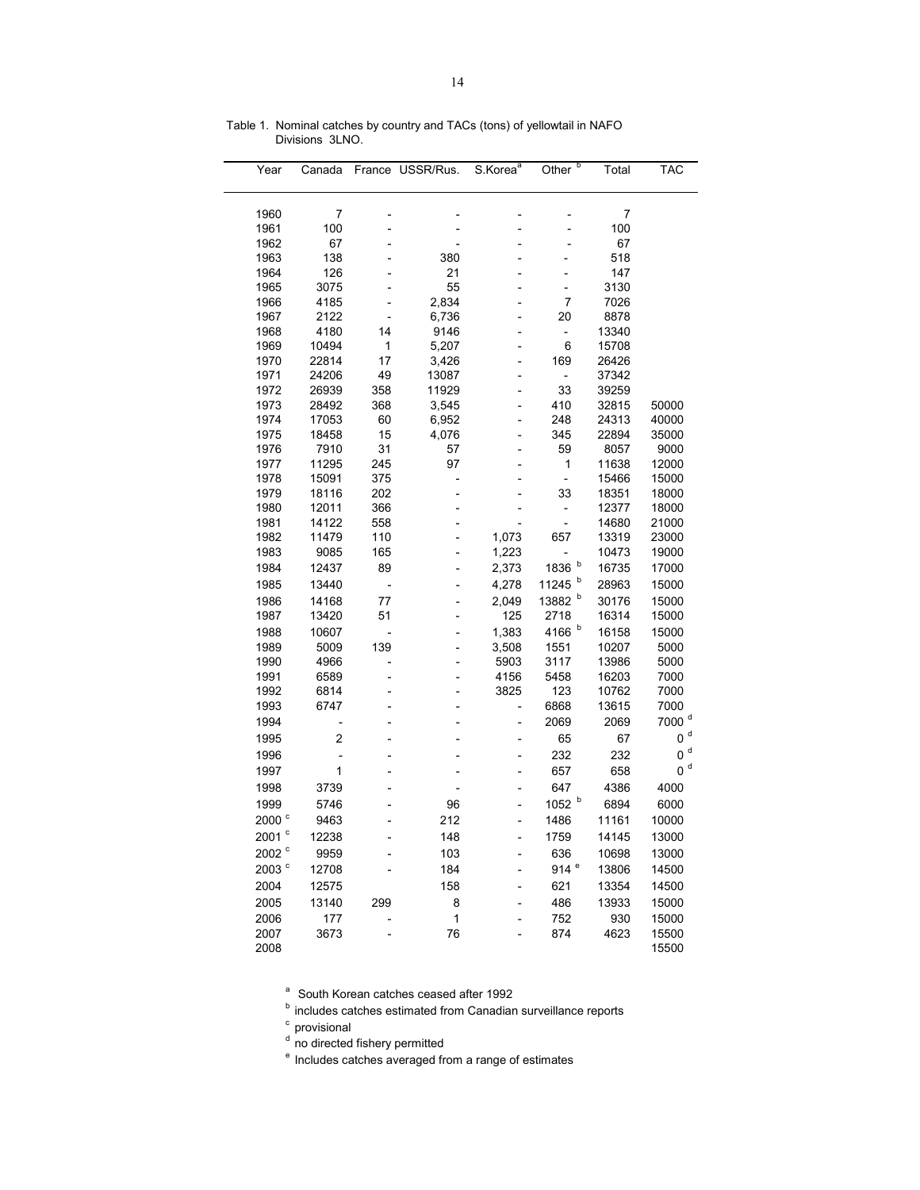Table 1. Nominal catches by country and TACs (tons) of yellowtail in NAFO Divisions 3LNO.

| Year | Canada | France | USSR/Rus. | S.Korea[a] | Other [b] | Total | TAC |
|---|---|---|---|---|---|---|---|
| 1960 | 7 | - | - | - | - | 7 | |
| 1961 | 100 | - | - | - | - | 100 | |
| 1962 | 67 | - | - | - | - | 67 | |
| 1963 | 138 | - | 380 | - | - | 518 | |
| 1964 | 126 | - | 21 | - | - | 147 | |
| 1965 | 3075 | - | 55 | - | - | 3130 | |
| 1966 | 4185 | - | 2,834 | - | 7 | 7026 | |
| 1967 | 2122 | - | 6,736 | - | 20 | 8878 | |
| 1968 | 4180 | 14 | 9146 | - | - | 13340 | |
| 1969 | 10494 | 1 | 5,207 | - | 6 | 15708 | |
| 1970 | 22814 | 17 | 3,426 | - | 169 | 26426 | |
| 1971 | 24206 | 49 | 13087 | - | - | 37342 | |
| 1972 | 26939 | 358 | 11929 | - | 33 | 39259 | |
| 1973 | 28492 | 368 | 3,545 | - | 410 | 32815 | 50000 |
| 1974 | 17053 | 60 | 6,952 | - | 248 | 24313 | 40000 |
| 1975 | 18458 | 15 | 4,076 | - | 345 | 22894 | 35000 |
| 1976 | 7910 | 31 | 57 | - | 59 | 8057 | 9000 |
| 1977 | 11295 | 245 | 97 | - | 1 | 11638 | 12000 |
| 1978 | 15091 | 375 | - | - | - | 15466 | 15000 |
| 1979 | 18116 | 202 | - | - | 33 | 18351 | 18000 |
| 1980 | 12011 | 366 | - | - | - | 12377 | 18000 |
| 1981 | 14122 | 558 | - | - | - | 14680 | 21000 |
| 1982 | 11479 | 110 | - | 1,073 | 657 | 13319 | 23000 |
| 1983 | 9085 | 165 | - | 1,223 | - | 10473 | 19000 |
| 1984 | 12437 | 89 | - | 2,373 | 1836 [b] | 16735 | 17000 |
| 1985 | 13440 | - | - | 4,278 | 11245 [b] | 28963 | 15000 |
| 1986 | 14168 | 77 | - | 2,049 | 13882 [b] | 30176 | 15000 |
| 1987 | 13420 | 51 | - | 125 | 2718 | 16314 | 15000 |
| 1988 | 10607 | - | - | 1,383 | 4166 [b] | 16158 | 15000 |
| 1989 | 5009 | 139 | - | 3,508 | 1551 | 10207 | 5000 |
| 1990 | 4966 | - | - | 5903 | 3117 | 13986 | 5000 |
| 1991 | 6589 | - | - | 4156 | 5458 | 16203 | 7000 |
| 1992 | 6814 | - | - | 3825 | 123 | 10762 | 7000 |
| 1993 | 6747 | - | - | - | 6868 | 13615 | 7000 |
| 1994 | - | - | - | - | 2069 | 2069 | 7000 [d] |
| 1995 | 2 | - | - | - | 65 | 67 | 0 [d] |
| 1996 | - | - | - | - | 232 | 232 | 0 [d] |
| 1997 | 1 | - | - | - | 657 | 658 | 0 [d] |
| 1998 | 3739 | - | - | - | 647 | 4386 | 4000 |
| 1999 | 5746 | - | 96 | - | 1052 [b] | 6894 | 6000 |
| 2000 [c] | 9463 | - | 212 | - | 1486 | 11161 | 10000 |
| 2001 [c] | 12238 | - | 148 | - | 1759 | 14145 | 13000 |
| 2002 [c] | 9959 | - | 103 | - | 636 | 10698 | 13000 |
| 2003 [c] | 12708 | - | 184 | - | 914 [e] | 13806 | 14500 |
| 2004 | 12575 | | 158 | - | 621 | 13354 | 14500 |
| 2005 | 13140 | 299 | 8 | - | 486 | 13933 | 15000 |
| 2006 | 177 | - | 1 | - | 752 | 930 | 15000 |
| 2007 | 3673 | - | 76 | - | 874 | 4623 | 15500 |
| 2008 | | | | | | | 15500 |

[a] South Korean catches ceased after 1992

[b] includes catches estimated from Canadian surveillance reports

[c] provisional

[d] no directed fishery permitted

[e] Includes catches averaged from a range of estimates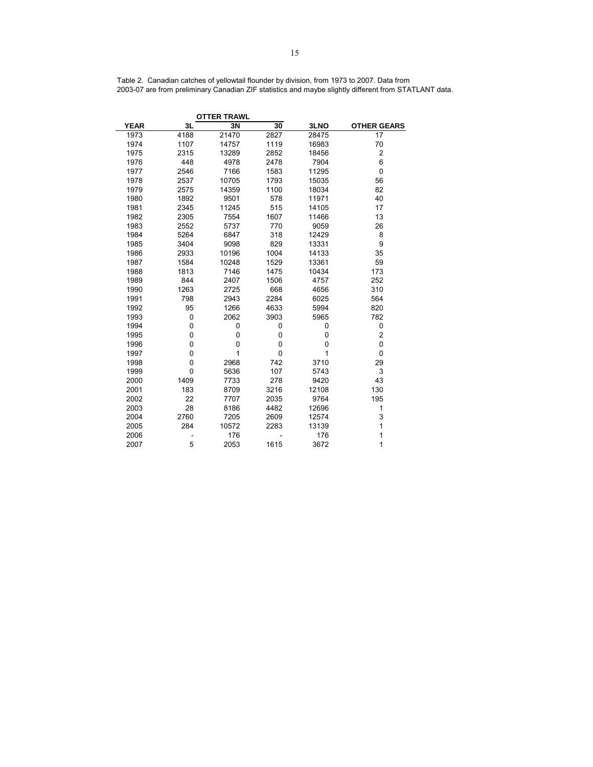Table 2. Canadian catches of yellowtail flounder by division, from 1973 to 2007. Data from 2003-07 are from preliminary Canadian ZIF statistics and maybe slightly different from STATLANT data.

| | OTTER TRAWL | | | | |
|---|---|---|---|---|---|
| **YEAR** | **3L** | **3N** | **30** | **3LNO** | **OTHER GEARS** |
| 1973 | 4188 | 21470 | 2827 | 28475 | 17 |
| 1974 | 1107 | 14757 | 1119 | 16983 | 70 |
| 1975 | 2315 | 13289 | 2852 | 18456 | 2 |
| 1976 | 448 | 4978 | 2478 | 7904 | 6 |
| 1977 | 2546 | 7166 | 1583 | 11295 | 0 |
| 1978 | 2537 | 10705 | 1793 | 15035 | 56 |
| 1979 | 2575 | 14359 | 1100 | 18034 | 82 |
| 1980 | 1892 | 9501 | 578 | 11971 | 40 |
| 1981 | 2345 | 11245 | 515 | 14105 | 17 |
| 1982 | 2305 | 7554 | 1607 | 11466 | 13 |
| 1983 | 2552 | 5737 | 770 | 9059 | 26 |
| 1984 | 5264 | 6847 | 318 | 12429 | 8 |
| 1985 | 3404 | 9098 | 829 | 13331 | 9 |
| 1986 | 2933 | 10196 | 1004 | 14133 | 35 |
| 1987 | 1584 | 10248 | 1529 | 13361 | 59 |
| 1988 | 1813 | 7146 | 1475 | 10434 | 173 |
| 1989 | 844 | 2407 | 1506 | 4757 | 252 |
| 1990 | 1263 | 2725 | 668 | 4656 | 310 |
| 1991 | 798 | 2943 | 2284 | 6025 | 564 |
| 1992 | 95 | 1266 | 4633 | 5994 | 820 |
| 1993 | 0 | 2062 | 3903 | 5965 | 782 |
| 1994 | 0 | 0 | 0 | 0 | 0 |
| 1995 | 0 | 0 | 0 | 0 | 2 |
| 1996 | 0 | 0 | 0 | 0 | 0 |
| 1997 | 0 | 1 | 0 | 1 | 0 |
| 1998 | 0 | 2968 | 742 | 3710 | 29 |
| 1999 | 0 | 5636 | 107 | 5743 | 3 |
| 2000 | 1409 | 7733 | 278 | 9420 | 43 |
| 2001 | 183 | 8709 | 3216 | 12108 | 130 |
| 2002 | 22 | 7707 | 2035 | 9764 | 195 |
| 2003 | 28 | 8186 | 4482 | 12696 | 1 |
| 2004 | 2760 | 7205 | 2609 | 12574 | 3 |
| 2005 | 284 | 10572 | 2283 | 13139 | 1 |
| 2006 | - | 176 | - | 176 | 1 |
| 2007 | 5 | 2053 | 1615 | 3672 | 1 |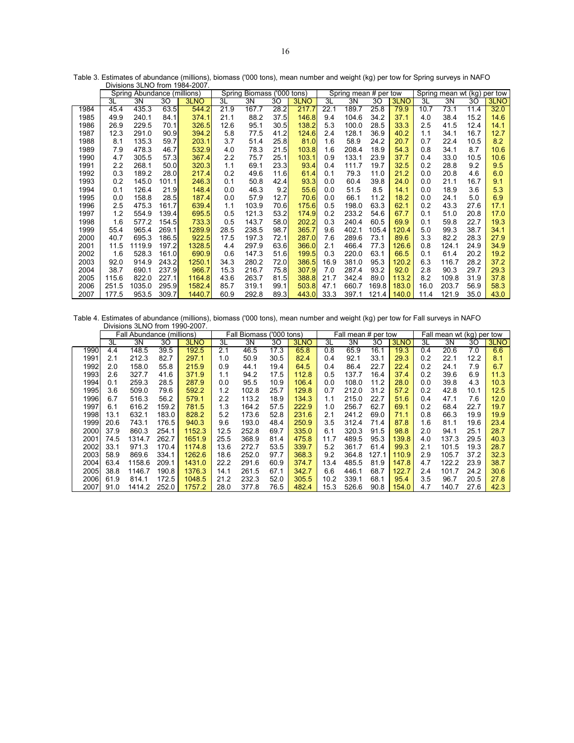Table 3. Estimates of abundance (millions), biomass ('000 tons), mean number and weight (kg) per tow for Spring surveys in NAFO Divisions 3LNO from 1984-2007.

| | Spring Abundance (millions) | | | | Spring Biomass ('000 tons) | | | | Spring mean # per tow | | | | Spring mean wt (kg) per tow | | | |
|---|---|---|---|---|---|---|---|---|---|---|---|---|---|---|---|---|
| | 3L | 3N | 3O | 3LNO | 3L | 3N | 3O | 3LNO | 3L | 3N | 3O | 3LNO | 3L | 3N | 3O | 3LNO |
| 1984 | 45.4 | 435.3 | 63.5 | 544.2 | 21.9 | 167.7 | 28.2 | 217.7 | 22.1 | 189.7 | 25.8 | 79.9 | 10.7 | 73.1 | 11.4 | 32.0 |
| 1985 | 49.9 | 240.1 | 84.1 | 374.1 | 21.1 | 88.2 | 37.5 | 146.8 | 9.4 | 104.6 | 34.2 | 37.1 | 4.0 | 38.4 | 15.2 | 14.6 |
| 1986 | 26.9 | 229.5 | 70.1 | 326.5 | 12.6 | 95.1 | 30.5 | 138.2 | 5.3 | 100.0 | 28.5 | 33.3 | 2.5 | 41.5 | 12.4 | 14.1 |
| 1987 | 12.3 | 291.0 | 90.9 | 394.2 | 5.8 | 77.5 | 41.2 | 124.6 | 2.4 | 128.1 | 36.9 | 40.2 | 1.1 | 34.1 | 16.7 | 12.7 |
| 1988 | 8.1 | 135.3 | 59.7 | 203.1 | 3.7 | 51.4 | 25.8 | 81.0 | 1.6 | 58.9 | 24.2 | 20.7 | 0.7 | 22.4 | 10.5 | 8.2 |
| 1989 | 7.9 | 478.3 | 46.7 | 532.9 | 4.0 | 78.3 | 21.5 | 103.8 | 1.6 | 208.4 | 18.9 | 54.3 | 0.8 | 34.1 | 8.7 | 10.6 |
| 1990 | 4.7 | 305.5 | 57.3 | 367.4 | 2.2 | 75.7 | 25.1 | 103.1 | 0.9 | 133.1 | 23.9 | 37.7 | 0.4 | 33.0 | 10.5 | 10.6 |
| 1991 | 2.2 | 268.1 | 50.0 | 320.3 | 1.1 | 69.1 | 23.3 | 93.4 | 0.4 | 111.7 | 19.7 | 32.5 | 0.2 | 28.8 | 9.2 | 9.5 |
| 1992 | 0.3 | 189.2 | 28.0 | 217.4 | 0.2 | 49.6 | 11.6 | 61.4 | 0.1 | 79.3 | 11.0 | 21.2 | 0.0 | 20.8 | 4.6 | 6.0 |
| 1993 | 0.2 | 145.0 | 101.1 | 246.3 | 0.1 | 50.8 | 42.4 | 93.3 | 0.0 | 60.4 | 39.8 | 24.0 | 0.0 | 21.1 | 16.7 | 9.1 |
| 1994 | 0.1 | 126.4 | 21.9 | 148.4 | 0.0 | 46.3 | 9.2 | 55.6 | 0.0 | 51.5 | 8.5 | 14.1 | 0.0 | 18.9 | 3.6 | 5.3 |
| 1995 | 0.0 | 158.8 | 28.5 | 187.4 | 0.0 | 57.9 | 12.7 | 70.6 | 0.0 | 66.1 | 11.2 | 18.2 | 0.0 | 24.1 | 5.0 | 6.9 |
| 1996 | 2.5 | 475.3 | 161.7 | 639.4 | 1.1 | 103.9 | 70.6 | 175.6 | 0.5 | 198.0 | 63.3 | 62.1 | 0.2 | 43.3 | 27.6 | 17.1 |
| 1997 | 1.2 | 554.9 | 139.4 | 695.5 | 0.5 | 121.3 | 53.2 | 174.9 | 0.2 | 233.2 | 54.6 | 67.7 | 0.1 | 51.0 | 20.8 | 17.0 |
| 1998 | 1.6 | 577.2 | 154.5 | 733.3 | 0.5 | 143.7 | 58.0 | 202.2 | 0.3 | 240.4 | 60.5 | 69.9 | 0.1 | 59.8 | 22.7 | 19.3 |
| 1999 | 55.4 | 965.4 | 269.1 | 1289.9 | 28.5 | 238.5 | 98.7 | 365.7 | 9.6 | 402.1 | 105.4 | 120.4 | 5.0 | 99.3 | 38.7 | 34.1 |
| 2000 | 40.7 | 695.3 | 186.5 | 922.5 | 17.5 | 197.3 | 72.1 | 287.0 | 7.6 | 289.6 | 73.1 | 89.6 | 3.3 | 82.2 | 28.3 | 27.9 |
| 2001 | 11.5 | 1119.9 | 197.2 | 1328.5 | 4.4 | 297.9 | 63.6 | 366.0 | 2.1 | 466.4 | 77.3 | 126.6 | 0.8 | 124.1 | 24.9 | 34.9 |
| 2002 | 1.6 | 528.3 | 161.0 | 690.9 | 0.6 | 147.3 | 51.6 | 199.5 | 0.3 | 220.0 | 63.1 | 66.5 | 0.1 | 61.4 | 20.2 | 19.2 |
| 2003 | 92.0 | 914.9 | 243.2 | 1250.1 | 34.3 | 280.2 | 72.0 | 386.5 | 16.9 | 381.0 | 95.3 | 120.2 | 6.3 | 116.7 | 28.2 | 37.2 |
| 2004 | 38.7 | 690.1 | 237.9 | 966.7 | 15.3 | 216.7 | 75.8 | 307.9 | 7.0 | 287.4 | 93.2 | 92.0 | 2.8 | 90.3 | 29.7 | 29.3 |
| 2005 | 115.6 | 822.0 | 227.1 | 1164.8 | 43.6 | 263.7 | 81.5 | 388.8 | 21.7 | 342.4 | 89.0 | 113.2 | 8.2 | 109.8 | 31.9 | 37.8 |
| 2006 | 251.5 | 1035.0 | 295.9 | 1582.4 | 85.7 | 319.1 | 99.1 | 503.8 | 47.1 | 660.7 | 169.8 | 183.0 | 16.0 | 203.7 | 56.9 | 58.3 |
| 2007 | 177.5 | 953.5 | 309.7 | 1440.7 | 60.9 | 292.8 | 89.3 | 443.0 | 33.3 | 397.1 | 121.4 | 140.0 | 11.4 | 121.9 | 35.0 | 43.0 |

Table 4. Estimates of abundance (millions), biomass ('000 tons), mean number and weight (kg) per tow for Fall surveys in NAFO Divisions 3LNO from 1990-2007.

| | Fall Abundance (millions) | | | | Fall Biomass ('000 tons) | | | | Fall mean # per tow | | | | Fall mean wt (kg) per tow | | | |
|---|---|---|---|---|---|---|---|---|---|---|---|---|---|---|---|---|
| | 3L | 3N | 3O | 3LNO | 3L | 3N | 3O | 3LNO | 3L | 3N | 3O | 3LNO | 3L | 3N | 3O | 3LNO |
| 1990 | 4.4 | 148.5 | 39.5 | 192.5 | 2.1 | 46.5 | 17.3 | 65.8 | 0.8 | 65.9 | 16.1 | 19.3 | 0.4 | 20.6 | 7.0 | 6.6 |
| 1991 | 2.1 | 212.3 | 82.7 | 297.1 | 1.0 | 50.9 | 30.5 | 82.4 | 0.4 | 92.1 | 33.1 | 29.3 | 0.2 | 22.1 | 12.2 | 8.1 |
| 1992 | 2.0 | 158.0 | 55.8 | 215.9 | 0.9 | 44.1 | 19.4 | 64.5 | 0.4 | 86.4 | 22.7 | 22.4 | 0.2 | 24.1 | 7.9 | 6.7 |
| 1993 | 2.6 | 327.7 | 41.6 | 371.9 | 1.1 | 94.2 | 17.5 | 112.8 | 0.5 | 137.7 | 16.4 | 37.4 | 0.2 | 39.6 | 6.9 | 11.3 |
| 1994 | 0.1 | 259.3 | 28.5 | 287.9 | 0.0 | 95.5 | 10.9 | 106.4 | 0.0 | 108.0 | 11.2 | 28.0 | 0.0 | 39.8 | 4.3 | 10.3 |
| 1995 | 3.6 | 509.0 | 79.6 | 592.2 | 1.2 | 102.8 | 25.7 | 129.8 | 0.7 | 212.0 | 31.2 | 57.2 | 0.2 | 42.8 | 10.1 | 12.5 |
| 1996 | 6.7 | 516.3 | 56.2 | 579.1 | 2.2 | 113.2 | 18.9 | 134.3 | 1.1 | 215.0 | 22.7 | 51.6 | 0.4 | 47.1 | 7.6 | 12.0 |
| 1997 | 6.1 | 616.2 | 159.2 | 781.5 | 1.3 | 164.2 | 57.5 | 222.9 | 1.0 | 256.7 | 62.7 | 69.1 | 0.2 | 68.4 | 22.7 | 19.7 |
| 1998 | 13.1 | 632.1 | 183.0 | 828.2 | 5.2 | 173.6 | 52.8 | 231.6 | 2.1 | 241.2 | 69.0 | 71.1 | 0.8 | 66.3 | 19.9 | 19.9 |
| 1999 | 20.6 | 743.1 | 176.5 | 940.3 | 9.6 | 193.0 | 48.4 | 250.9 | 3.5 | 312.4 | 71.4 | 87.8 | 1.6 | 81.1 | 19.6 | 23.4 |
| 2000 | 37.9 | 860.3 | 254.1 | 1152.3 | 12.5 | 252.8 | 69.7 | 335.0 | 6.1 | 320.3 | 91.5 | 98.8 | 2.0 | 94.1 | 25.1 | 28.7 |
| 2001 | 74.5 | 1314.7 | 262.7 | 1651.9 | 25.5 | 368.9 | 81.4 | 475.8 | 11.7 | 489.5 | 95.3 | 139.8 | 4.0 | 137.3 | 29.5 | 40.3 |
| 2002 | 33.1 | 971.3 | 170.4 | 1174.8 | 13.6 | 272.7 | 53.5 | 339.7 | 5.2 | 361.7 | 61.4 | 99.3 | 2.1 | 101.5 | 19.3 | 28.7 |
| 2003 | 58.9 | 869.6 | 334.1 | 1262.6 | 18.6 | 252.0 | 97.7 | 368.3 | 9.2 | 364.8 | 127.1 | 110.9 | 2.9 | 105.7 | 37.2 | 32.3 |
| 2004 | 63.4 | 1158.6 | 209.1 | 1431.0 | 22.2 | 291.6 | 60.9 | 374.7 | 13.4 | 485.5 | 81.9 | 147.8 | 4.7 | 122.2 | 23.9 | 38.7 |
| 2005 | 38.8 | 1146.7 | 190.8 | 1376.3 | 14.1 | 261.5 | 67.1 | 342.7 | 6.6 | 446.1 | 68.7 | 122.7 | 2.4 | 101.7 | 24.2 | 30.6 |
| 2006 | 61.9 | 814.1 | 172.5 | 1048.5 | 21.2 | 232.3 | 52.0 | 305.5 | 10.2 | 339.1 | 68.1 | 95.4 | 3.5 | 96.7 | 20.5 | 27.8 |
| 2007 | 91.0 | 1414.2 | 252.0 | 1757.2 | 28.0 | 377.8 | 76.5 | 482.4 | 15.3 | 526.6 | 90.8 | 154.0 | 4.7 | 140.7 | 27.6 | 42.3 |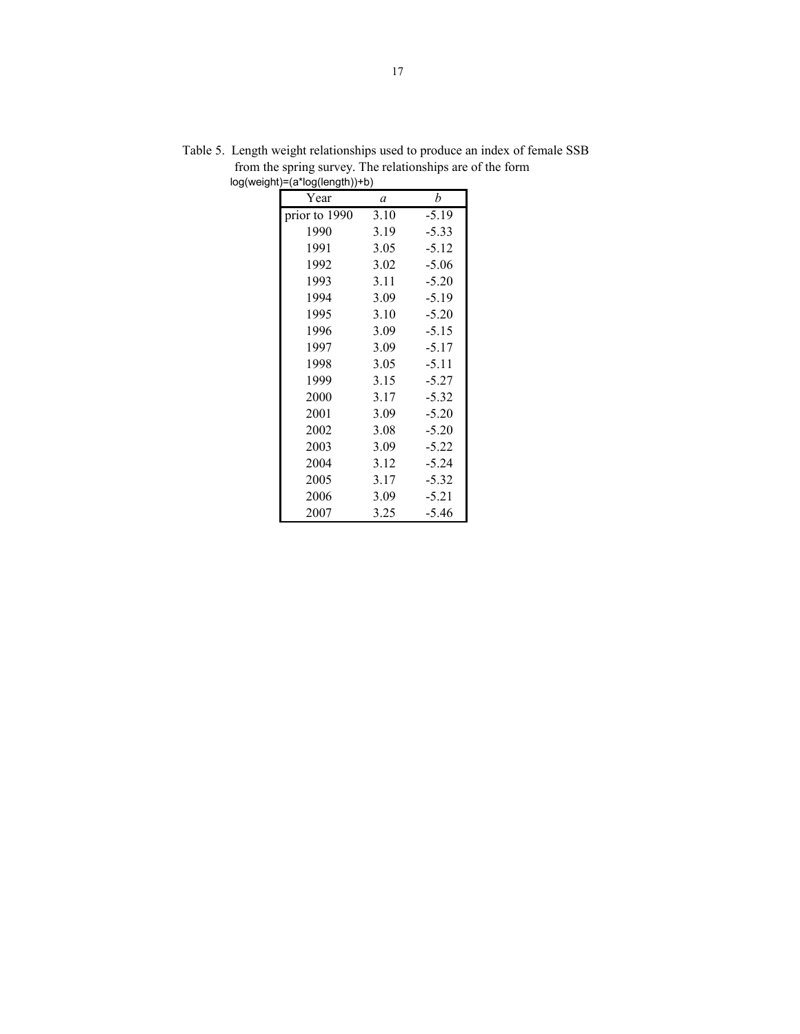Table 5. Length weight relationships used to produce an index of female SSB from the spring survey. The relationships are of the form log(weight)=(a*log(length))+b)

| Year | *a* | *b* |
|---|---|---|
| prior to 1990 | 3.10 | -5.19 |
| 1990 | 3.19 | -5.33 |
| 1991 | 3.05 | -5.12 |
| 1992 | 3.02 | -5.06 |
| 1993 | 3.11 | -5.20 |
| 1994 | 3.09 | -5.19 |
| 1995 | 3.10 | -5.20 |
| 1996 | 3.09 | -5.15 |
| 1997 | 3.09 | -5.17 |
| 1998 | 3.05 | -5.11 |
| 1999 | 3.15 | -5.27 |
| 2000 | 3.17 | -5.32 |
| 2001 | 3.09 | -5.20 |
| 2002 | 3.08 | -5.20 |
| 2003 | 3.09 | -5.22 |
| 2004 | 3.12 | -5.24 |
| 2005 | 3.17 | -5.32 |
| 2006 | 3.09 | -5.21 |
| 2007 | 3.25 | -5.46 |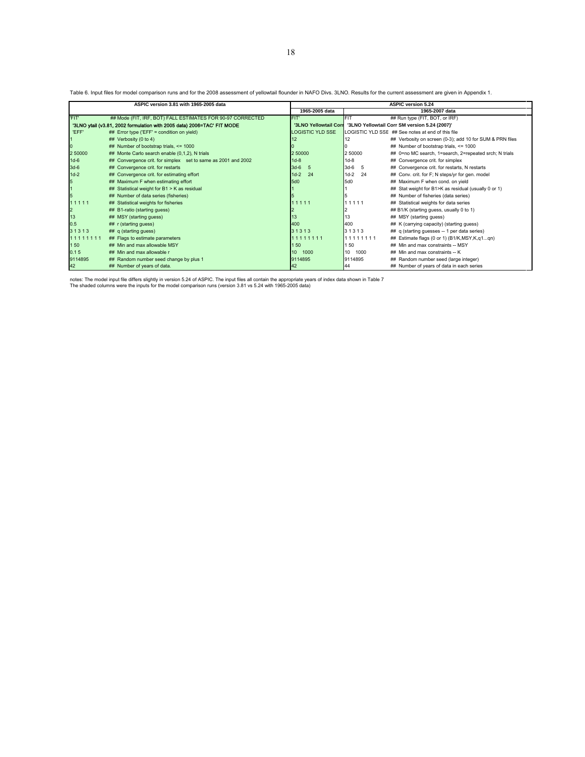Table 6. Input files for model comparison runs and for the 2008 assessment of yellowtail flounder in NAFO Divs. 3LNO. Results for the current assessment are given in Appendix 1.

| ASPIC version 3.81 with 1965-2005 data | | ASPIC version 5.24 | | |
|---|---|---|---|---|
| | | 1965-2005 data | 1965-2007 data | |
| 'FIT' | ## Mode (FIT, IRF, BOT) FALL ESTIMATES FOR 90-97 CORRECTED | FIT' | FIT | ## Run type (FIT, BOT, or IRF) |
| '3LNO ytail (v3.81, 2002 formulation with 2005 data) 2006=TAC' FIT MODE | | '3LNO Yellowtail Corr | '3LNO Yellowtail Corr SM version 5.24 (2007)' | |
| 'EFF' | ## Error type ('EFF' = condition on yield) | LOGISTIC YLD SSE | LOGISTIC YLD SSE | ## See notes at end of this file |
| 1 | ## Verbosity (0 to 4) | 12 | 12 | ## Verbosity on screen (0-3); add 10 for SUM & PRN files |
| 0 | ## Number of bootstrap trials, <= 1000 | 0 | 0 | ## Number of bootstrap trials, <= 1000 |
| 2 50000 | ## Monte Carlo search enable (0,1,2), N trials | 2 50000 | 2 50000 | ## 0=no MC search, 1=search, 2=repeated srch; N trials |
| 1d-6 | ## Convergence crit. for simplex set to same as 2001 and 2002 | 1d-8 | 1d-8 | ## Convergence crit. for simplex |
| 3d-6 | ## Convergence crit. for restarts | 3d-6 5 | 3d-6 5 | ## Convergence crit. for restarts, N restarts |
| 1d-2 | ## Convergence crit. for estimating effort | 1d-2 24 | 1d-2 24 | ## Conv. crit. for F; N steps/yr for gen. model |
| 5 | ## Maximum F when estimating effort | 5d0 | 5d0 | ## Maximum F when cond. on yield |
| 1 | ## Statistical weight for B1 > K as residual | 1 | 1 | ## Stat weight for B1>K as residual (usually 0 or 1) |
| 5 | ## Number of data series (fisheries) | 5 | 5 | ## Number of fisheries (data series) |
| 1 1 1 1 1 | ## Statistical weights for fisheries | 1 1 1 1 1 | 1 1 1 1 1 | ## Statistical weights for data series |
| 2 | ## B1-ratio (starting guess) | 2 | 2 | ## B1/K (starting guess, usually 0 to 1) |
| 13 | ## MSY (starting guess) | 13 | 13 | ## MSY (starting guess) |
| 0.5 | ## r (starting guess) | 400 | 400 | ## K (carrying capacity) (starting guess) |
| 3 1 3 1 3 | ## q (starting guess) | 3 1 3 1 3 | 3 1 3 1 3 | ## q (starting guesses -- 1 per data series) |
| 1 1 1 1 1 1 1 1 | ## Flags to estimate parameters | 1 1 1 1 1 1 1 1 | 1 1 1 1 1 1 1 1 | ## Estimate flags (0 or 1) (B1/K,MSY,K,q1...qn) |
| 1 50 | ## Min and max allowable MSY | 1 50 | 1 50 | ## Min and max constraints -- MSY |
| 0.1 5 | ## Min and max allowable r | 10 1000 | 10 1000 | ## Min and max constraints -- K |
| 9114895 | ## Random number seed change by plus 1 | 9114895 | 9114895 | ## Random number seed (large integer) |
| 42 | ## Number of years of data. | 42 | 44 | ## Number of years of data in each series |

notes: The model input file differs slightly in version 5.24 of ASPIC. The input files all contain the appropriate years of index data shown in Table 7
The shaded columns were the inputs for the model comparison runs (version 3.81 vs 5.24 with 1965-2005 data)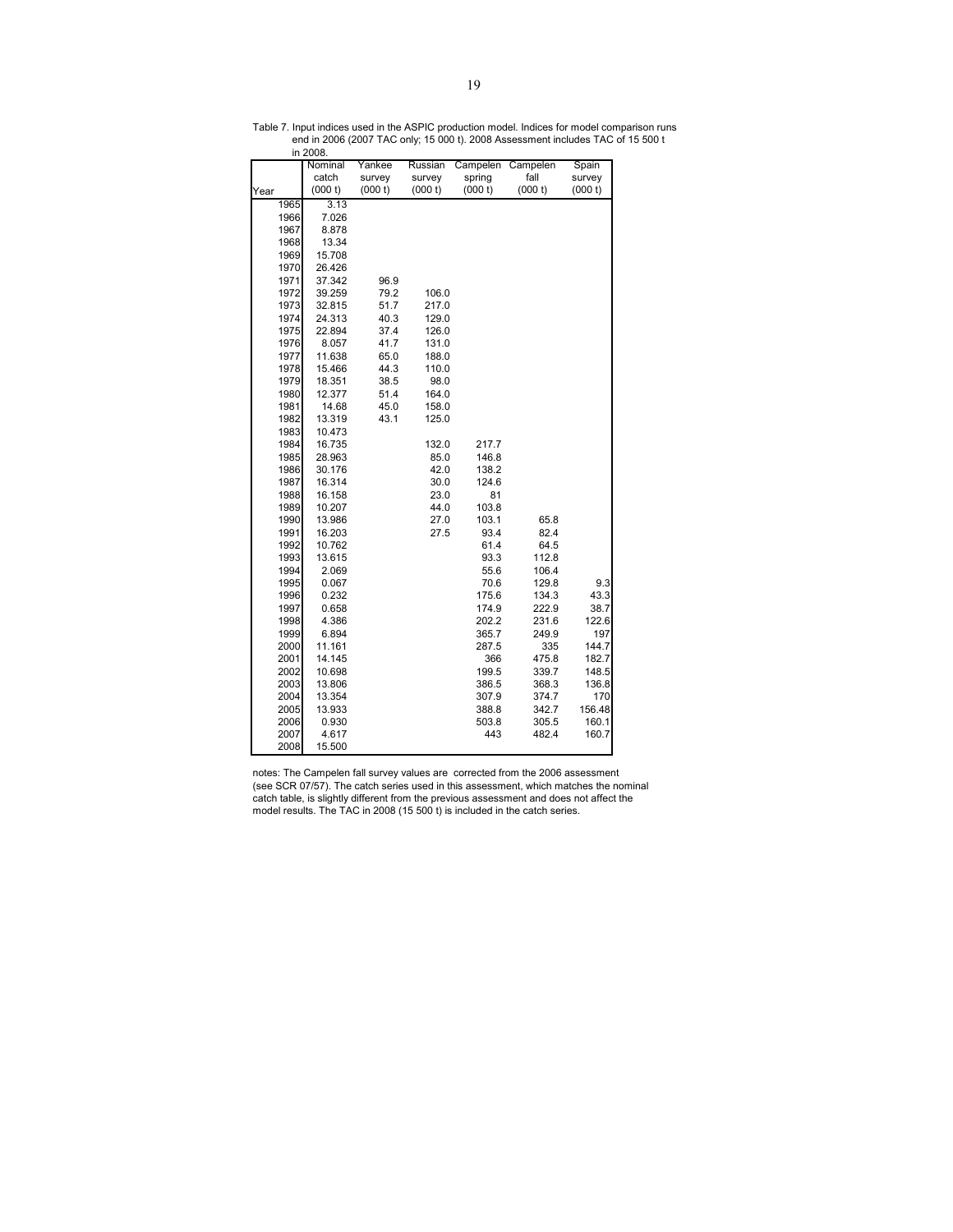Table 7. Input indices used in the ASPIC production model. Indices for model comparison runs end in 2006 (2007 TAC only; 15 000 t). 2008 Assessment includes TAC of 15 500 t in 2008.

| Year | Nominal catch (000 t) | Yankee survey (000 t) | Russian survey (000 t) | Campelen spring (000 t) | Campelen fall (000 t) | Spain survey (000 t) |
|---|---|---|---|---|---|---|
| 1965 | 3.13 | | | | | |
| 1966 | 7.026 | | | | | |
| 1967 | 8.878 | | | | | |
| 1968 | 13.34 | | | | | |
| 1969 | 15.708 | | | | | |
| 1970 | 26.426 | | | | | |
| 1971 | 37.342 | 96.9 | | | | |
| 1972 | 39.259 | 79.2 | 106.0 | | | |
| 1973 | 32.815 | 51.7 | 217.0 | | | |
| 1974 | 24.313 | 40.3 | 129.0 | | | |
| 1975 | 22.894 | 37.4 | 126.0 | | | |
| 1976 | 8.057 | 41.7 | 131.0 | | | |
| 1977 | 11.638 | 65.0 | 188.0 | | | |
| 1978 | 15.466 | 44.3 | 110.0 | | | |
| 1979 | 18.351 | 38.5 | 98.0 | | | |
| 1980 | 12.377 | 51.4 | 164.0 | | | |
| 1981 | 14.68 | 45.0 | 158.0 | | | |
| 1982 | 13.319 | 43.1 | 125.0 | | | |
| 1983 | 10.473 | | | | | |
| 1984 | 16.735 | | 132.0 | 217.7 | | |
| 1985 | 28.963 | | 85.0 | 146.8 | | |
| 1986 | 30.176 | | 42.0 | 138.2 | | |
| 1987 | 16.314 | | 30.0 | 124.6 | | |
| 1988 | 16.158 | | 23.0 | 81 | | |
| 1989 | 10.207 | | 44.0 | 103.8 | | |
| 1990 | 13.986 | | 27.0 | 103.1 | 65.8 | |
| 1991 | 16.203 | | 27.5 | 93.4 | 82.4 | |
| 1992 | 10.762 | | | 61.4 | 64.5 | |
| 1993 | 13.615 | | | 93.3 | 112.8 | |
| 1994 | 2.069 | | | 55.6 | 106.4 | |
| 1995 | 0.067 | | | 70.6 | 129.8 | 9.3 |
| 1996 | 0.232 | | | 175.6 | 134.3 | 43.3 |
| 1997 | 0.658 | | | 174.9 | 222.9 | 38.7 |
| 1998 | 4.386 | | | 202.2 | 231.6 | 122.6 |
| 1999 | 6.894 | | | 365.7 | 249.9 | 197 |
| 2000 | 11.161 | | | 287.5 | 335 | 144.7 |
| 2001 | 14.145 | | | 366 | 475.8 | 182.7 |
| 2002 | 10.698 | | | 199.5 | 339.7 | 148.5 |
| 2003 | 13.806 | | | 386.5 | 368.3 | 136.8 |
| 2004 | 13.354 | | | 307.9 | 374.7 | 170 |
| 2005 | 13.933 | | | 388.8 | 342.7 | 156.48 |
| 2006 | 0.930 | | | 503.8 | 305.5 | 160.1 |
| 2007 | 4.617 | | | 443 | 482.4 | 160.7 |
| 2008 | 15.500 | | | | | |

notes: The Campelen fall survey values are corrected from the 2006 assessment (see SCR 07/57). The catch series used in this assessment, which matches the nominal catch table, is slightly different from the previous assessment and does not affect the model results. The TAC in 2008 (15 500 t) is included in the catch series.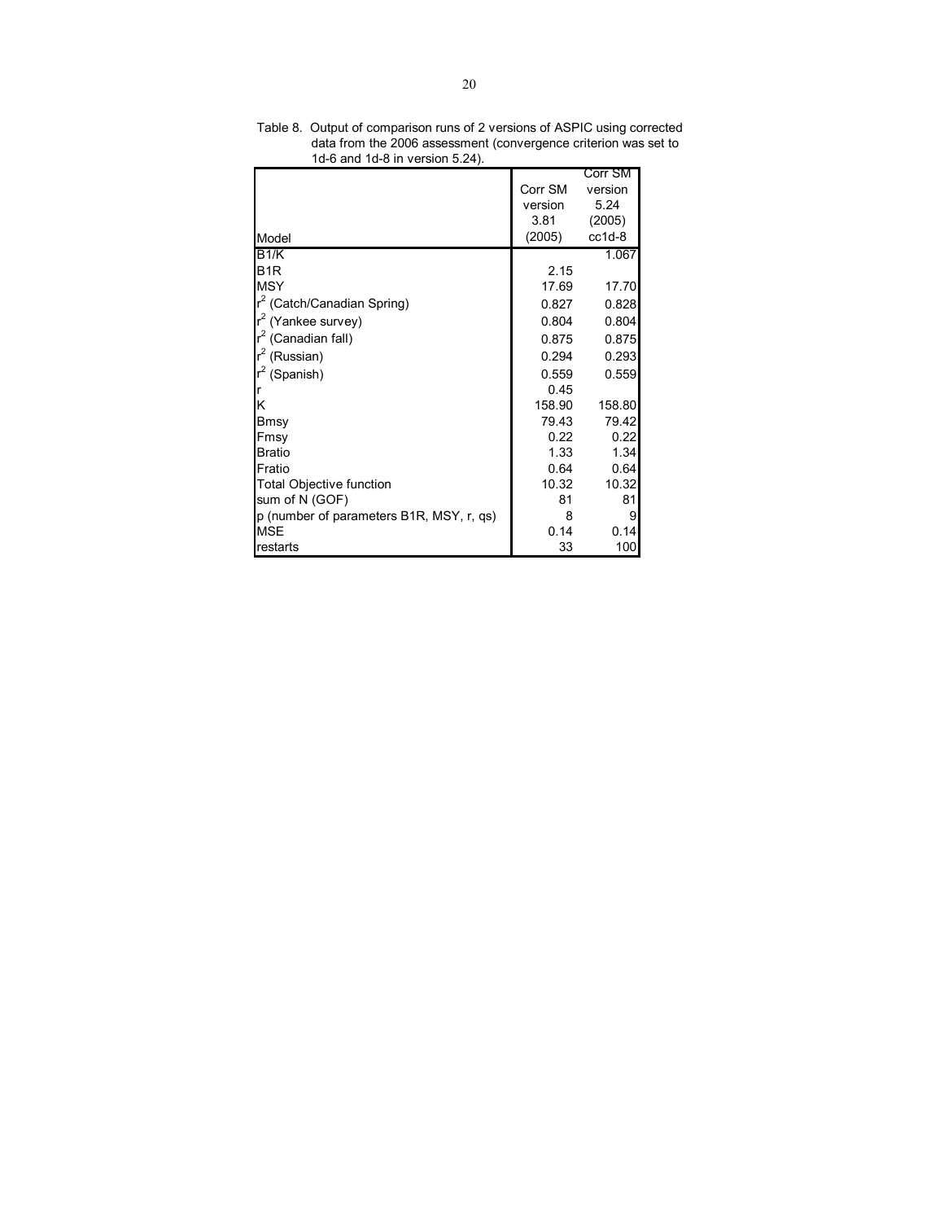Table 8. Output of comparison runs of 2 versions of ASPIC using corrected data from the 2006 assessment (convergence criterion was set to 1d-6 and 1d-8 in version 5.24).

| Model | Corr SM version 3.81 (2005) | Corr SM version 5.24 (2005) cc1d-8 |
|---|---|---|
| B1/K | | 1.067 |
| B1R | 2.15 | |
| MSY | 17.69 | 17.70 |
| $r^2$ (Catch/Canadian Spring) | 0.827 | 0.828 |
| $r^2$ (Yankee survey) | 0.804 | 0.804 |
| $r^2$ (Canadian fall) | 0.875 | 0.875 |
| $r^2$ (Russian) | 0.294 | 0.293 |
| $r^2$ (Spanish) | 0.559 | 0.559 |
| r | 0.45 | |
| K | 158.90 | 158.80 |
| Bmsy | 79.43 | 79.42 |
| Fmsy | 0.22 | 0.22 |
| Bratio | 1.33 | 1.34 |
| Fratio | 0.64 | 0.64 |
| Total Objective function | 10.32 | 10.32 |
| sum of N (GOF) | 81 | 81 |
| p (number of parameters B1R, MSY, r, qs) | 8 | 9 |
| MSE | 0.14 | 0.14 |
| restarts | 33 | 100 |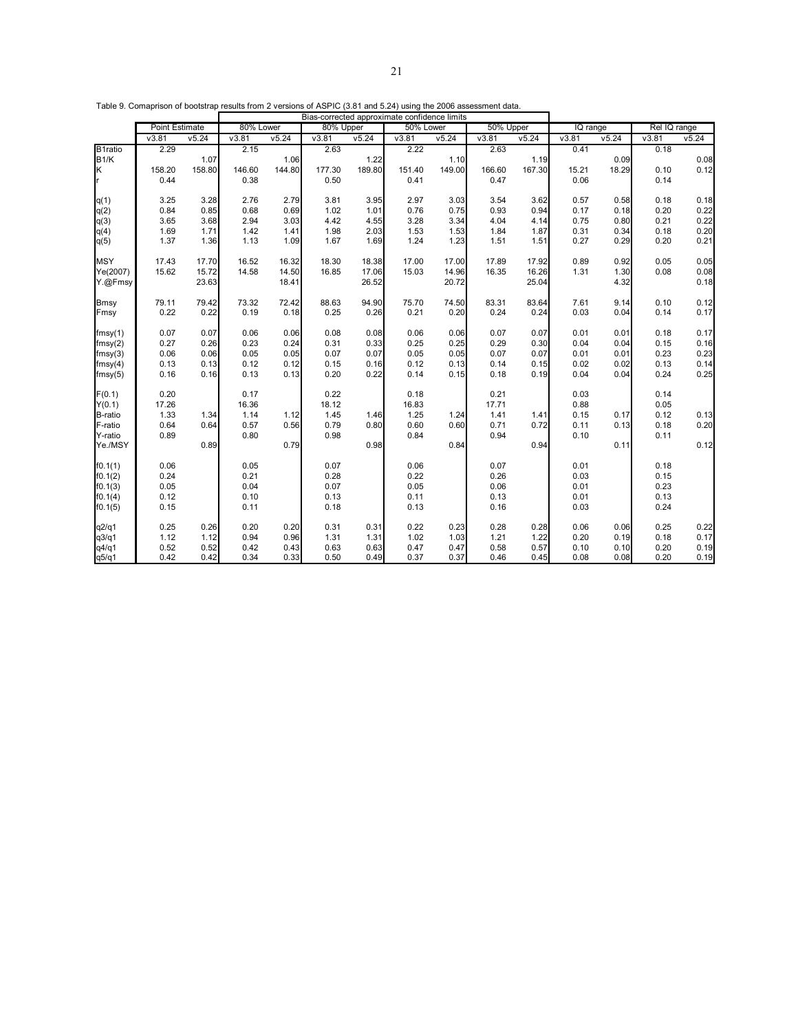Table 9. Comaprison of bootstrap results from 2 versions of ASPIC (3.81 and 5.24) using the 2006 assessment data.

| | Point Estimate | | Bias-corrected approximate confidence limits | | | | | | | | IQ range | | Rel IQ range | |
|---|---|---|---|---|---|---|---|---|---|---|---|---|---|---|
| | | | 80% Lower | | 80% Upper | | 50% Lower | | 50% Upper | | | | | |
| | v3.81 | v5.24 | v3.81 | v5.24 | v3.81 | v5.24 | v3.81 | v5.24 | v3.81 | v5.24 | v3.81 | v5.24 | v3.81 | v5.24 |
| B1ratio | 2.29 | | 2.15 | | 2.63 | | 2.22 | | 2.63 | | 0.41 | | 0.18 | |
| B1/K | | 1.07 | | 1.06 | | 1.22 | | 1.10 | | 1.19 | | 0.09 | | 0.08 |
| K | 158.20 | 158.80 | 146.60 | 144.80 | 177.30 | 189.80 | 151.40 | 149.00 | 166.60 | 167.30 | 15.21 | 18.29 | 0.10 | 0.12 |
| r | 0.44 | | 0.38 | | 0.50 | | 0.41 | | 0.47 | | 0.06 | | 0.14 | |
| q(1) | 3.25 | 3.28 | 2.76 | 2.79 | 3.81 | 3.95 | 2.97 | 3.03 | 3.54 | 3.62 | 0.57 | 0.58 | 0.18 | 0.18 |
| q(2) | 0.84 | 0.85 | 0.68 | 0.69 | 1.02 | 1.01 | 0.76 | 0.75 | 0.93 | 0.94 | 0.17 | 0.18 | 0.20 | 0.22 |
| q(3) | 3.65 | 3.68 | 2.94 | 3.03 | 4.42 | 4.55 | 3.28 | 3.34 | 4.04 | 4.14 | 0.75 | 0.80 | 0.21 | 0.22 |
| q(4) | 1.69 | 1.71 | 1.42 | 1.41 | 1.98 | 2.03 | 1.53 | 1.53 | 1.84 | 1.87 | 0.31 | 0.34 | 0.18 | 0.20 |
| q(5) | 1.37 | 1.36 | 1.13 | 1.09 | 1.67 | 1.69 | 1.24 | 1.23 | 1.51 | 1.51 | 0.27 | 0.29 | 0.20 | 0.21 |
| MSY | 17.43 | 17.70 | 16.52 | 16.32 | 18.30 | 18.38 | 17.00 | 17.00 | 17.89 | 17.92 | 0.89 | 0.92 | 0.05 | 0.05 |
| Ye(2007) | 15.62 | 15.72 | 14.58 | 14.50 | 16.85 | 17.06 | 15.03 | 14.96 | 16.35 | 16.26 | 1.31 | 1.30 | 0.08 | 0.08 |
| Y.@Fmsy | | 23.63 | | 18.41 | | 26.52 | | 20.72 | | 25.04 | | 4.32 | | 0.18 |
| Bmsy | 79.11 | 79.42 | 73.32 | 72.42 | 88.63 | 94.90 | 75.70 | 74.50 | 83.31 | 83.64 | 7.61 | 9.14 | 0.10 | 0.12 |
| Fmsy | 0.22 | 0.22 | 0.19 | 0.18 | 0.25 | 0.26 | 0.21 | 0.20 | 0.24 | 0.24 | 0.03 | 0.04 | 0.14 | 0.17 |
| fmsy(1) | 0.07 | 0.07 | 0.06 | 0.06 | 0.08 | 0.08 | 0.06 | 0.06 | 0.07 | 0.07 | 0.01 | 0.01 | 0.18 | 0.17 |
| fmsy(2) | 0.27 | 0.26 | 0.23 | 0.24 | 0.31 | 0.33 | 0.25 | 0.25 | 0.29 | 0.30 | 0.04 | 0.04 | 0.15 | 0.16 |
| fmsy(3) | 0.06 | 0.06 | 0.05 | 0.05 | 0.07 | 0.07 | 0.05 | 0.05 | 0.07 | 0.07 | 0.01 | 0.01 | 0.23 | 0.23 |
| fmsy(4) | 0.13 | 0.13 | 0.12 | 0.12 | 0.15 | 0.16 | 0.12 | 0.13 | 0.14 | 0.15 | 0.02 | 0.02 | 0.13 | 0.14 |
| fmsy(5) | 0.16 | 0.16 | 0.13 | 0.13 | 0.20 | 0.22 | 0.14 | 0.15 | 0.18 | 0.19 | 0.04 | 0.04 | 0.24 | 0.25 |
| F(0.1) | 0.20 | | 0.17 | | 0.22 | | 0.18 | | 0.21 | | 0.03 | | 0.14 | |
| Y(0.1) | 17.26 | | 16.36 | | 18.12 | | 16.83 | | 17.71 | | 0.88 | | 0.05 | |
| B-ratio | 1.33 | 1.34 | 1.14 | 1.12 | 1.45 | 1.46 | 1.25 | 1.24 | 1.41 | 1.41 | 0.15 | 0.17 | 0.12 | 0.13 |
| F-ratio | 0.64 | 0.64 | 0.57 | 0.56 | 0.79 | 0.80 | 0.60 | 0.60 | 0.71 | 0.72 | 0.11 | 0.13 | 0.18 | 0.20 |
| Y-ratio | 0.89 | | 0.80 | | 0.98 | | 0.84 | | 0.94 | | 0.10 | | 0.11 | |
| Ye./MSY | | 0.89 | | 0.79 | | 0.98 | | 0.84 | | 0.94 | | 0.11 | | 0.12 |
| f0.1(1) | 0.06 | | 0.05 | | 0.07 | | 0.06 | | 0.07 | | 0.01 | | 0.18 | |
| f0.1(2) | 0.24 | | 0.21 | | 0.28 | | 0.22 | | 0.26 | | 0.03 | | 0.15 | |
| f0.1(3) | 0.05 | | 0.04 | | 0.07 | | 0.05 | | 0.06 | | 0.01 | | 0.23 | |
| f0.1(4) | 0.12 | | 0.10 | | 0.13 | | 0.11 | | 0.13 | | 0.01 | | 0.13 | |
| f0.1(5) | 0.15 | | 0.11 | | 0.18 | | 0.13 | | 0.16 | | 0.03 | | 0.24 | |
| q2/q1 | 0.25 | 0.26 | 0.20 | 0.20 | 0.31 | 0.31 | 0.22 | 0.23 | 0.28 | 0.28 | 0.06 | 0.06 | 0.25 | 0.22 |
| q3/q1 | 1.12 | 1.12 | 0.94 | 0.96 | 1.31 | 1.31 | 1.02 | 1.03 | 1.21 | 1.22 | 0.20 | 0.19 | 0.18 | 0.17 |
| q4/q1 | 0.52 | 0.52 | 0.42 | 0.43 | 0.63 | 0.63 | 0.47 | 0.47 | 0.58 | 0.57 | 0.10 | 0.10 | 0.20 | 0.19 |
| q5/q1 | 0.42 | 0.42 | 0.34 | 0.33 | 0.50 | 0.49 | 0.37 | 0.37 | 0.46 | 0.45 | 0.08 | 0.08 | 0.20 | 0.19 |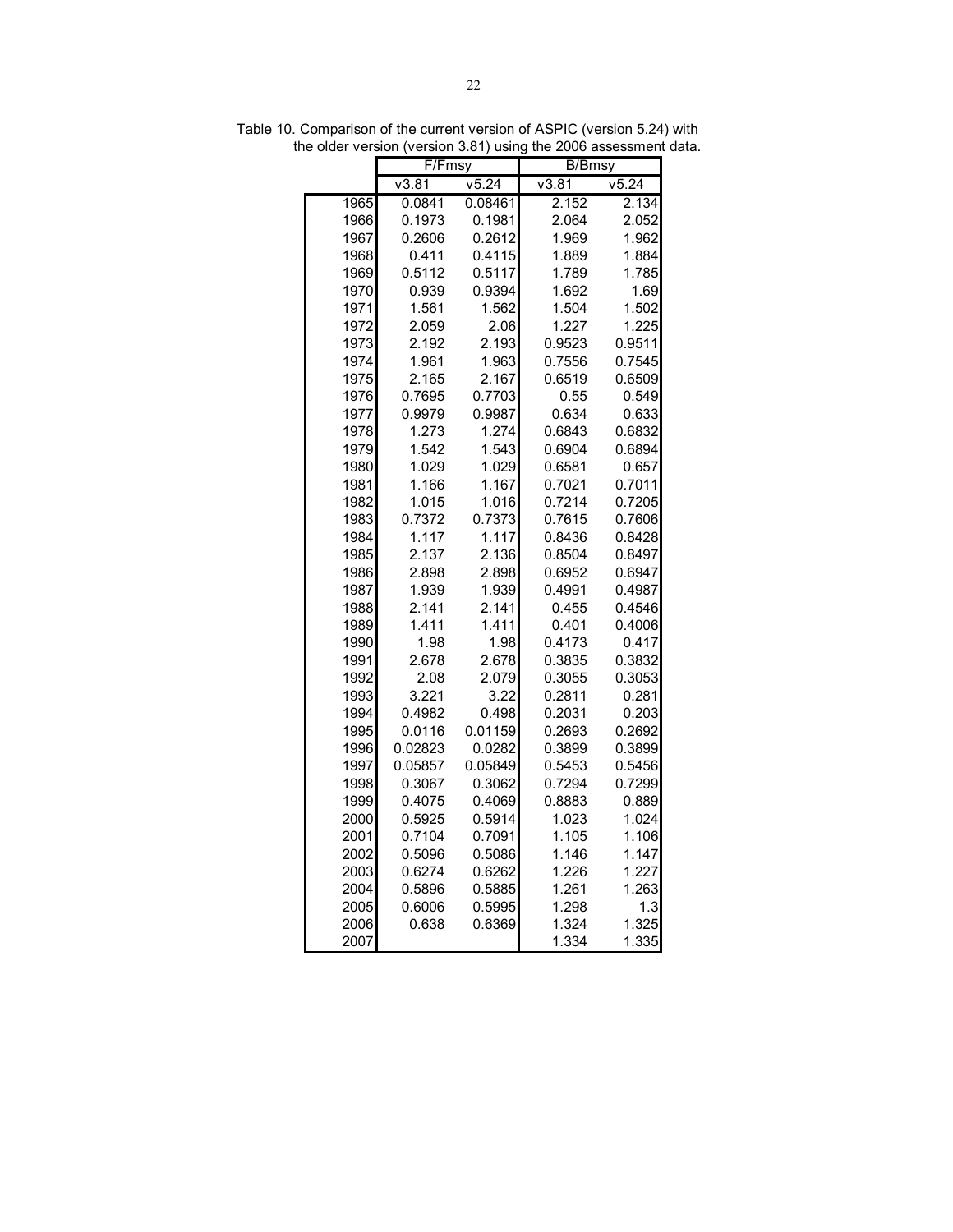Table 10. Comparison of the current version of ASPIC (version 5.24) with the older version (version 3.81) using the 2006 assessment data.

| | F/Fmsy | | B/Bmsy | |
|---|---|---|---|---|
| | v3.81 | v5.24 | v3.81 | v5.24 |
| 1965 | 0.0841 | 0.08461 | 2.152 | 2.134 |
| 1966 | 0.1973 | 0.1981 | 2.064 | 2.052 |
| 1967 | 0.2606 | 0.2612 | 1.969 | 1.962 |
| 1968 | 0.411 | 0.4115 | 1.889 | 1.884 |
| 1969 | 0.5112 | 0.5117 | 1.789 | 1.785 |
| 1970 | 0.939 | 0.9394 | 1.692 | 1.69 |
| 1971 | 1.561 | 1.562 | 1.504 | 1.502 |
| 1972 | 2.059 | 2.06 | 1.227 | 1.225 |
| 1973 | 2.192 | 2.193 | 0.9523 | 0.9511 |
| 1974 | 1.961 | 1.963 | 0.7556 | 0.7545 |
| 1975 | 2.165 | 2.167 | 0.6519 | 0.6509 |
| 1976 | 0.7695 | 0.7703 | 0.55 | 0.549 |
| 1977 | 0.9979 | 0.9987 | 0.634 | 0.633 |
| 1978 | 1.273 | 1.274 | 0.6843 | 0.6832 |
| 1979 | 1.542 | 1.543 | 0.6904 | 0.6894 |
| 1980 | 1.029 | 1.029 | 0.6581 | 0.657 |
| 1981 | 1.166 | 1.167 | 0.7021 | 0.7011 |
| 1982 | 1.015 | 1.016 | 0.7214 | 0.7205 |
| 1983 | 0.7372 | 0.7373 | 0.7615 | 0.7606 |
| 1984 | 1.117 | 1.117 | 0.8436 | 0.8428 |
| 1985 | 2.137 | 2.136 | 0.8504 | 0.8497 |
| 1986 | 2.898 | 2.898 | 0.6952 | 0.6947 |
| 1987 | 1.939 | 1.939 | 0.4991 | 0.4987 |
| 1988 | 2.141 | 2.141 | 0.455 | 0.4546 |
| 1989 | 1.411 | 1.411 | 0.401 | 0.4006 |
| 1990 | 1.98 | 1.98 | 0.4173 | 0.417 |
| 1991 | 2.678 | 2.678 | 0.3835 | 0.3832 |
| 1992 | 2.08 | 2.079 | 0.3055 | 0.3053 |
| 1993 | 3.221 | 3.22 | 0.2811 | 0.281 |
| 1994 | 0.4982 | 0.498 | 0.2031 | 0.203 |
| 1995 | 0.0116 | 0.01159 | 0.2693 | 0.2692 |
| 1996 | 0.02823 | 0.0282 | 0.3899 | 0.3899 |
| 1997 | 0.05857 | 0.05849 | 0.5453 | 0.5456 |
| 1998 | 0.3067 | 0.3062 | 0.7294 | 0.7299 |
| 1999 | 0.4075 | 0.4069 | 0.8883 | 0.889 |
| 2000 | 0.5925 | 0.5914 | 1.023 | 1.024 |
| 2001 | 0.7104 | 0.7091 | 1.105 | 1.106 |
| 2002 | 0.5096 | 0.5086 | 1.146 | 1.147 |
| 2003 | 0.6274 | 0.6262 | 1.226 | 1.227 |
| 2004 | 0.5896 | 0.5885 | 1.261 | 1.263 |
| 2005 | 0.6006 | 0.5995 | 1.298 | 1.3 |
| 2006 | 0.638 | 0.6369 | 1.324 | 1.325 |
| 2007 | | | 1.334 | 1.335 |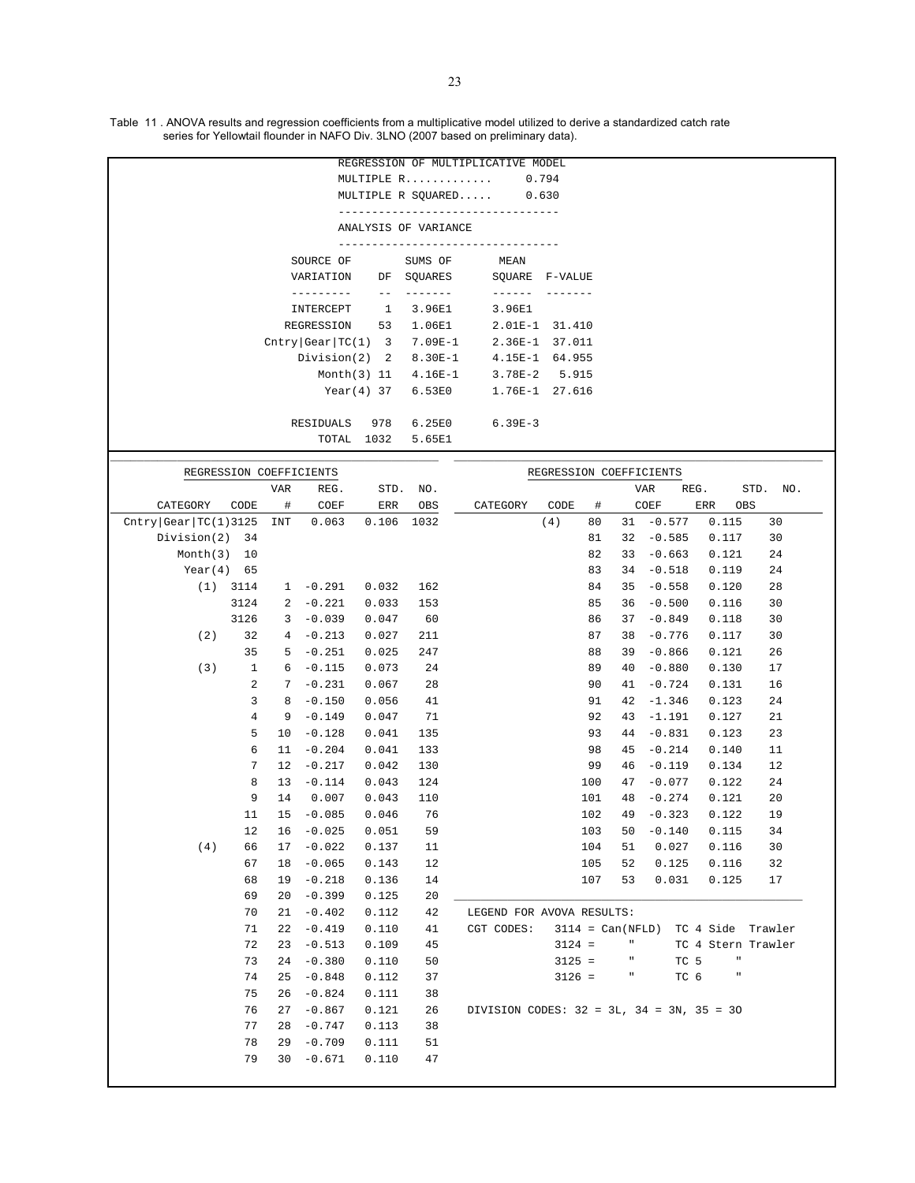Table 11 . ANOVA results and regression coefficients from a multiplicative model utilized to derive a standardized catch rate series for Yellowtail flounder in NAFO Div. 3LNO (2007 based on preliminary data).

REGRESSION OF MULTIPLICATIVE MODEL

MULTIPLE R............. 0.794

MULTIPLE R SQUARED..... 0.630

ANALYSIS OF VARIANCE

| SOURCE OF VARIATION | DF | SUMS OF SQUARES | MEAN SQUARE | F-VALUE |
|---|---|---|---|---|
| INTERCEPT | 1 | 3.96E1 | 3.96E1 | |
| REGRESSION | 53 | 1.06E1 | 2.01E-1 | 31.410 |
| Cntry\|Gear\|TC(1) | 3 | 7.09E-1 | 2.36E-1 | 37.011 |
| Division(2) | 2 | 8.30E-1 | 4.15E-1 | 64.955 |
| Month(3) | 11 | 4.16E-1 | 3.78E-2 | 5.915 |
| Year(4) | 37 | 6.53E0 | 1.76E-1 | 27.616 |
| RESIDUALS | 978 | 6.25E0 | 6.39E-3 | |
| TOTAL | 1032 | 5.65E1 | | |

REGRESSION COEFFICIENTS

| CATEGORY | CODE | VAR # | REG. COEF | STD. ERR | NO. OBS |
|---|---|---|---|---|---|
| Cntry\|Gear\|TC(1) | 3125 | INT | 0.063 | 0.106 | 1032 |
| Division(2) | 34 | | | | |
| Month(3) | 10 | | | | |
| Year(4) | 65 | | | | |
| (1) | 3114 | 1 | -0.291 | 0.032 | 162 |
| | 3124 | 2 | -0.221 | 0.033 | 153 |
| | 3126 | 3 | -0.039 | 0.047 | 60 |
| (2) | 32 | 4 | -0.213 | 0.027 | 211 |
| | 35 | 5 | -0.251 | 0.025 | 247 |
| (3) | 1 | 6 | -0.115 | 0.073 | 24 |
| | 2 | 7 | -0.231 | 0.067 | 28 |
| | 3 | 8 | -0.150 | 0.056 | 41 |
| | 4 | 9 | -0.149 | 0.047 | 71 |
| | 5 | 10 | -0.128 | 0.041 | 135 |
| | 6 | 11 | -0.204 | 0.041 | 133 |
| | 7 | 12 | -0.217 | 0.042 | 130 |
| | 8 | 13 | -0.114 | 0.043 | 124 |
| | 9 | 14 | 0.007 | 0.043 | 110 |
| | 11 | 15 | -0.085 | 0.046 | 76 |
| | 12 | 16 | -0.025 | 0.051 | 59 |
| (4) | 66 | 17 | -0.022 | 0.137 | 11 |
| | 67 | 18 | -0.065 | 0.143 | 12 |
| | 68 | 19 | -0.218 | 0.136 | 14 |
| | 69 | 20 | -0.399 | 0.125 | 20 |
| | 70 | 21 | -0.402 | 0.112 | 42 |
| | 71 | 22 | -0.419 | 0.110 | 41 |
| | 72 | 23 | -0.513 | 0.109 | 45 |
| | 73 | 24 | -0.380 | 0.110 | 50 |
| | 74 | 25 | -0.848 | 0.112 | 37 |
| | 75 | 26 | -0.824 | 0.111 | 38 |
| | 76 | 27 | -0.867 | 0.121 | 26 |
| | 77 | 28 | -0.747 | 0.113 | 38 |
| | 78 | 29 | -0.709 | 0.111 | 51 |
| | 79 | 30 | -0.671 | 0.110 | 47 |
| (4) | 80 | 31 | -0.577 | 0.115 | 30 |
| | 81 | 32 | -0.585 | 0.117 | 30 |
| | 82 | 33 | -0.663 | 0.121 | 24 |
| | 83 | 34 | -0.518 | 0.119 | 24 |
| | 84 | 35 | -0.558 | 0.120 | 28 |
| | 85 | 36 | -0.500 | 0.116 | 30 |
| | 86 | 37 | -0.849 | 0.118 | 30 |
| | 87 | 38 | -0.776 | 0.117 | 30 |
| | 88 | 39 | -0.866 | 0.121 | 26 |
| | 89 | 40 | -0.880 | 0.130 | 17 |
| | 90 | 41 | -0.724 | 0.131 | 16 |
| | 91 | 42 | -1.346 | 0.123 | 24 |
| | 92 | 43 | -1.191 | 0.127 | 21 |
| | 93 | 44 | -0.831 | 0.123 | 23 |
| | 98 | 45 | -0.214 | 0.140 | 11 |
| | 99 | 46 | -0.119 | 0.134 | 12 |
| | 100 | 47 | -0.077 | 0.122 | 24 |
| | 101 | 48 | -0.274 | 0.121 | 20 |
| | 102 | 49 | -0.323 | 0.122 | 19 |
| | 103 | 50 | -0.140 | 0.115 | 34 |
| | 104 | 51 | 0.027 | 0.116 | 30 |
| | 105 | 52 | 0.125 | 0.116 | 32 |
| | 107 | 53 | 0.031 | 0.125 | 17 |

LEGEND FOR AVOVA RESULTS:

CGT CODES:
- 3114 = Can(NFLD) TC 4 Side Trawler
- 3124 = " TC 4 Stern Trawler
- 3125 = " TC 5 "
- 3126 = " TC 6 "

DIVISION CODES: 32 = 3L, 34 = 3N, 35 = 3O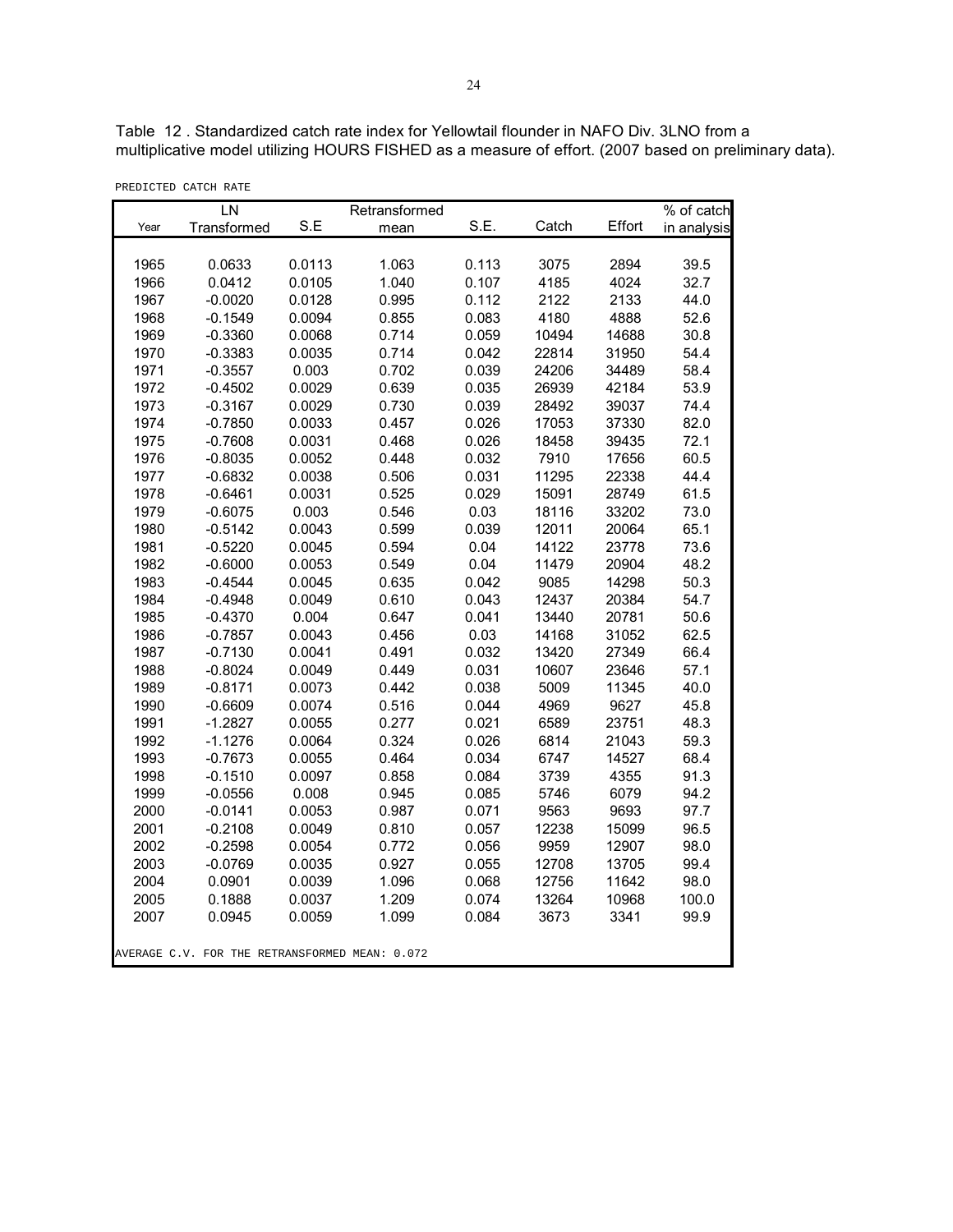Table 12 . Standardized catch rate index for Yellowtail flounder in NAFO Div. 3LNO from a multiplicative model utilizing HOURS FISHED as a measure of effort. (2007 based on preliminary data).

PREDICTED CATCH RATE

| Year | LN Transformed | S.E | Retransformed mean | S.E. | Catch | Effort | % of catch in analysis |
|---|---|---|---|---|---|---|---|
| 1965 | 0.0633 | 0.0113 | 1.063 | 0.113 | 3075 | 2894 | 39.5 |
| 1966 | 0.0412 | 0.0105 | 1.040 | 0.107 | 4185 | 4024 | 32.7 |
| 1967 | -0.0020 | 0.0128 | 0.995 | 0.112 | 2122 | 2133 | 44.0 |
| 1968 | -0.1549 | 0.0094 | 0.855 | 0.083 | 4180 | 4888 | 52.6 |
| 1969 | -0.3360 | 0.0068 | 0.714 | 0.059 | 10494 | 14688 | 30.8 |
| 1970 | -0.3383 | 0.0035 | 0.714 | 0.042 | 22814 | 31950 | 54.4 |
| 1971 | -0.3557 | 0.003 | 0.702 | 0.039 | 24206 | 34489 | 58.4 |
| 1972 | -0.4502 | 0.0029 | 0.639 | 0.035 | 26939 | 42184 | 53.9 |
| 1973 | -0.3167 | 0.0029 | 0.730 | 0.039 | 28492 | 39037 | 74.4 |
| 1974 | -0.7850 | 0.0033 | 0.457 | 0.026 | 17053 | 37330 | 82.0 |
| 1975 | -0.7608 | 0.0031 | 0.468 | 0.026 | 18458 | 39435 | 72.1 |
| 1976 | -0.8035 | 0.0052 | 0.448 | 0.032 | 7910 | 17656 | 60.5 |
| 1977 | -0.6832 | 0.0038 | 0.506 | 0.031 | 11295 | 22338 | 44.4 |
| 1978 | -0.6461 | 0.0031 | 0.525 | 0.029 | 15091 | 28749 | 61.5 |
| 1979 | -0.6075 | 0.003 | 0.546 | 0.03 | 18116 | 33202 | 73.0 |
| 1980 | -0.5142 | 0.0043 | 0.599 | 0.039 | 12011 | 20064 | 65.1 |
| 1981 | -0.5220 | 0.0045 | 0.594 | 0.04 | 14122 | 23778 | 73.6 |
| 1982 | -0.6000 | 0.0053 | 0.549 | 0.04 | 11479 | 20904 | 48.2 |
| 1983 | -0.4544 | 0.0045 | 0.635 | 0.042 | 9085 | 14298 | 50.3 |
| 1984 | -0.4948 | 0.0049 | 0.610 | 0.043 | 12437 | 20384 | 54.7 |
| 1985 | -0.4370 | 0.004 | 0.647 | 0.041 | 13440 | 20781 | 50.6 |
| 1986 | -0.7857 | 0.0043 | 0.456 | 0.03 | 14168 | 31052 | 62.5 |
| 1987 | -0.7130 | 0.0041 | 0.491 | 0.032 | 13420 | 27349 | 66.4 |
| 1988 | -0.8024 | 0.0049 | 0.449 | 0.031 | 10607 | 23646 | 57.1 |
| 1989 | -0.8171 | 0.0073 | 0.442 | 0.038 | 5009 | 11345 | 40.0 |
| 1990 | -0.6609 | 0.0074 | 0.516 | 0.044 | 4969 | 9627 | 45.8 |
| 1991 | -1.2827 | 0.0055 | 0.277 | 0.021 | 6589 | 23751 | 48.3 |
| 1992 | -1.1276 | 0.0064 | 0.324 | 0.026 | 6814 | 21043 | 59.3 |
| 1993 | -0.7673 | 0.0055 | 0.464 | 0.034 | 6747 | 14527 | 68.4 |
| 1998 | -0.1510 | 0.0097 | 0.858 | 0.084 | 3739 | 4355 | 91.3 |
| 1999 | -0.0556 | 0.008 | 0.945 | 0.085 | 5746 | 6079 | 94.2 |
| 2000 | -0.0141 | 0.0053 | 0.987 | 0.071 | 9563 | 9693 | 97.7 |
| 2001 | -0.2108 | 0.0049 | 0.810 | 0.057 | 12238 | 15099 | 96.5 |
| 2002 | -0.2598 | 0.0054 | 0.772 | 0.056 | 9959 | 12907 | 98.0 |
| 2003 | -0.0769 | 0.0035 | 0.927 | 0.055 | 12708 | 13705 | 99.4 |
| 2004 | 0.0901 | 0.0039 | 1.096 | 0.068 | 12756 | 11642 | 98.0 |
| 2005 | 0.1888 | 0.0037 | 1.209 | 0.074 | 13264 | 10968 | 100.0 |
| 2007 | 0.0945 | 0.0059 | 1.099 | 0.084 | 3673 | 3341 | 99.9 |

AVERAGE C.V. FOR THE RETRANSFORMED MEAN: 0.072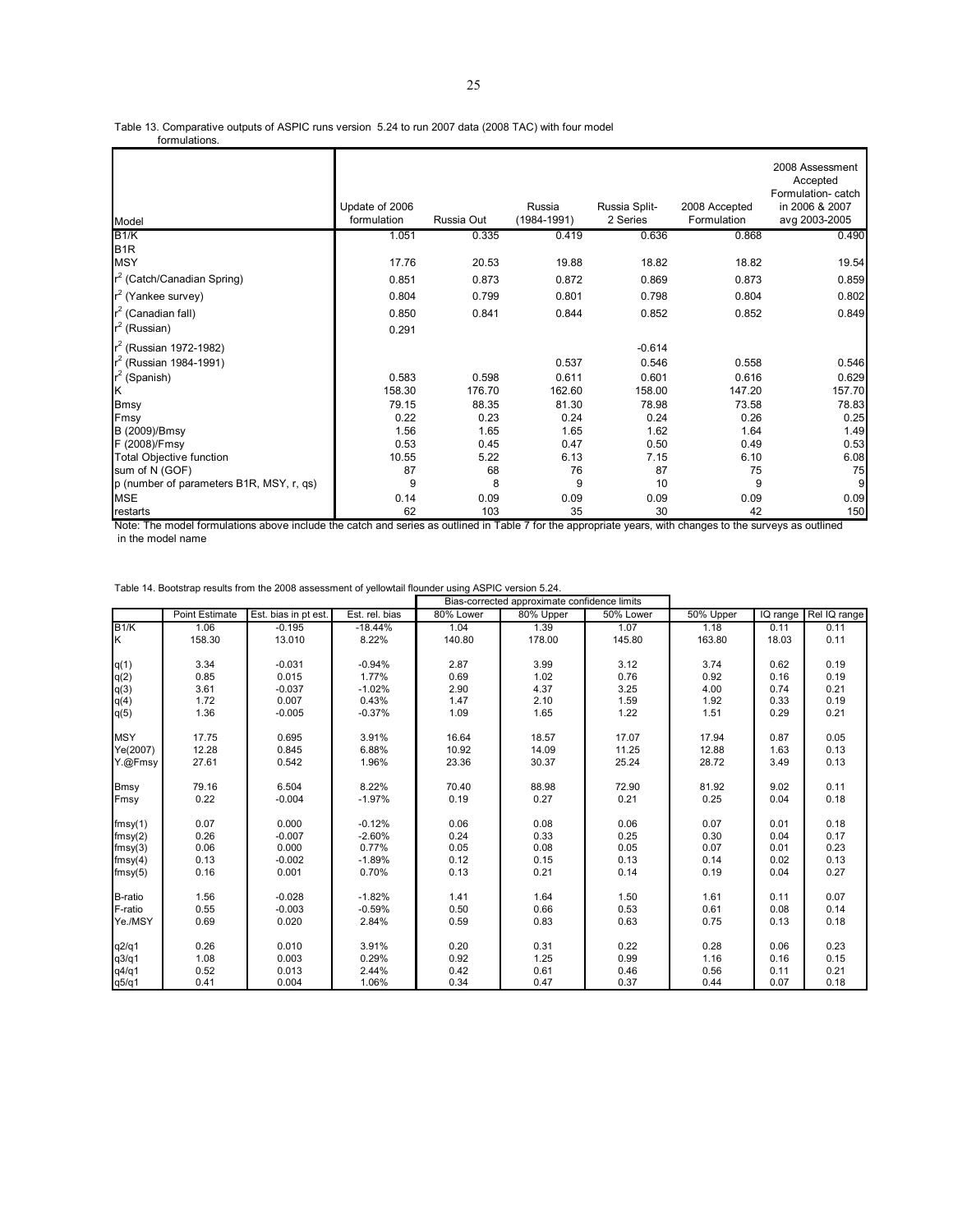Table 13. Comparative outputs of ASPIC runs version 5.24 to run 2007 data (2008 TAC) with four model formulations.

| Model | Update of 2006 formulation | Russia Out | Russia (1984-1991) | Russia Split-2 Series | 2008 Accepted Formulation | 2008 Assessment Accepted Formulation- catch in 2006 & 2007 avg 2003-2005 |
|---|---|---|---|---|---|---|
| B1/K | 1.051 | 0.335 | 0.419 | 0.636 | 0.868 | 0.490 |
| B1R | | | | | | |
| MSY | 17.76 | 20.53 | 19.88 | 18.82 | 18.82 | 19.54 |
| $r^2$ (Catch/Canadian Spring) | 0.851 | 0.873 | 0.872 | 0.869 | 0.873 | 0.859 |
| $r^2$ (Yankee survey) | 0.804 | 0.799 | 0.801 | 0.798 | 0.804 | 0.802 |
| $r^2$ (Canadian fall) | 0.850 | 0.841 | 0.844 | 0.852 | 0.852 | 0.849 |
| $r^2$ (Russian) | 0.291 | | | | | |
| $r^2$ (Russian 1972-1982) | | | | -0.614 | | |
| $r^2$ (Russian 1984-1991) | | | 0.537 | 0.546 | 0.558 | 0.546 |
| $r^2$ (Spanish) | 0.583 | 0.598 | 0.611 | 0.601 | 0.616 | 0.629 |
| K | 158.30 | 176.70 | 162.60 | 158.00 | 147.20 | 157.70 |
| Bmsy | 79.15 | 88.35 | 81.30 | 78.98 | 73.58 | 78.83 |
| Fmsy | 0.22 | 0.23 | 0.24 | 0.24 | 0.26 | 0.25 |
| B (2009)/Bmsy | 1.56 | 1.65 | 1.65 | 1.62 | 1.64 | 1.49 |
| F (2008)/Fmsy | 0.53 | 0.45 | 0.47 | 0.50 | 0.49 | 0.53 |
| Total Objective function | 10.55 | 5.22 | 6.13 | 7.15 | 6.10 | 6.08 |
| sum of N (GOF) | 87 | 68 | 76 | 87 | 75 | 75 |
| p (number of parameters B1R, MSY, r, qs) | 9 | 8 | 9 | 10 | 9 | 9 |
| MSE | 0.14 | 0.09 | 0.09 | 0.09 | 0.09 | 0.09 |
| restarts | 62 | 103 | 35 | 30 | 42 | 150 |

Note: The model formulations above include the catch and series as outlined in Table 7 for the appropriate years, with changes to the surveys as outlined in the model name

Table 14. Bootstrap results from the 2008 assessment of yellowtail flounder using ASPIC version 5.24.

| | Point Estimate | Est. bias in pt est. | Est. rel. bias | Bias-corrected approximate confidence limits | | | | IQ range | Rel IQ range |
|---|---|---|---|---|---|---|---|---|---|
| | | | | 80% Lower | 80% Upper | 50% Lower | 50% Upper | | |
| B1/K | 1.06 | -0.195 | -18.44% | 1.04 | 1.39 | 1.07 | 1.18 | 0.11 | 0.11 |
| K | 158.30 | 13.010 | 8.22% | 140.80 | 178.00 | 145.80 | 163.80 | 18.03 | 0.11 |
| q(1) | 3.34 | -0.031 | -0.94% | 2.87 | 3.99 | 3.12 | 3.74 | 0.62 | 0.19 |
| q(2) | 0.85 | 0.015 | 1.77% | 0.69 | 1.02 | 0.76 | 0.92 | 0.16 | 0.19 |
| q(3) | 3.61 | -0.037 | -1.02% | 2.90 | 4.37 | 3.25 | 4.00 | 0.74 | 0.21 |
| q(4) | 1.72 | 0.007 | 0.43% | 1.47 | 2.10 | 1.59 | 1.92 | 0.33 | 0.19 |
| q(5) | 1.36 | -0.005 | -0.37% | 1.09 | 1.65 | 1.22 | 1.51 | 0.29 | 0.21 |
| MSY | 17.75 | 0.695 | 3.91% | 16.64 | 18.57 | 17.07 | 17.94 | 0.87 | 0.05 |
| Ye(2007) | 12.28 | 0.845 | 6.88% | 10.92 | 14.09 | 11.25 | 12.88 | 1.63 | 0.13 |
| Y.@Fmsy | 27.61 | 0.542 | 1.96% | 23.36 | 30.37 | 25.24 | 28.72 | 3.49 | 0.13 |
| Bmsy | 79.16 | 6.504 | 8.22% | 70.40 | 88.98 | 72.90 | 81.92 | 9.02 | 0.11 |
| Fmsy | 0.22 | -0.004 | -1.97% | 0.19 | 0.27 | 0.21 | 0.25 | 0.04 | 0.18 |
| fmsy(1) | 0.07 | 0.000 | -0.12% | 0.06 | 0.08 | 0.06 | 0.07 | 0.01 | 0.18 |
| fmsy(2) | 0.26 | -0.007 | -2.60% | 0.24 | 0.33 | 0.25 | 0.30 | 0.04 | 0.17 |
| fmsy(3) | 0.06 | 0.000 | 0.77% | 0.05 | 0.08 | 0.05 | 0.07 | 0.01 | 0.23 |
| fmsy(4) | 0.13 | -0.002 | -1.89% | 0.12 | 0.15 | 0.13 | 0.14 | 0.02 | 0.13 |
| fmsy(5) | 0.16 | 0.001 | 0.70% | 0.13 | 0.21 | 0.14 | 0.19 | 0.04 | 0.27 |
| B-ratio | 1.56 | -0.028 | -1.82% | 1.41 | 1.64 | 1.50 | 1.61 | 0.11 | 0.07 |
| F-ratio | 0.55 | -0.003 | -0.59% | 0.50 | 0.66 | 0.53 | 0.61 | 0.08 | 0.14 |
| Ye./MSY | 0.69 | 0.020 | 2.84% | 0.59 | 0.83 | 0.63 | 0.75 | 0.13 | 0.18 |
| q2/q1 | 0.26 | 0.010 | 3.91% | 0.20 | 0.31 | 0.22 | 0.28 | 0.06 | 0.23 |
| q3/q1 | 1.08 | 0.003 | 0.29% | 0.92 | 1.25 | 0.99 | 1.16 | 0.16 | 0.15 |
| q4/q1 | 0.52 | 0.013 | 2.44% | 0.42 | 0.61 | 0.46 | 0.56 | 0.11 | 0.21 |
| q5/q1 | 0.41 | 0.004 | 1.06% | 0.34 | 0.47 | 0.37 | 0.44 | 0.07 | 0.18 |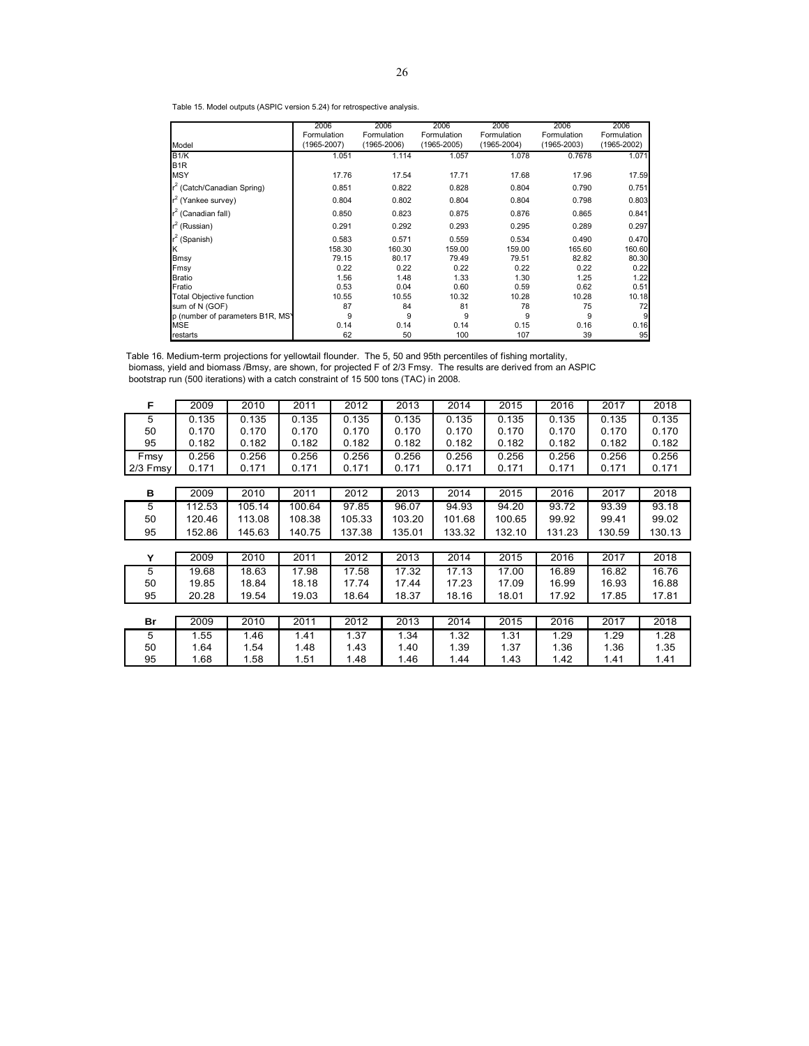Table 15. Model outputs (ASPIC version 5.24) for retrospective analysis.

| Model | 2006 Formulation (1965-2007) | 2006 Formulation (1965-2006) | 2006 Formulation (1965-2005) | 2006 Formulation (1965-2004) | 2006 Formulation (1965-2003) | 2006 Formulation (1965-2002) |
|---|---|---|---|---|---|---|
| B1/K | 1.051 | 1.114 | 1.057 | 1.078 | 0.7678 | 1.071 |
| B1R | | | | | | |
| MSY | 17.76 | 17.54 | 17.71 | 17.68 | 17.96 | 17.59 |
| $r^2$ (Catch/Canadian Spring) | 0.851 | 0.822 | 0.828 | 0.804 | 0.790 | 0.751 |
| $r^2$ (Yankee survey) | 0.804 | 0.802 | 0.804 | 0.804 | 0.798 | 0.803 |
| $r^2$ (Canadian fall) | 0.850 | 0.823 | 0.875 | 0.876 | 0.865 | 0.841 |
| $r^2$ (Russian) | 0.291 | 0.292 | 0.293 | 0.295 | 0.289 | 0.297 |
| $r^2$ (Spanish) | 0.583 | 0.571 | 0.559 | 0.534 | 0.490 | 0.470 |
| K | 158.30 | 160.30 | 159.00 | 159.00 | 165.60 | 160.60 |
| Bmsy | 79.15 | 80.17 | 79.49 | 79.51 | 82.82 | 80.30 |
| Fmsy | 0.22 | 0.22 | 0.22 | 0.22 | 0.22 | 0.22 |
| Bratio | 1.56 | 1.48 | 1.33 | 1.30 | 1.25 | 1.22 |
| Fratio | 0.53 | 0.04 | 0.60 | 0.59 | 0.62 | 0.51 |
| Total Objective function | 10.55 | 10.55 | 10.32 | 10.28 | 10.28 | 10.18 |
| sum of N (GOF) | 87 | 84 | 81 | 78 | 75 | 72 |
| p (number of parameters B1R, MSY | 9 | 9 | 9 | 9 | 9 | 9 |
| MSE | 0.14 | 0.14 | 0.14 | 0.15 | 0.16 | 0.16 |
| restarts | 62 | 50 | 100 | 107 | 39 | 95 |

Table 16. Medium-term projections for yellowtail flounder. The 5, 50 and 95th percentiles of fishing mortality, biomass, yield and biomass /Bmsy, are shown, for projected F of 2/3 Fmsy. The results are derived from an ASPIC bootstrap run (500 iterations) with a catch constraint of 15 500 tons (TAC) in 2008.

| F | 2009 | 2010 | 2011 | 2012 | 2013 | 2014 | 2015 | 2016 | 2017 | 2018 |
|---|---|---|---|---|---|---|---|---|---|---|
| 5 | 0.135 | 0.135 | 0.135 | 0.135 | 0.135 | 0.135 | 0.135 | 0.135 | 0.135 | 0.135 |
| 50 | 0.170 | 0.170 | 0.170 | 0.170 | 0.170 | 0.170 | 0.170 | 0.170 | 0.170 | 0.170 |
| 95 | 0.182 | 0.182 | 0.182 | 0.182 | 0.182 | 0.182 | 0.182 | 0.182 | 0.182 | 0.182 |
| Fmsy | 0.256 | 0.256 | 0.256 | 0.256 | 0.256 | 0.256 | 0.256 | 0.256 | 0.256 | 0.256 |
| 2/3 Fmsy | 0.171 | 0.171 | 0.171 | 0.171 | 0.171 | 0.171 | 0.171 | 0.171 | 0.171 | 0.171 |

| B | 2009 | 2010 | 2011 | 2012 | 2013 | 2014 | 2015 | 2016 | 2017 | 2018 |
|---|---|---|---|---|---|---|---|---|---|---|
| 5 | 112.53 | 105.14 | 100.64 | 97.85 | 96.07 | 94.93 | 94.20 | 93.72 | 93.39 | 93.18 |
| 50 | 120.46 | 113.08 | 108.38 | 105.33 | 103.20 | 101.68 | 100.65 | 99.92 | 99.41 | 99.02 |
| 95 | 152.86 | 145.63 | 140.75 | 137.38 | 135.01 | 133.32 | 132.10 | 131.23 | 130.59 | 130.13 |

| Y | 2009 | 2010 | 2011 | 2012 | 2013 | 2014 | 2015 | 2016 | 2017 | 2018 |
|---|---|---|---|---|---|---|---|---|---|---|
| 5 | 19.68 | 18.63 | 17.98 | 17.58 | 17.32 | 17.13 | 17.00 | 16.89 | 16.82 | 16.76 |
| 50 | 19.85 | 18.84 | 18.18 | 17.74 | 17.44 | 17.23 | 17.09 | 16.99 | 16.93 | 16.88 |
| 95 | 20.28 | 19.54 | 19.03 | 18.64 | 18.37 | 18.16 | 18.01 | 17.92 | 17.85 | 17.81 |

| Br | 2009 | 2010 | 2011 | 2012 | 2013 | 2014 | 2015 | 2016 | 2017 | 2018 |
|---|---|---|---|---|---|---|---|---|---|---|
| 5 | 1.55 | 1.46 | 1.41 | 1.37 | 1.34 | 1.32 | 1.31 | 1.29 | 1.29 | 1.28 |
| 50 | 1.64 | 1.54 | 1.48 | 1.43 | 1.40 | 1.39 | 1.37 | 1.36 | 1.36 | 1.35 |
| 95 | 1.68 | 1.58 | 1.51 | 1.48 | 1.46 | 1.44 | 1.43 | 1.42 | 1.41 | 1.41 |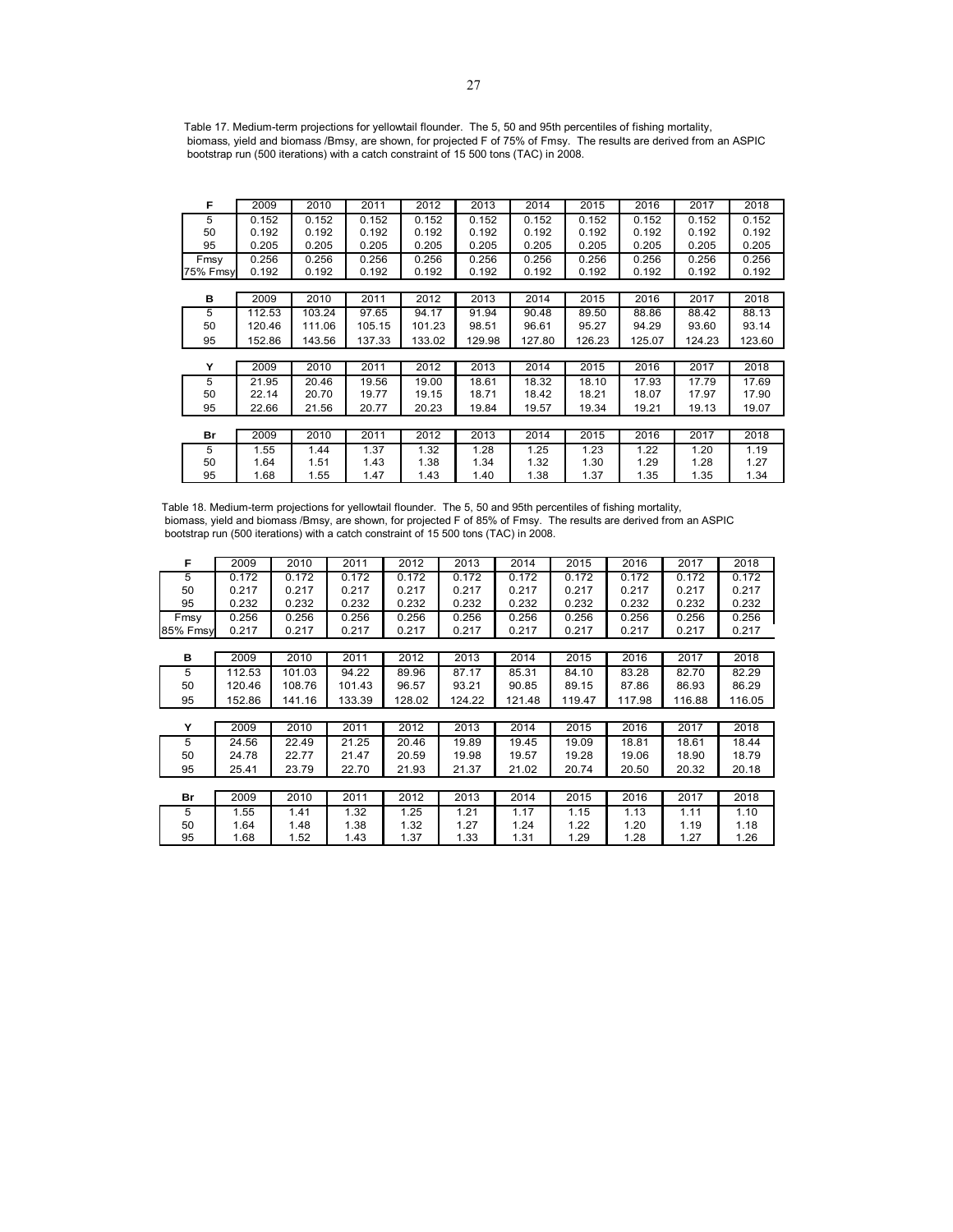Table 17. Medium-term projections for yellowtail flounder. The 5, 50 and 95th percentiles of fishing mortality, biomass, yield and biomass /Bmsy, are shown, for projected F of 75% of Fmsy. The results are derived from an ASPIC bootstrap run (500 iterations) with a catch constraint of 15 500 tons (TAC) in 2008.

| F | 2009 | 2010 | 2011 | 2012 | 2013 | 2014 | 2015 | 2016 | 2017 | 2018 |
|---|---|---|---|---|---|---|---|---|---|---|
| 5 | 0.152 | 0.152 | 0.152 | 0.152 | 0.152 | 0.152 | 0.152 | 0.152 | 0.152 | 0.152 |
| 50 | 0.192 | 0.192 | 0.192 | 0.192 | 0.192 | 0.192 | 0.192 | 0.192 | 0.192 | 0.192 |
| 95 | 0.205 | 0.205 | 0.205 | 0.205 | 0.205 | 0.205 | 0.205 | 0.205 | 0.205 | 0.205 |
| Fmsy | 0.256 | 0.256 | 0.256 | 0.256 | 0.256 | 0.256 | 0.256 | 0.256 | 0.256 | 0.256 |
| 75% Fmsy | 0.192 | 0.192 | 0.192 | 0.192 | 0.192 | 0.192 | 0.192 | 0.192 | 0.192 | 0.192 |

| B | 2009 | 2010 | 2011 | 2012 | 2013 | 2014 | 2015 | 2016 | 2017 | 2018 |
|---|---|---|---|---|---|---|---|---|---|---|
| 5 | 112.53 | 103.24 | 97.65 | 94.17 | 91.94 | 90.48 | 89.50 | 88.86 | 88.42 | 88.13 |
| 50 | 120.46 | 111.06 | 105.15 | 101.23 | 98.51 | 96.61 | 95.27 | 94.29 | 93.60 | 93.14 |
| 95 | 152.86 | 143.56 | 137.33 | 133.02 | 129.98 | 127.80 | 126.23 | 125.07 | 124.23 | 123.60 |

| Y | 2009 | 2010 | 2011 | 2012 | 2013 | 2014 | 2015 | 2016 | 2017 | 2018 |
|---|---|---|---|---|---|---|---|---|---|---|
| 5 | 21.95 | 20.46 | 19.56 | 19.00 | 18.61 | 18.32 | 18.10 | 17.93 | 17.79 | 17.69 |
| 50 | 22.14 | 20.70 | 19.77 | 19.15 | 18.71 | 18.42 | 18.21 | 18.07 | 17.97 | 17.90 |
| 95 | 22.66 | 21.56 | 20.77 | 20.23 | 19.84 | 19.57 | 19.34 | 19.21 | 19.13 | 19.07 |

| Br | 2009 | 2010 | 2011 | 2012 | 2013 | 2014 | 2015 | 2016 | 2017 | 2018 |
|---|---|---|---|---|---|---|---|---|---|---|
| 5 | 1.55 | 1.44 | 1.37 | 1.32 | 1.28 | 1.25 | 1.23 | 1.22 | 1.20 | 1.19 |
| 50 | 1.64 | 1.51 | 1.43 | 1.38 | 1.34 | 1.32 | 1.30 | 1.29 | 1.28 | 1.27 |
| 95 | 1.68 | 1.55 | 1.47 | 1.43 | 1.40 | 1.38 | 1.37 | 1.35 | 1.35 | 1.34 |

Table 18. Medium-term projections for yellowtail flounder. The 5, 50 and 95th percentiles of fishing mortality, biomass, yield and biomass /Bmsy, are shown, for projected F of 85% of Fmsy. The results are derived from an ASPIC bootstrap run (500 iterations) with a catch constraint of 15 500 tons (TAC) in 2008.

| F | 2009 | 2010 | 2011 | 2012 | 2013 | 2014 | 2015 | 2016 | 2017 | 2018 |
|---|---|---|---|---|---|---|---|---|---|---|
| 5 | 0.172 | 0.172 | 0.172 | 0.172 | 0.172 | 0.172 | 0.172 | 0.172 | 0.172 | 0.172 |
| 50 | 0.217 | 0.217 | 0.217 | 0.217 | 0.217 | 0.217 | 0.217 | 0.217 | 0.217 | 0.217 |
| 95 | 0.232 | 0.232 | 0.232 | 0.232 | 0.232 | 0.232 | 0.232 | 0.232 | 0.232 | 0.232 |
| Fmsy | 0.256 | 0.256 | 0.256 | 0.256 | 0.256 | 0.256 | 0.256 | 0.256 | 0.256 | 0.256 |
| 85% Fmsy | 0.217 | 0.217 | 0.217 | 0.217 | 0.217 | 0.217 | 0.217 | 0.217 | 0.217 | 0.217 |

| B | 2009 | 2010 | 2011 | 2012 | 2013 | 2014 | 2015 | 2016 | 2017 | 2018 |
|---|---|---|---|---|---|---|---|---|---|---|
| 5 | 112.53 | 101.03 | 94.22 | 89.96 | 87.17 | 85.31 | 84.10 | 83.28 | 82.70 | 82.29 |
| 50 | 120.46 | 108.76 | 101.43 | 96.57 | 93.21 | 90.85 | 89.15 | 87.86 | 86.93 | 86.29 |
| 95 | 152.86 | 141.16 | 133.39 | 128.02 | 124.22 | 121.48 | 119.47 | 117.98 | 116.88 | 116.05 |

| Y | 2009 | 2010 | 2011 | 2012 | 2013 | 2014 | 2015 | 2016 | 2017 | 2018 |
|---|---|---|---|---|---|---|---|---|---|---|
| 5 | 24.56 | 22.49 | 21.25 | 20.46 | 19.89 | 19.45 | 19.09 | 18.81 | 18.61 | 18.44 |
| 50 | 24.78 | 22.77 | 21.47 | 20.59 | 19.98 | 19.57 | 19.28 | 19.06 | 18.90 | 18.79 |
| 95 | 25.41 | 23.79 | 22.70 | 21.93 | 21.37 | 21.02 | 20.74 | 20.50 | 20.32 | 20.18 |

| Br | 2009 | 2010 | 2011 | 2012 | 2013 | 2014 | 2015 | 2016 | 2017 | 2018 |
|---|---|---|---|---|---|---|---|---|---|---|
| 5 | 1.55 | 1.41 | 1.32 | 1.25 | 1.21 | 1.17 | 1.15 | 1.13 | 1.11 | 1.10 |
| 50 | 1.64 | 1.48 | 1.38 | 1.32 | 1.27 | 1.24 | 1.22 | 1.20 | 1.19 | 1.18 |
| 95 | 1.68 | 1.52 | 1.43 | 1.37 | 1.33 | 1.31 | 1.29 | 1.28 | 1.27 | 1.26 |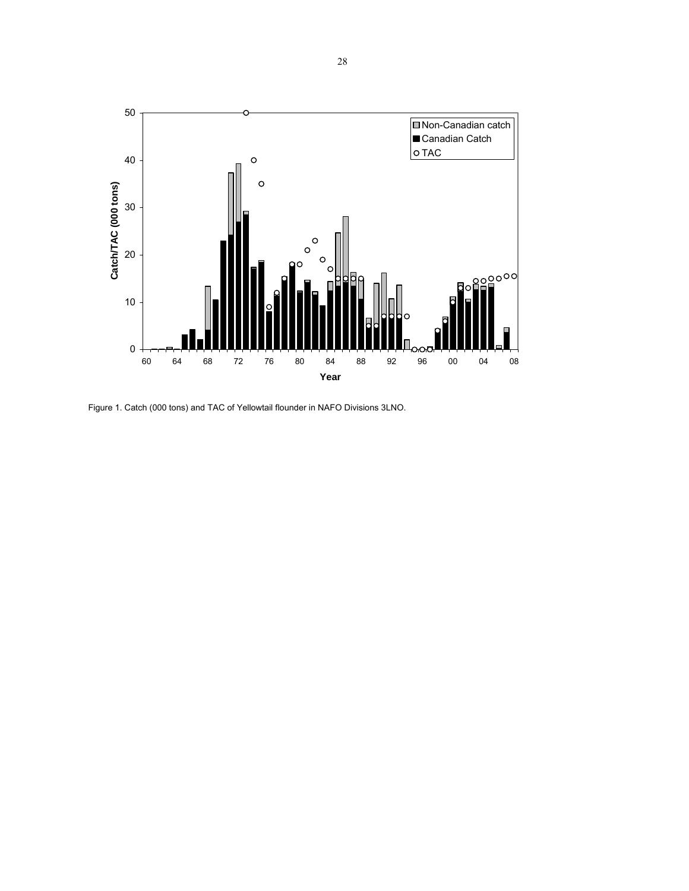Figure 1. Catch (000 tons) and TAC of Yellowtail flounder in NAFO Divisions 3LNO.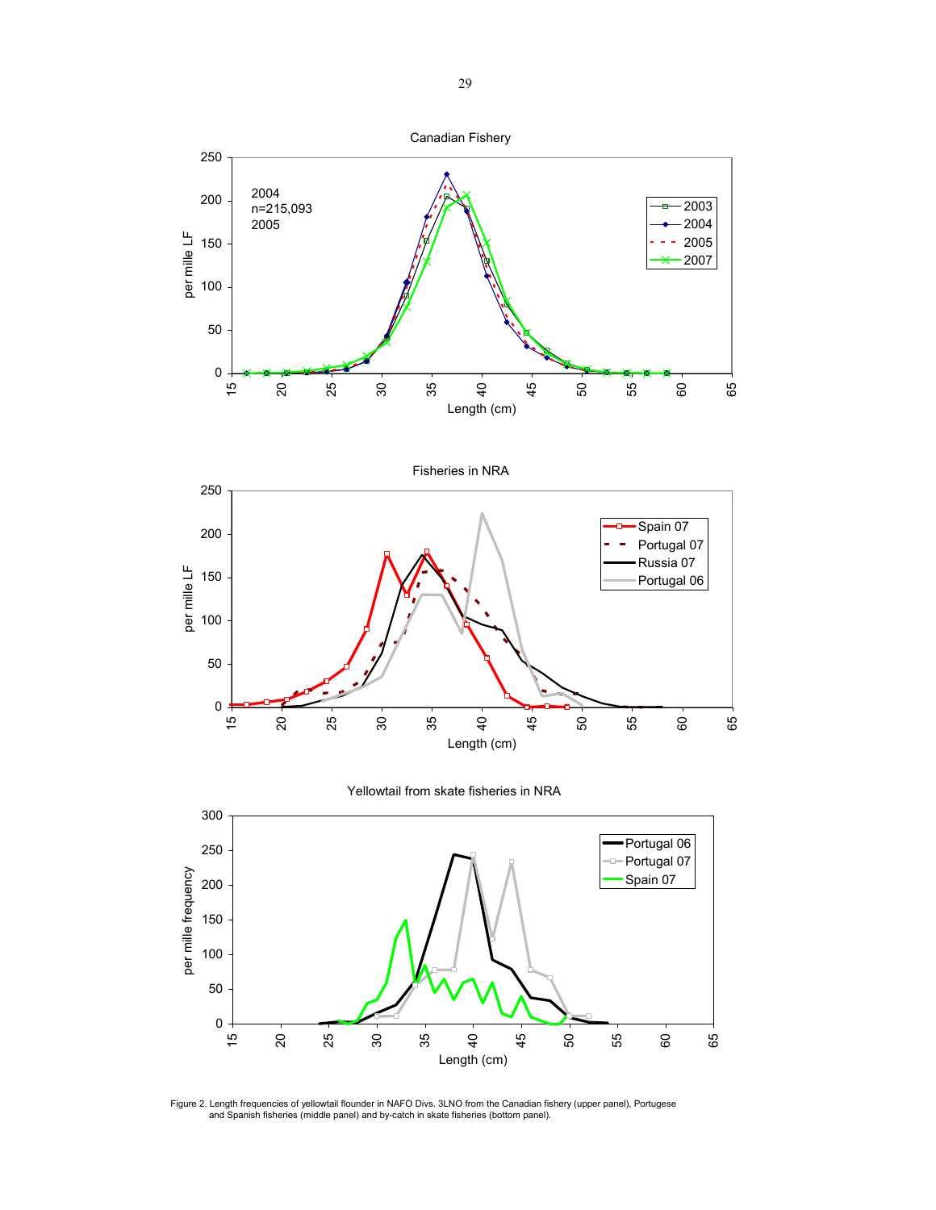Figure 2. Length frequencies of yellowtail flounder in NAFO Divs. 3LNO from the Canadian fishery (upper panel), Portugese and Spanish fisheries (middle panel) and by-catch in skate fisheries (bottom panel).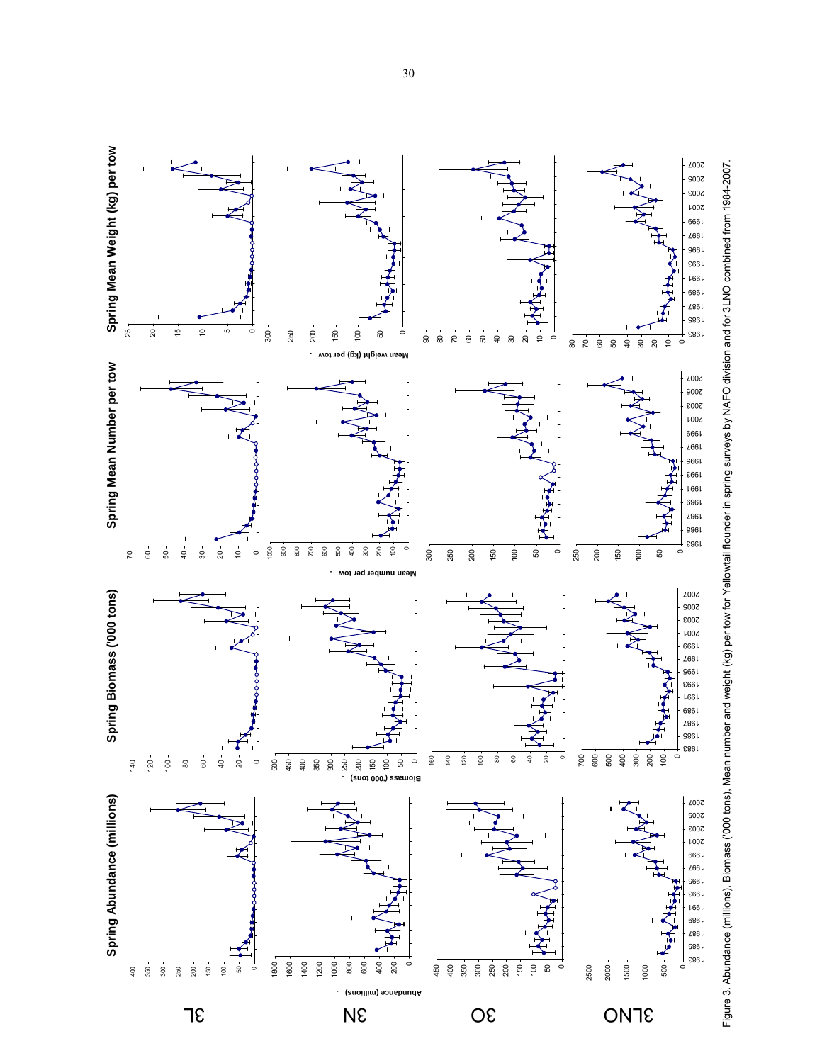Figure 3. Abundance (millions), Biomass ('000 tons), Mean number and weight (kg) per tow for Yellowtail flounder in spring surveys by NAFO division and for 3LNO combined from 1984-2007.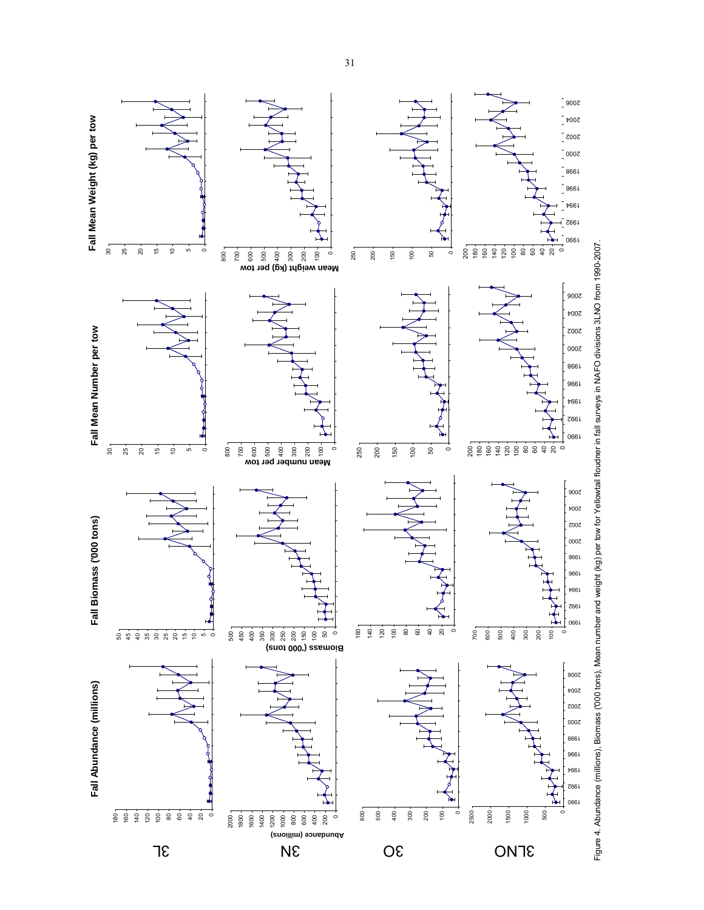Figure 4. Abundance (millions), Biomass ('000 tons), Mean number and weight (kg) per tow for Yellowtail floudner in fall surveys in NAFO divisions 3LNO from 1990-2007.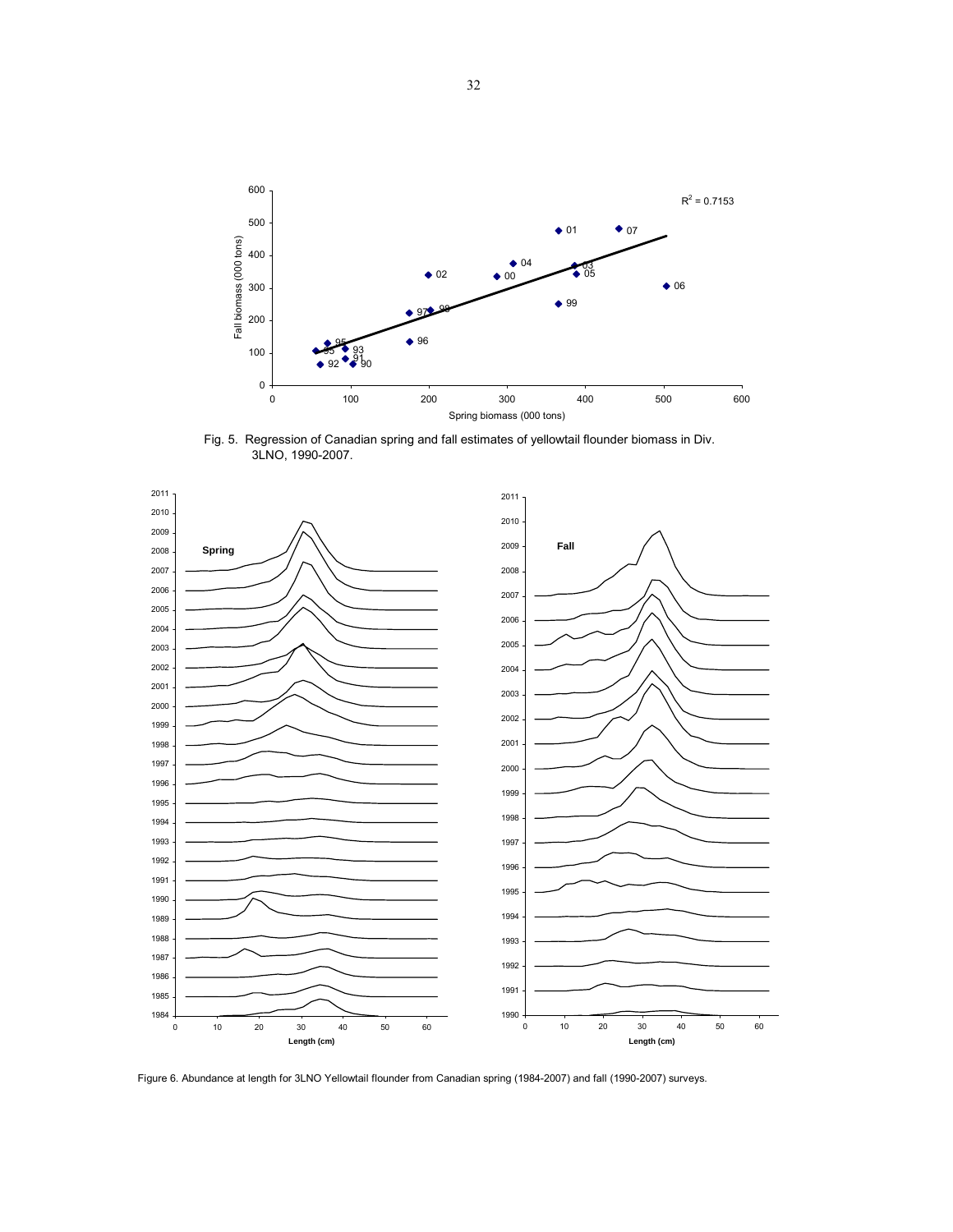Fig. 5. Regression of Canadian spring and fall estimates of yellowtail flounder biomass in Div. 3LNO, 1990-2007.

Figure 6. Abundance at length for 3LNO Yellowtail flounder from Canadian spring (1984-2007) and fall (1990-2007) surveys.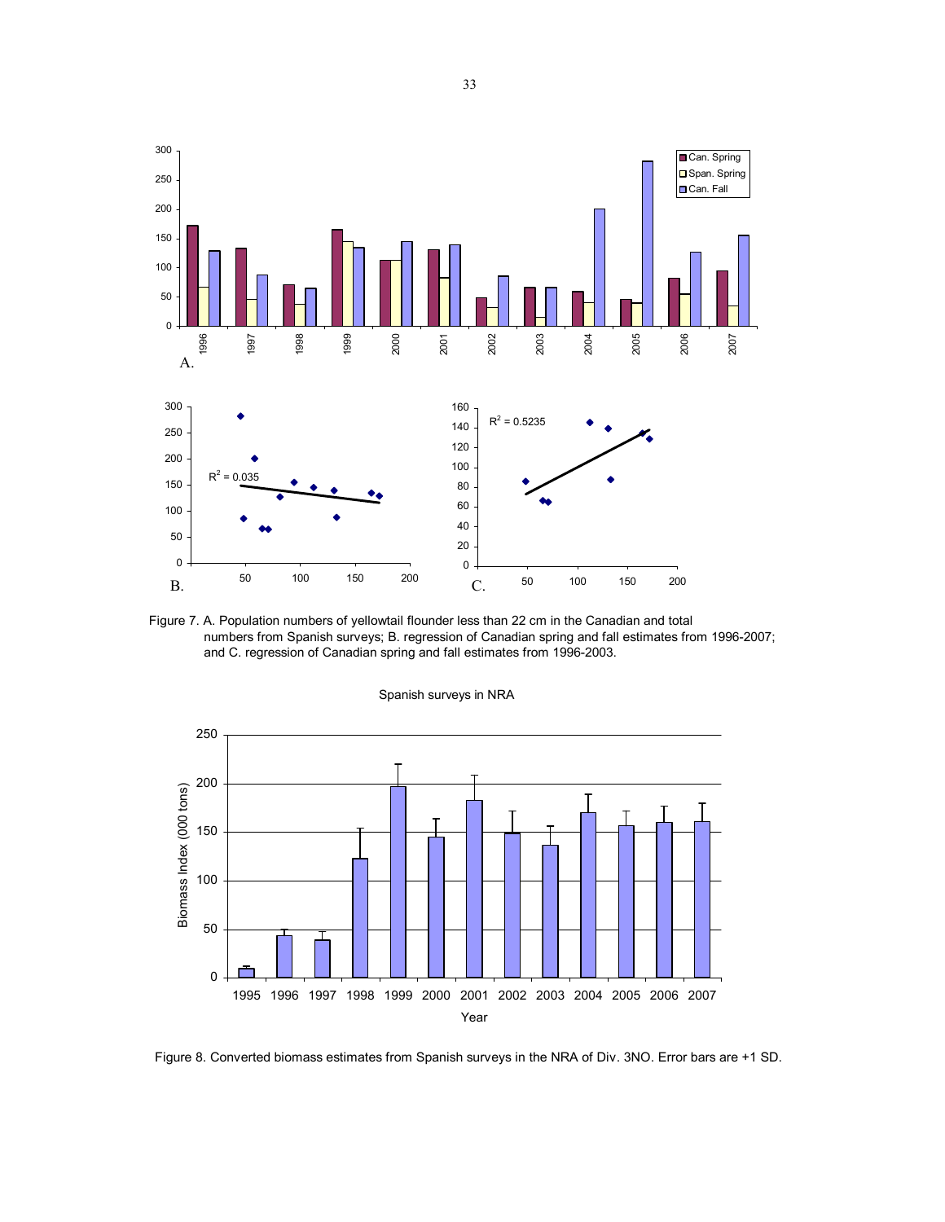Figure 7. A. Population numbers of yellowtail flounder less than 22 cm in the Canadian and total numbers from Spanish surveys; B. regression of Canadian spring and fall estimates from 1996-2007; and C. regression of Canadian spring and fall estimates from 1996-2003.

Spanish surveys in NRA

Figure 8. Converted biomass estimates from Spanish surveys in the NRA of Div. 3NO. Error bars are +1 SD.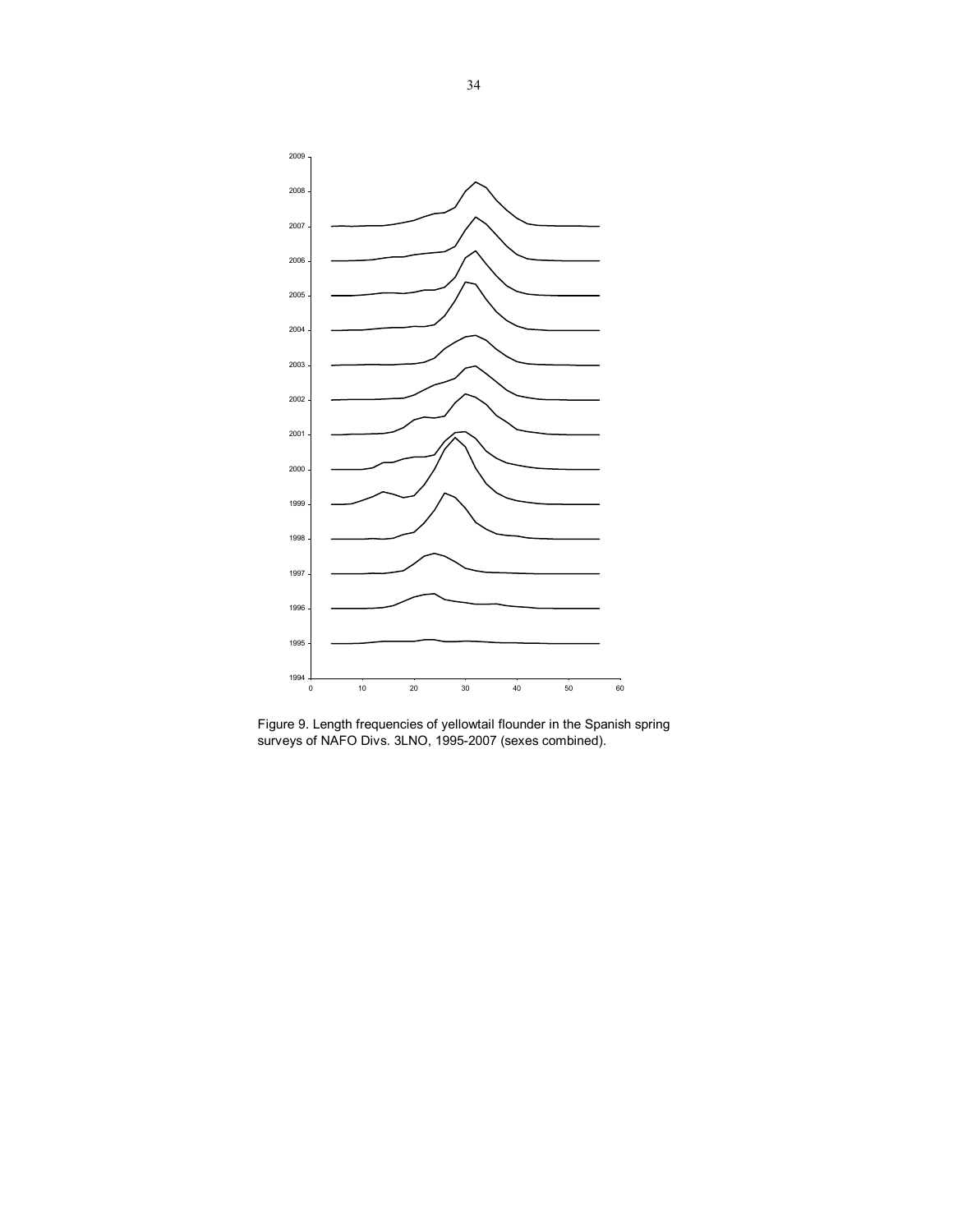Figure 9. Length frequencies of yellowtail flounder in the Spanish spring surveys of NAFO Divs. 3LNO, 1995-2007 (sexes combined).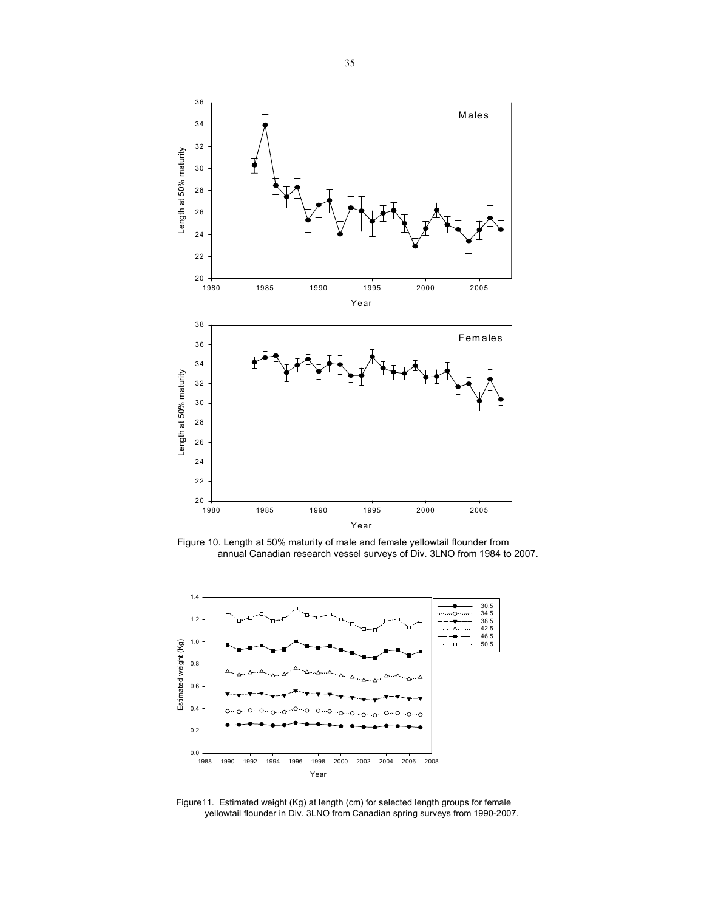Figure 10. Length at 50% maturity of male and female yellowtail flounder from annual Canadian research vessel surveys of Div. 3LNO from 1984 to 2007.

Figure11. Estimated weight (Kg) at length (cm) for selected length groups for female yellowtail flounder in Div. 3LNO from Canadian spring surveys from 1990-2007.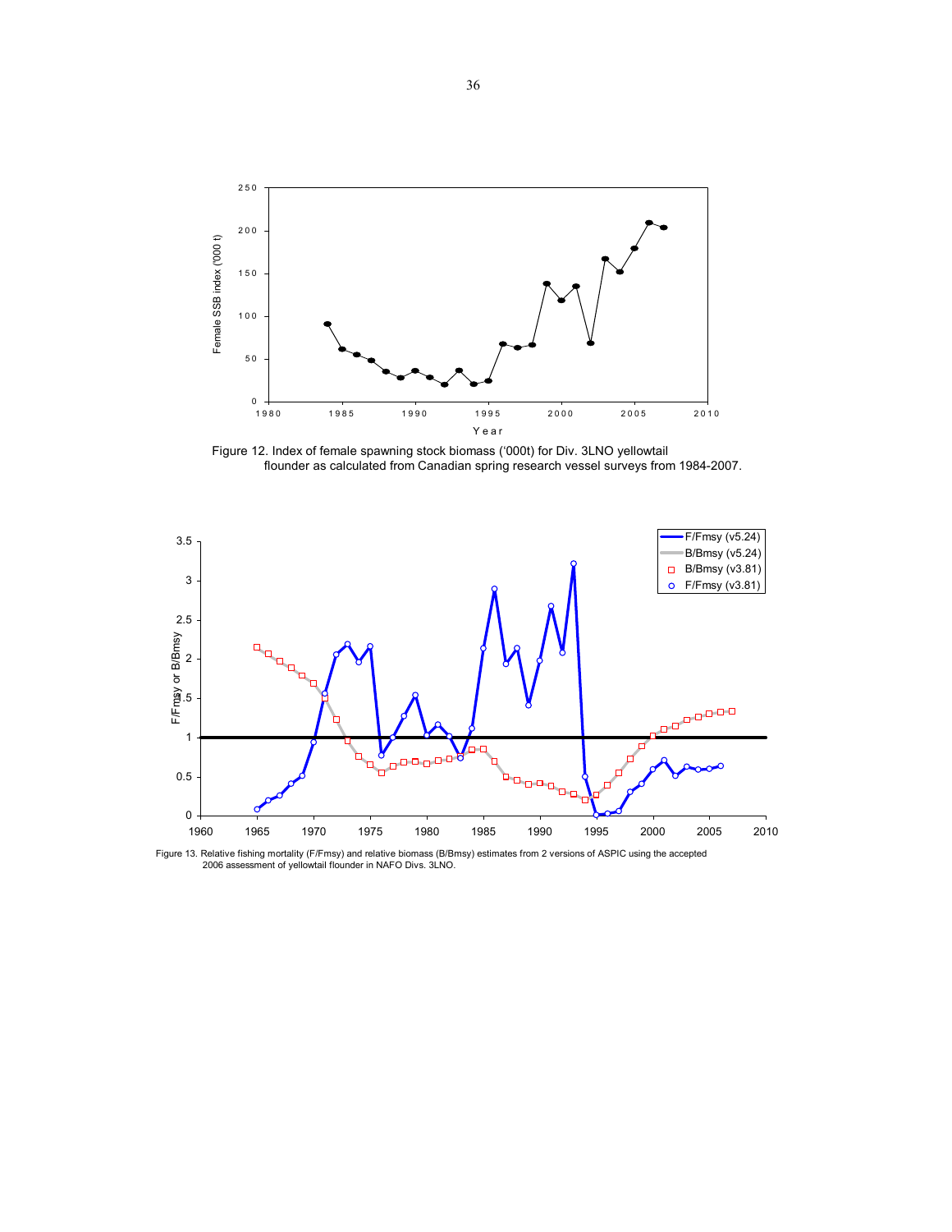Figure 12. Index of female spawning stock biomass ('000t) for Div. 3LNO yellowtail flounder as calculated from Canadian spring research vessel surveys from 1984-2007.

Figure 13. Relative fishing mortality (F/Fmsy) and relative biomass (B/Bmsy) estimates from 2 versions of ASPIC using the accepted 2006 assessment of yellowtail flounder in NAFO Divs. 3LNO.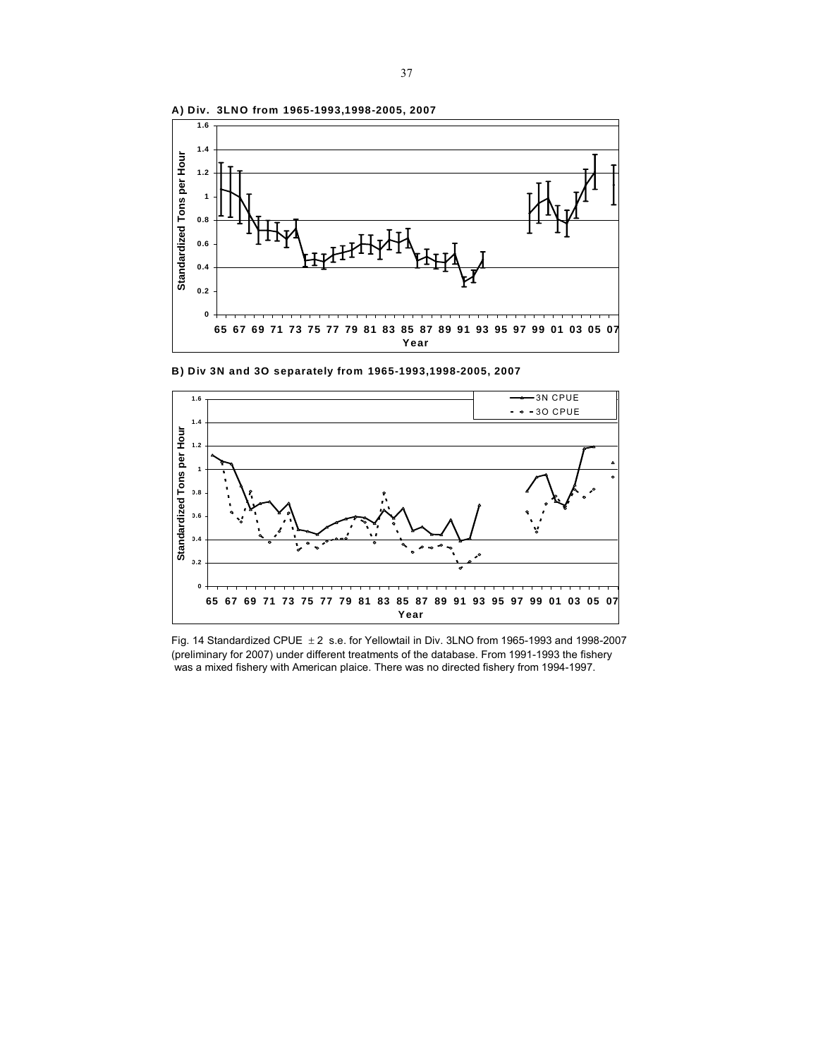A) Div. 3LNO from 1965-1993,1998-2005, 2007

B) Div 3N and 3O separately from 1965-1993,1998-2005, 2007

Fig. 14 Standardized CPUE ± 2 s.e. for Yellowtail in Div. 3LNO from 1965-1993 and 1998-2007 (preliminary for 2007) under different treatments of the database. From 1991-1993 the fishery was a mixed fishery with American plaice. There was no directed fishery from 1994-1997.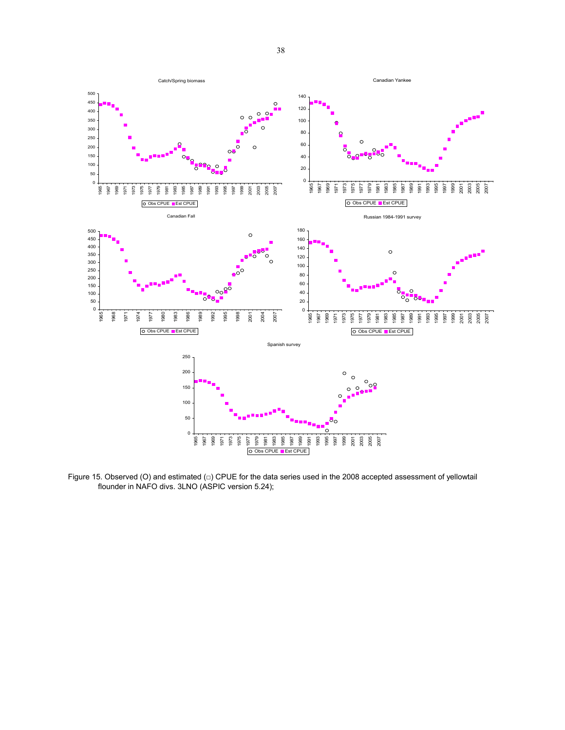Figure 15. Observed (O) and estimated (□) CPUE for the data series used in the 2008 accepted assessment of yellowtail flounder in NAFO divs. 3LNO (ASPIC version 5.24);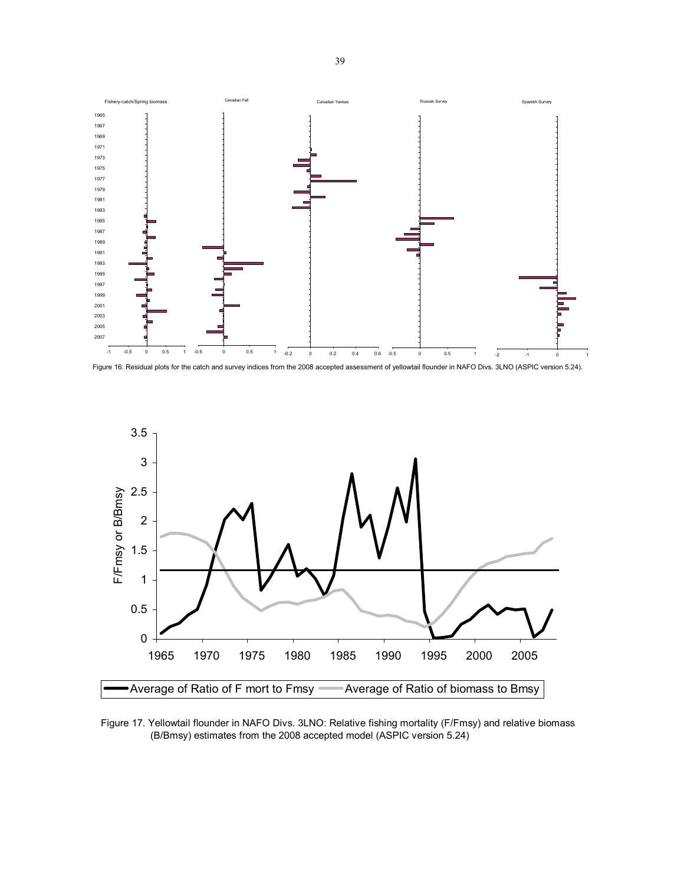Figure 16. Residual plots for the catch and survey indices from the 2008 accepted assessment of yellowtail flounder in NAFO Divs. 3LNO (ASPIC version 5.24).

Figure 17. Yellowtail flounder in NAFO Divs. 3LNO: Relative fishing mortality (F/Fmsy) and relative biomass (B/Bmsy) estimates from the 2008 accepted model (ASPIC version 5.24)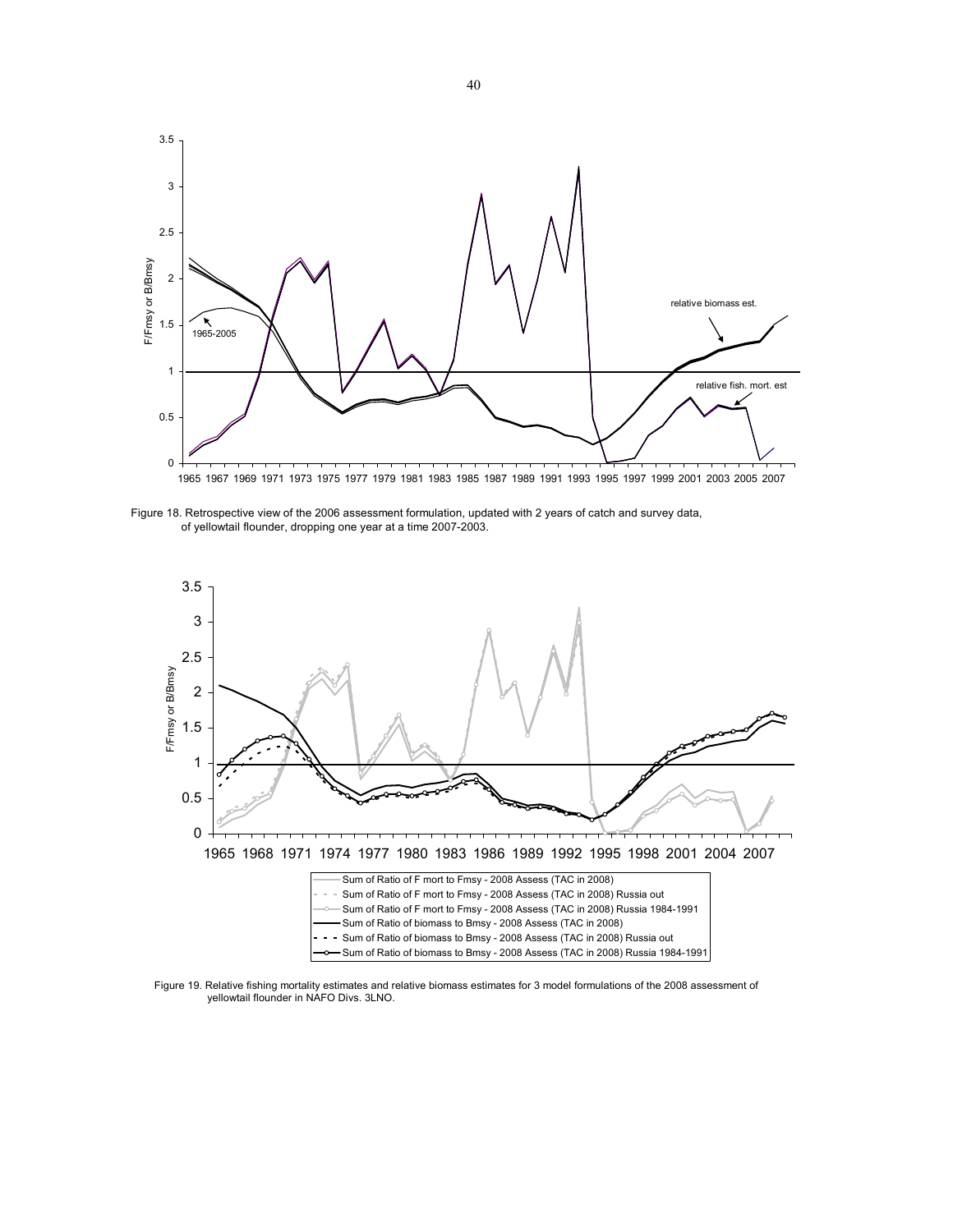Figure 18. Retrospective view of the 2006 assessment formulation, updated with 2 years of catch and survey data, of yellowtail flounder, dropping one year at a time 2007-2003.

Figure 19. Relative fishing mortality estimates and relative biomass estimates for 3 model formulations of the 2008 assessment of yellowtail flounder in NAFO Divs. 3LNO.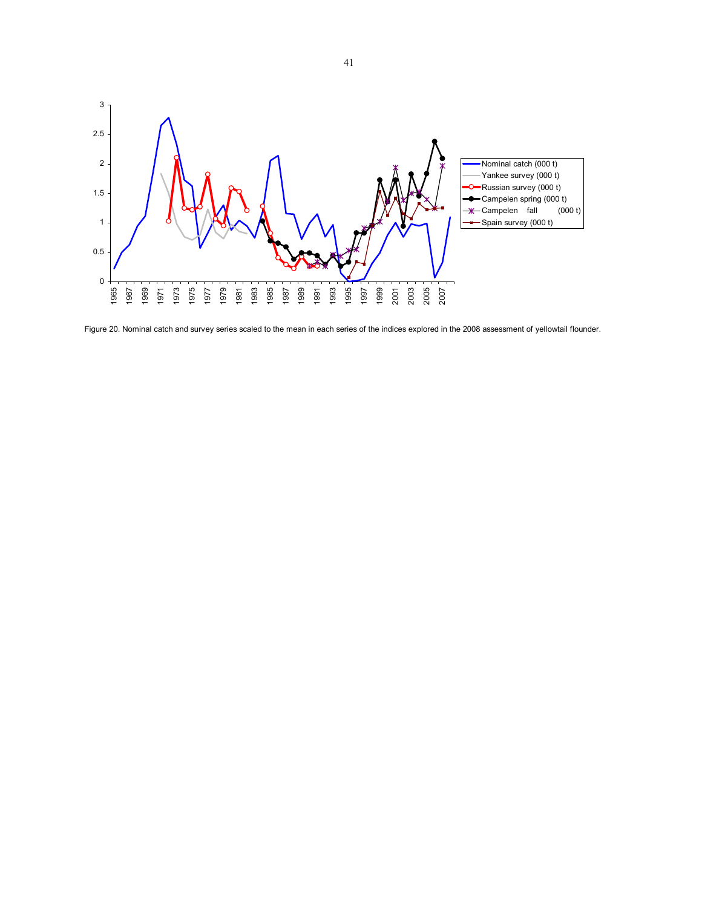Figure 20. Nominal catch and survey series scaled to the mean in each series of the indices explored in the 2008 assessment of yellowtail flounder.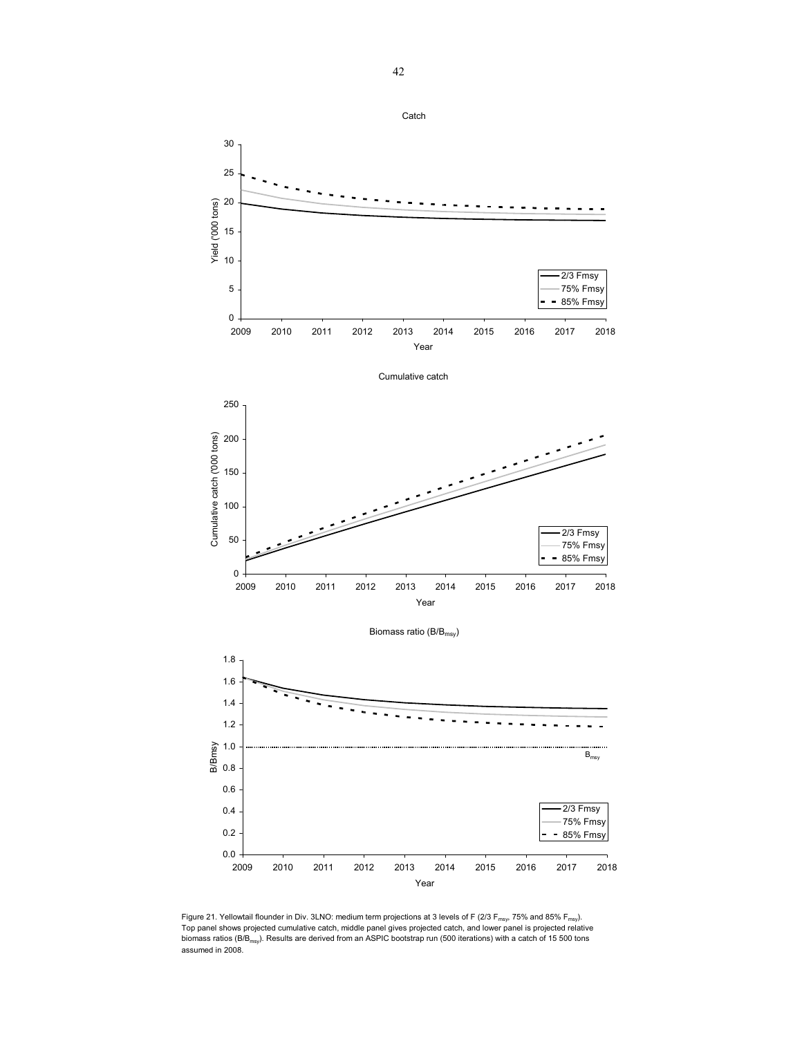Figure 21. Yellowtail flounder in Div. 3LNO: medium term projections at 3 levels of F (2/3 $F_{msy}$, 75% and 85% $F_{msy}$). Top panel shows projected cumulative catch, middle panel gives projected catch, and lower panel is projected relative biomass ratios ($B/B_{msy}$). Results are derived from an ASPIC bootstrap run (500 iterations) with a catch of 15 500 tons assumed in 2008.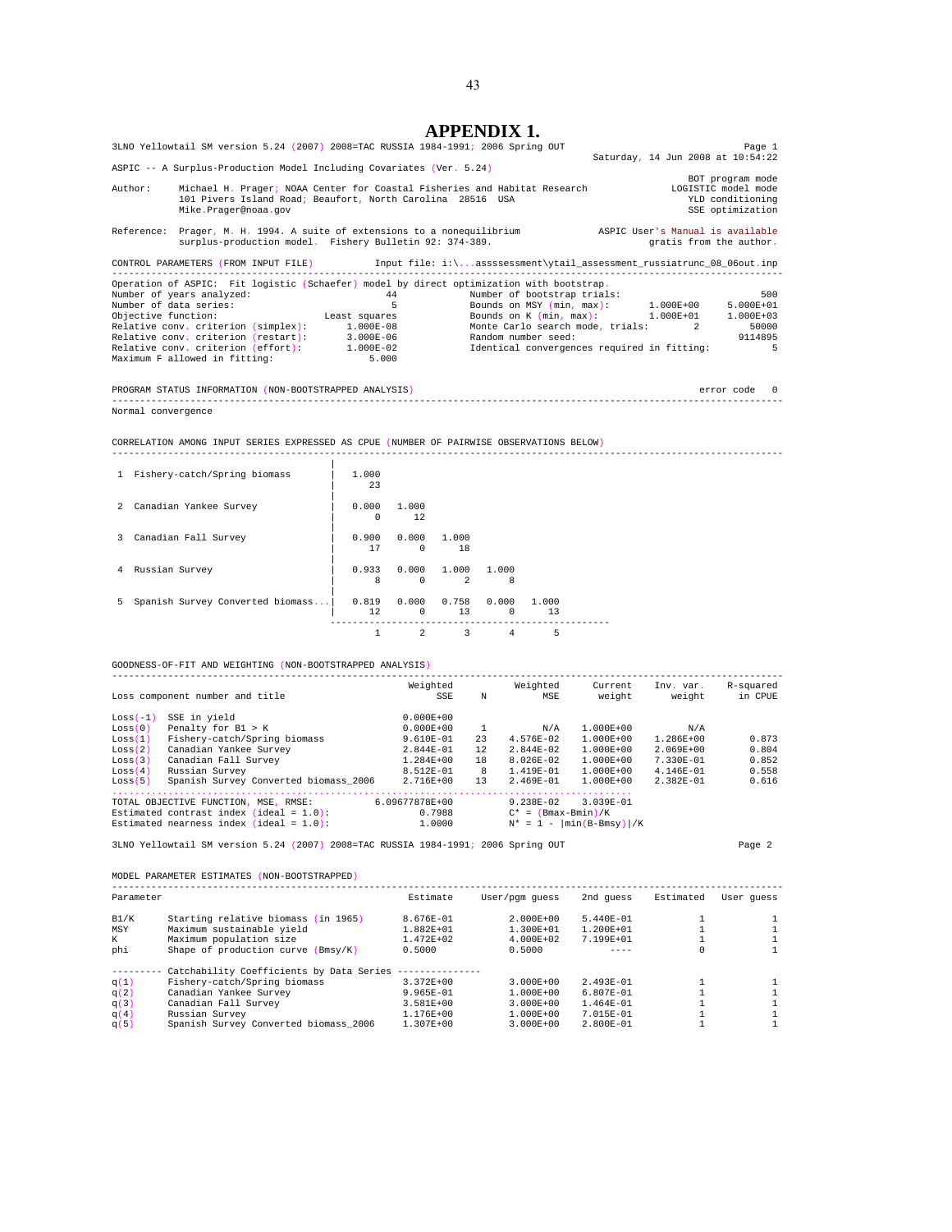# APPENDIX 1.

```
3LNO Yellowtail SM version 5.24 (2007) 2008=TAC RUSSIA 1984-1991; 2006 Spring OUT                                  Page 1
                                                                                   Saturday, 14 Jun 2008 at 10:54:22
ASPIC -- A Surplus-Production Model Including Covariates (Ver. 5.24)
                                                                                                   BOT program mode
Author:    Michael H. Prager; NOAA Center for Coastal Fisheries and Habitat Research             LOGISTIC model mode
           101 Pivers Island Road; Beaufort, North Carolina  28516  USA                             YLD conditioning
           Mike.Prager@noaa.gov                                                                     SSE optimization

Reference: Prager, M. H. 1994. A suite of extensions to a nonequilibrium              ASPIC User's Manual is available
           surplus-production model.  Fishery Bulletin 92: 374-389.                          gratis from the author.

CONTROL PARAMETERS (FROM INPUT FILE)          Input file: i:\...assssessment\ytail_assessment_russiatrunc_08_06out.inp
------------------------------------------------------------------------------------------------------------------------
Operation of ASPIC:  Fit logistic (Schaefer) model by direct optimization with bootstrap.
Number of years analyzed:                   44          Number of bootstrap trials:                               500
Number of data series:                       5          Bounds on MSY (min, max):        1.000E+00      5.000E+01
Objective function:              Least squares          Bounds on K (min, max):          1.000E+01      1.000E+03
Relative conv. criterion (simplex):   1.000E-08         Monte Carlo search mode, trials:         2          50000
Relative conv. criterion (restart):   3.000E-06         Random number seed:                                  9114895
Relative conv. criterion (effort):    1.000E-02         Identical convergences required in fitting:              5
Maximum F allowed in fitting:             5.000

PROGRAM STATUS INFORMATION (NON-BOOTSTRAPPED ANALYSIS)                                                  error code   0
------------------------------------------------------------------------------------------------------------------------
Normal convergence

CORRELATION AMONG INPUT SERIES EXPRESSED AS CPUE (NUMBER OF PAIRWISE OBSERVATIONS BELOW)
------------------------------------------------------------------------------------------------------------------------
                                      |
 1  Fishery-catch/Spring biomass      |    1.000
                                      |      23
                                      |
 2  Canadian Yankee Survey            |    0.000  1.000
                                      |      0      12
                                      |
 3  Canadian Fall Survey              |    0.900  0.000  1.000
                                      |     17      0     18
                                      |
 4  Russian Survey                    |    0.933  0.000  1.000  1.000
                                      |      8      0      2      8
                                      |
 5  Spanish Survey Converted biomass...|    0.819  0.000  0.758  0.000  1.000
                                      |     12      0     13      0     13
                                       ----------------------------------------------------
                                             1      2      3      4      5

GOODNESS-OF-FIT AND WEIGHTING (NON-BOOTSTRAPPED ANALYSIS)
------------------------------------------------------------------------------------------------------------------------
                                                  Weighted           Weighted      Current     Inv. var.    R-squared
Loss component number and title                        SSE      N         MSE       weight        weight      in CPUE

Loss(-1)  SSE in yield                           0.000E+00
Loss(0)   Penalty for B1 > K                     0.000E+00      1         N/A    1.000E+00          N/A
Loss(1)   Fishery-catch/Spring biomass           9.610E-01     23   4.576E-02    1.000E+00    1.286E+00        0.873
Loss(2)   Canadian Yankee Survey                 2.844E-01     12   2.844E-02    1.000E+00    2.069E+00        0.804
Loss(3)   Canadian Fall Survey                   1.284E+00     18   8.026E-02    1.000E+00    7.330E-01        0.852
Loss(4)   Russian Survey                         8.512E-01      8   1.419E-01    1.000E+00    4.146E-01        0.558
Loss(5)   Spanish Survey Converted biomass_2006  2.716E+00     13   2.469E-01    1.000E+00    2.382E-01        0.616
.........................................................................................
TOTAL OBJECTIVE FUNCTION, MSE, RMSE:          6.09677878E+00            9.238E-02    3.039E-01
Estimated contrast index (ideal = 1.0):              0.7988         C* = (Bmax-Bmin)/K
Estimated nearness index (ideal = 1.0):              1.0000         N* = 1 - |min(B-Bmsy)|/K

3LNO Yellowtail SM version 5.24 (2007) 2008=TAC RUSSIA 1984-1991; 2006 Spring OUT                                  Page 2

MODEL PARAMETER ESTIMATES (NON-BOOTSTRAPPED)
------------------------------------------------------------------------------------------------------------------------
Parameter                                          Estimate     User/pgm guess    2nd guess     Estimated    User guess

B1/K      Starting relative biomass (in 1965)     8.676E-01       2.000E+00       5.440E-01           1             1
MSY       Maximum sustainable yield               1.882E+01       1.300E+01       1.200E+01           1             1
K         Maximum population size                 1.472E+02       4.000E+02       7.199E+01           1             1
phi       Shape of production curve (Bmsy/K)      0.5000          0.5000           ----               0             1

--------- Catchability Coefficients by Data Series --------------
q(1)      Fishery-catch/Spring biomass            3.372E+00       3.000E+00       2.493E-01           1             1
q(2)      Canadian Yankee Survey                  9.965E-01       1.000E+00       6.807E-01           1             1
q(3)      Canadian Fall Survey                    3.581E+00       3.000E+00       1.464E-01           1             1
q(4)      Russian Survey                          1.176E+00       1.000E+00       7.015E-01           1             1
q(5)      Spanish Survey Converted biomass_2006   1.307E+00       3.000E+00       2.800E-01           1             1
```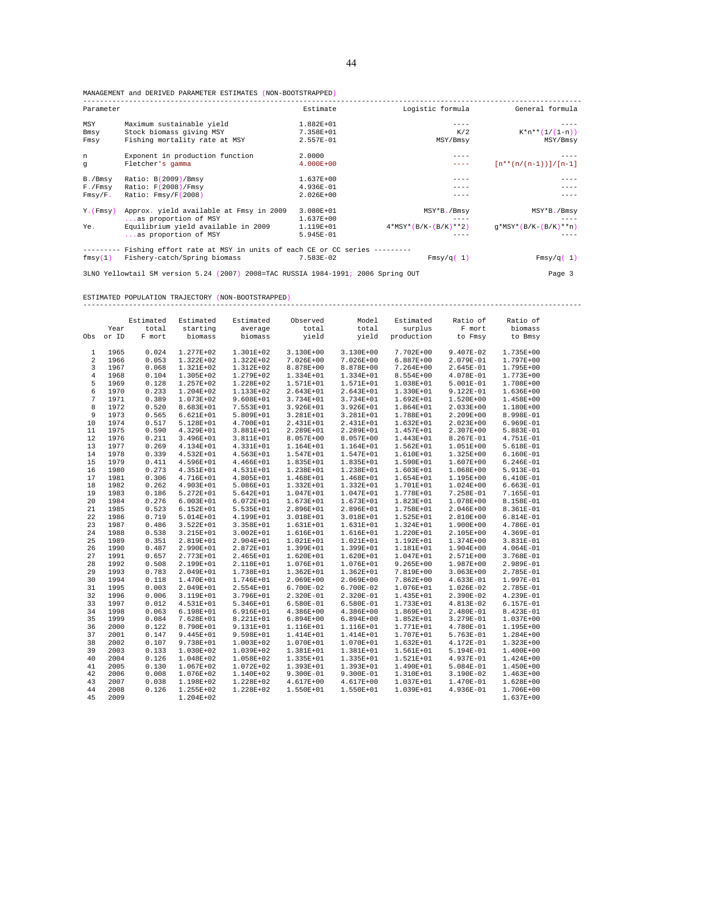MANAGEMENT and DERIVED PARAMETER ESTIMATES (NON-BOOTSTRAPPED)

| Parameter | | Estimate | Logistic formula | General formula |
|---|---|---|---|---|
| MSY | Maximum sustainable yield | 1.882E+01 | ---- | ---- |
| Bmsy | Stock biomass giving MSY | 7.358E+01 | K/2 | K*n**(1/(1-n)) |
| Fmsy | Fishing mortality rate at MSY | 2.557E-01 | MSY/Bmsy | MSY/Bmsy |
| n | Exponent in production function | 2.0000 | ---- | ---- |
| g | Fletcher's gamma | 4.000E+00 | ---- | [n**(n/(n-1))]/[n-1] |
| B./Bmsy | Ratio: B(2009)/Bmsy | 1.637E+00 | ---- | ---- |
| F./Fmsy | Ratio: F(2008)/Fmsy | 4.936E-01 | ---- | ---- |
| Fmsy/F. | Ratio: Fmsy/F(2008) | 2.026E+00 | ---- | ---- |
| Y.(Fmsy) | Approx. yield available at Fmsy in 2009 | 3.080E+01 | MSY*B./Bmsy | MSY*B./Bmsy |
| | ...as proportion of MSY | 1.637E+00 | ---- | ---- |
| Ye. | Equilibrium yield available in 2009 | 1.119E+01 | 4*MSY*(B/K-(B/K)**2) | g*MSY*(B/K-(B/K)**n) |
| | ...as proportion of MSY | 5.945E-01 | ---- | ---- |
| | --------- Fishing effort rate at MSY in units of each CE or CC series --------- | | | |
| fmsy(1) | Fishery-catch/Spring biomass | 7.583E-02 | Fmsy/q( 1) | Fmsy/q( 1) |

3LNO Yellowtail SM version 5.24 (2007) 2008=TAC RUSSIA 1984-1991; 2006 Spring OUT Page 3

ESTIMATED POPULATION TRAJECTORY (NON-BOOTSTRAPPED)

| Obs | Year or ID | Estimated total F mort | Estimated starting biomass | Estimated average biomass | Observed total yield | Model total yield | Estimated surplus production | Ratio of F mort to Fmsy | Ratio of biomass to Bmsy |
|---|---|---|---|---|---|---|---|---|---|
| 1 | 1965 | 0.024 | 1.277E+02 | 1.301E+02 | 3.130E+00 | 3.130E+00 | 7.702E+00 | 9.407E-02 | 1.735E+00 |
| 2 | 1966 | 0.053 | 1.322E+02 | 1.322E+02 | 7.026E+00 | 7.026E+00 | 6.887E+00 | 2.079E-01 | 1.797E+00 |
| 3 | 1967 | 0.068 | 1.321E+02 | 1.312E+02 | 8.878E+00 | 8.878E+00 | 7.264E+00 | 2.645E-01 | 1.795E+00 |
| 4 | 1968 | 0.104 | 1.305E+02 | 1.279E+02 | 1.334E+01 | 1.334E+01 | 8.554E+00 | 4.078E-01 | 1.773E+00 |
| 5 | 1969 | 0.128 | 1.257E+02 | 1.228E+02 | 1.571E+01 | 1.571E+01 | 1.038E+01 | 5.001E-01 | 1.708E+00 |
| 6 | 1970 | 0.233 | 1.204E+02 | 1.133E+02 | 2.643E+01 | 2.643E+01 | 1.330E+01 | 9.122E-01 | 1.636E+00 |
| 7 | 1971 | 0.389 | 1.073E+02 | 9.608E+01 | 3.734E+01 | 3.734E+01 | 1.692E+01 | 1.520E+00 | 1.458E+00 |
| 8 | 1972 | 0.520 | 8.683E+01 | 7.553E+01 | 3.926E+01 | 3.926E+01 | 1.864E+01 | 2.033E+00 | 1.180E+00 |
| 9 | 1973 | 0.565 | 6.621E+01 | 5.809E+01 | 3.281E+01 | 3.281E+01 | 1.788E+01 | 2.209E+00 | 8.998E-01 |
| 10 | 1974 | 0.517 | 5.128E+01 | 4.700E+01 | 2.431E+01 | 2.431E+01 | 1.632E+01 | 2.023E+00 | 6.969E-01 |
| 11 | 1975 | 0.590 | 4.329E+01 | 3.881E+01 | 2.289E+01 | 2.289E+01 | 1.457E+01 | 2.307E+00 | 5.883E-01 |
| 12 | 1976 | 0.211 | 3.496E+01 | 3.811E+01 | 8.057E+00 | 8.057E+00 | 1.443E+01 | 8.267E-01 | 4.751E-01 |
| 13 | 1977 | 0.269 | 4.134E+01 | 4.331E+01 | 1.164E+01 | 1.164E+01 | 1.562E+01 | 1.051E+00 | 5.618E-01 |
| 14 | 1978 | 0.339 | 4.532E+01 | 4.563E+01 | 1.547E+01 | 1.547E+01 | 1.610E+01 | 1.325E+00 | 6.160E-01 |
| 15 | 1979 | 0.411 | 4.596E+01 | 4.466E+01 | 1.835E+01 | 1.835E+01 | 1.590E+01 | 1.607E+00 | 6.246E-01 |
| 16 | 1980 | 0.273 | 4.351E+01 | 4.531E+01 | 1.238E+01 | 1.238E+01 | 1.603E+01 | 1.068E+00 | 5.913E-01 |
| 17 | 1981 | 0.306 | 4.716E+01 | 4.805E+01 | 1.468E+01 | 1.468E+01 | 1.654E+01 | 1.195E+00 | 6.410E-01 |
| 18 | 1982 | 0.262 | 4.903E+01 | 5.086E+01 | 1.332E+01 | 1.332E+01 | 1.701E+01 | 1.024E+00 | 6.663E-01 |
| 19 | 1983 | 0.186 | 5.272E+01 | 5.642E+01 | 1.047E+01 | 1.047E+01 | 1.778E+01 | 7.258E-01 | 7.165E-01 |
| 20 | 1984 | 0.276 | 6.003E+01 | 6.072E+01 | 1.673E+01 | 1.673E+01 | 1.823E+01 | 1.078E+00 | 8.158E-01 |
| 21 | 1985 | 0.523 | 6.152E+01 | 5.535E+01 | 2.896E+01 | 2.896E+01 | 1.758E+01 | 2.046E+00 | 8.361E-01 |
| 22 | 1986 | 0.719 | 5.014E+01 | 4.199E+01 | 3.018E+01 | 3.018E+01 | 1.525E+01 | 2.810E+00 | 6.814E-01 |
| 23 | 1987 | 0.486 | 3.522E+01 | 3.358E+01 | 1.631E+01 | 1.631E+01 | 1.324E+01 | 1.900E+00 | 4.786E-01 |
| 24 | 1988 | 0.538 | 3.215E+01 | 3.002E+01 | 1.616E+01 | 1.616E+01 | 1.220E+01 | 2.105E+00 | 4.369E-01 |
| 25 | 1989 | 0.351 | 2.819E+01 | 2.904E+01 | 1.021E+01 | 1.021E+01 | 1.192E+01 | 1.374E+00 | 3.831E-01 |
| 26 | 1990 | 0.487 | 2.990E+01 | 2.872E+01 | 1.399E+01 | 1.399E+01 | 1.181E+01 | 1.904E+00 | 4.064E-01 |
| 27 | 1991 | 0.657 | 2.773E+01 | 2.465E+01 | 1.620E+01 | 1.620E+01 | 1.047E+01 | 2.571E+00 | 3.768E-01 |
| 28 | 1992 | 0.508 | 2.199E+01 | 2.118E+01 | 1.076E+01 | 1.076E+01 | 9.265E+00 | 1.987E+00 | 2.989E-01 |
| 29 | 1993 | 0.783 | 2.049E+01 | 1.738E+01 | 1.362E+01 | 1.362E+01 | 7.819E+00 | 3.063E+00 | 2.785E-01 |
| 30 | 1994 | 0.118 | 1.470E+01 | 1.746E+01 | 2.069E+00 | 2.069E+00 | 7.862E+00 | 4.633E-01 | 1.997E-01 |
| 31 | 1995 | 0.003 | 2.049E+01 | 2.554E+01 | 6.700E-02 | 6.700E-02 | 1.076E+01 | 1.026E-02 | 2.785E-01 |
| 32 | 1996 | 0.006 | 3.119E+01 | 3.796E+01 | 2.320E-01 | 2.320E-01 | 1.435E+01 | 2.390E-02 | 4.239E-01 |
| 33 | 1997 | 0.012 | 4.531E+01 | 5.346E+01 | 6.580E-01 | 6.580E-01 | 1.733E+01 | 4.813E-02 | 6.157E-01 |
| 34 | 1998 | 0.063 | 6.198E+01 | 6.916E+01 | 4.386E+00 | 4.386E+00 | 1.869E+01 | 2.480E-01 | 8.423E-01 |
| 35 | 1999 | 0.084 | 7.628E+01 | 8.221E+01 | 6.894E+00 | 6.894E+00 | 1.852E+01 | 3.279E-01 | 1.037E+00 |
| 36 | 2000 | 0.122 | 8.790E+01 | 9.131E+01 | 1.116E+01 | 1.116E+01 | 1.771E+01 | 4.780E-01 | 1.195E+00 |
| 37 | 2001 | 0.147 | 9.445E+01 | 9.598E+01 | 1.414E+01 | 1.414E+01 | 1.707E+01 | 5.763E-01 | 1.284E+00 |
| 38 | 2002 | 0.107 | 9.738E+01 | 1.003E+02 | 1.070E+01 | 1.070E+01 | 1.632E+01 | 4.172E-01 | 1.323E+00 |
| 39 | 2003 | 0.133 | 1.030E+02 | 1.039E+02 | 1.381E+01 | 1.381E+01 | 1.561E+01 | 5.194E-01 | 1.400E+00 |
| 40 | 2004 | 0.126 | 1.048E+02 | 1.058E+02 | 1.335E+01 | 1.335E+01 | 1.521E+01 | 4.937E-01 | 1.424E+00 |
| 41 | 2005 | 0.130 | 1.067E+02 | 1.072E+02 | 1.393E+01 | 1.393E+01 | 1.490E+01 | 5.084E-01 | 1.450E+00 |
| 42 | 2006 | 0.008 | 1.076E+02 | 1.140E+02 | 9.300E-01 | 9.300E-01 | 1.310E+01 | 3.190E-02 | 1.463E+00 |
| 43 | 2007 | 0.038 | 1.198E+02 | 1.228E+02 | 4.617E+00 | 4.617E+00 | 1.037E+01 | 1.470E-01 | 1.628E+00 |
| 44 | 2008 | 0.126 | 1.255E+02 | 1.228E+02 | 1.550E+01 | 1.550E+01 | 1.039E+01 | 4.936E-01 | 1.706E+00 |
| 45 | 2009 | | 1.204E+02 | | | | | | 1.637E+00 |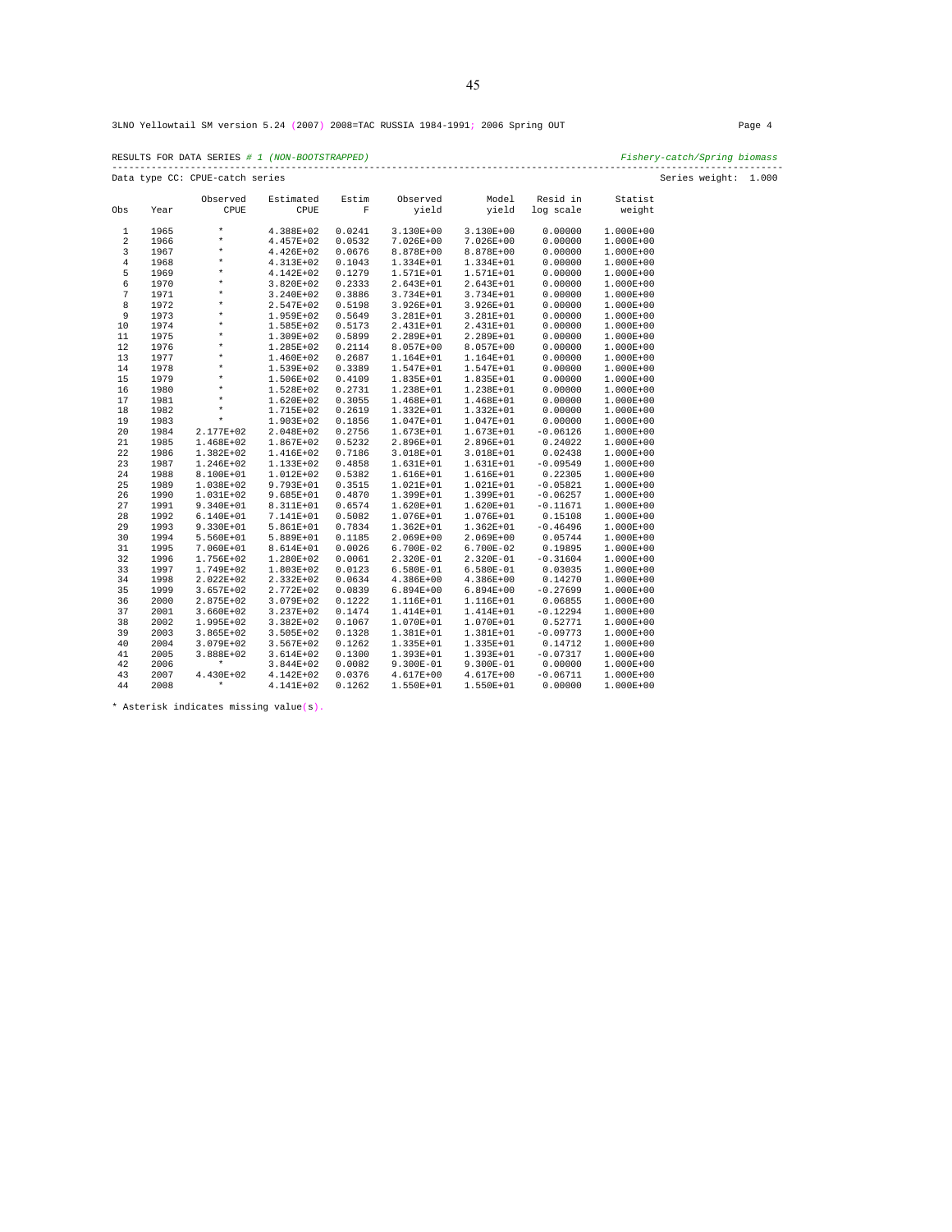3LNO Yellowtail SM version 5.24 (2007) 2008=TAC RUSSIA 1984-1991; 2006 Spring OUT Page 4

RESULTS FOR DATA SERIES *# 1 (NON-BOOTSTRAPPED)* *Fishery-catch/Spring biomass*

Data type CC: CPUE-catch series Series weight: 1.000

| Obs | Year | Observed CPUE | Estimated CPUE | Estim F | Observed yield | Model yield | Resid in log scale | Statist weight |
|---|---|---|---|---|---|---|---|---|
| 1 | 1965 | * | 4.388E+02 | 0.0241 | 3.130E+00 | 3.130E+00 | 0.00000 | 1.000E+00 |
| 2 | 1966 | * | 4.457E+02 | 0.0532 | 7.026E+00 | 7.026E+00 | 0.00000 | 1.000E+00 |
| 3 | 1967 | * | 4.426E+02 | 0.0676 | 8.878E+00 | 8.878E+00 | 0.00000 | 1.000E+00 |
| 4 | 1968 | * | 4.313E+02 | 0.1043 | 1.334E+01 | 1.334E+01 | 0.00000 | 1.000E+00 |
| 5 | 1969 | * | 4.142E+02 | 0.1279 | 1.571E+01 | 1.571E+01 | 0.00000 | 1.000E+00 |
| 6 | 1970 | * | 3.820E+02 | 0.2333 | 2.643E+01 | 2.643E+01 | 0.00000 | 1.000E+00 |
| 7 | 1971 | * | 3.240E+02 | 0.3886 | 3.734E+01 | 3.734E+01 | 0.00000 | 1.000E+00 |
| 8 | 1972 | * | 2.547E+02 | 0.5198 | 3.926E+01 | 3.926E+01 | 0.00000 | 1.000E+00 |
| 9 | 1973 | * | 1.959E+02 | 0.5649 | 3.281E+01 | 3.281E+01 | 0.00000 | 1.000E+00 |
| 10 | 1974 | * | 1.585E+02 | 0.5173 | 2.431E+01 | 2.431E+01 | 0.00000 | 1.000E+00 |
| 11 | 1975 | * | 1.309E+02 | 0.5899 | 2.289E+01 | 2.289E+01 | 0.00000 | 1.000E+00 |
| 12 | 1976 | * | 1.285E+02 | 0.2114 | 8.057E+00 | 8.057E+00 | 0.00000 | 1.000E+00 |
| 13 | 1977 | * | 1.460E+02 | 0.2687 | 1.164E+01 | 1.164E+01 | 0.00000 | 1.000E+00 |
| 14 | 1978 | * | 1.539E+02 | 0.3389 | 1.547E+01 | 1.547E+01 | 0.00000 | 1.000E+00 |
| 15 | 1979 | * | 1.506E+02 | 0.4109 | 1.835E+01 | 1.835E+01 | 0.00000 | 1.000E+00 |
| 16 | 1980 | * | 1.528E+02 | 0.2731 | 1.238E+01 | 1.238E+01 | 0.00000 | 1.000E+00 |
| 17 | 1981 | * | 1.620E+02 | 0.3055 | 1.468E+01 | 1.468E+01 | 0.00000 | 1.000E+00 |
| 18 | 1982 | * | 1.715E+02 | 0.2619 | 1.332E+01 | 1.332E+01 | 0.00000 | 1.000E+00 |
| 19 | 1983 | * | 1.903E+02 | 0.1856 | 1.047E+01 | 1.047E+01 | 0.00000 | 1.000E+00 |
| 20 | 1984 | 2.177E+02 | 2.048E+02 | 0.2756 | 1.673E+01 | 1.673E+01 | -0.06126 | 1.000E+00 |
| 21 | 1985 | 1.468E+02 | 1.867E+02 | 0.5232 | 2.896E+01 | 2.896E+01 | 0.24022 | 1.000E+00 |
| 22 | 1986 | 1.382E+02 | 1.416E+02 | 0.7186 | 3.018E+01 | 3.018E+01 | 0.02438 | 1.000E+00 |
| 23 | 1987 | 1.246E+02 | 1.133E+02 | 0.4858 | 1.631E+01 | 1.631E+01 | -0.09549 | 1.000E+00 |
| 24 | 1988 | 8.100E+01 | 1.012E+02 | 0.5382 | 1.616E+01 | 1.616E+01 | 0.22305 | 1.000E+00 |
| 25 | 1989 | 1.038E+02 | 9.793E+01 | 0.3515 | 1.021E+01 | 1.021E+01 | -0.05821 | 1.000E+00 |
| 26 | 1990 | 1.031E+02 | 9.685E+01 | 0.4870 | 1.399E+01 | 1.399E+01 | -0.06257 | 1.000E+00 |
| 27 | 1991 | 9.340E+01 | 8.311E+01 | 0.6574 | 1.620E+01 | 1.620E+01 | -0.11671 | 1.000E+00 |
| 28 | 1992 | 6.140E+01 | 7.141E+01 | 0.5082 | 1.076E+01 | 1.076E+01 | 0.15108 | 1.000E+00 |
| 29 | 1993 | 9.330E+01 | 5.861E+01 | 0.7834 | 1.362E+01 | 1.362E+01 | -0.46496 | 1.000E+00 |
| 30 | 1994 | 5.560E+01 | 5.889E+01 | 0.1185 | 2.069E+00 | 2.069E+00 | 0.05744 | 1.000E+00 |
| 31 | 1995 | 7.060E+01 | 8.614E+01 | 0.0026 | 6.700E-02 | 6.700E-02 | 0.19895 | 1.000E+00 |
| 32 | 1996 | 1.756E+02 | 1.280E+02 | 0.0061 | 2.320E-01 | 2.320E-01 | -0.31604 | 1.000E+00 |
| 33 | 1997 | 1.749E+02 | 1.803E+02 | 0.0123 | 6.580E-01 | 6.580E-01 | 0.03035 | 1.000E+00 |
| 34 | 1998 | 2.022E+02 | 2.332E+02 | 0.0634 | 4.386E+00 | 4.386E+00 | 0.14270 | 1.000E+00 |
| 35 | 1999 | 3.657E+02 | 2.772E+02 | 0.0839 | 6.894E+00 | 6.894E+00 | -0.27699 | 1.000E+00 |
| 36 | 2000 | 2.875E+02 | 3.079E+02 | 0.1222 | 1.116E+01 | 1.116E+01 | 0.06855 | 1.000E+00 |
| 37 | 2001 | 3.660E+02 | 3.237E+02 | 0.1474 | 1.414E+01 | 1.414E+01 | -0.12294 | 1.000E+00 |
| 38 | 2002 | 1.995E+02 | 3.382E+02 | 0.1067 | 1.070E+01 | 1.070E+01 | 0.52771 | 1.000E+00 |
| 39 | 2003 | 3.865E+02 | 3.505E+02 | 0.1328 | 1.381E+01 | 1.381E+01 | -0.09773 | 1.000E+00 |
| 40 | 2004 | 3.079E+02 | 3.567E+02 | 0.1262 | 1.335E+01 | 1.335E+01 | 0.14712 | 1.000E+00 |
| 41 | 2005 | 3.888E+02 | 3.614E+02 | 0.1300 | 1.393E+01 | 1.393E+01 | -0.07317 | 1.000E+00 |
| 42 | 2006 | * | 3.844E+02 | 0.0082 | 9.300E-01 | 9.300E-01 | 0.00000 | 1.000E+00 |
| 43 | 2007 | 4.430E+02 | 4.142E+02 | 0.0376 | 4.617E+00 | 4.617E+00 | -0.06711 | 1.000E+00 |
| 44 | 2008 | * | 4.141E+02 | 0.1262 | 1.550E+01 | 1.550E+01 | 0.00000 | 1.000E+00 |

* Asterisk indicates missing value(s).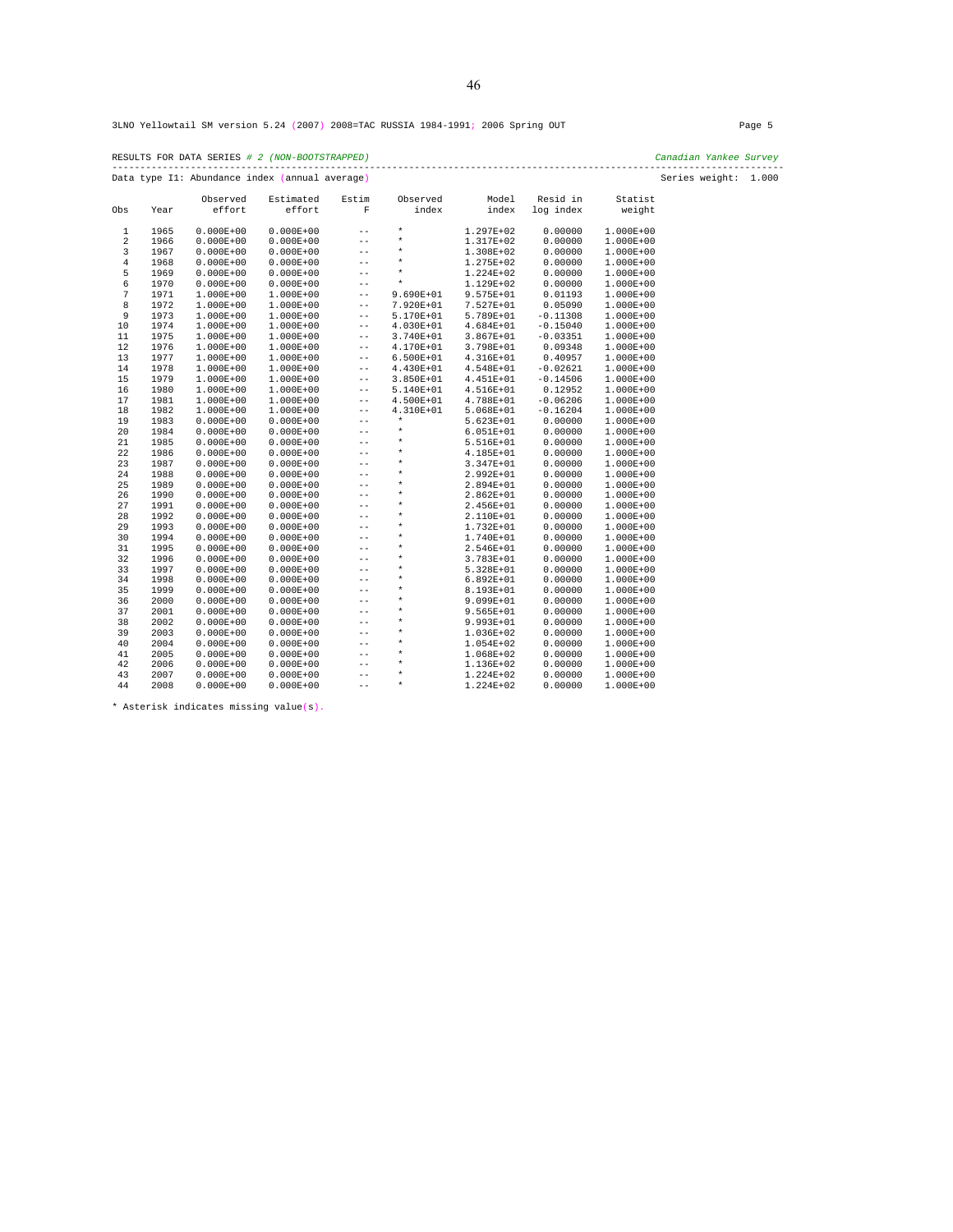3LNO Yellowtail SM version 5.24 (2007) 2008=TAC RUSSIA 1984-1991; 2006 Spring OUT

RESULTS FOR DATA SERIES # 2 (NON-BOOTSTRAPPED) *Canadian Yankee Survey*

Data type I1: Abundance index (annual average) Series weight: 1.000

| Obs | Year | Observed effort | Estimated effort | Estim F | Observed index | Model index | Resid in log index | Statist weight |
|---|---|---|---|---|---|---|---|---|
| 1 | 1965 | 0.000E+00 | 0.000E+00 | -- | * | 1.297E+02 | 0.00000 | 1.000E+00 |
| 2 | 1966 | 0.000E+00 | 0.000E+00 | -- | * | 1.317E+02 | 0.00000 | 1.000E+00 |
| 3 | 1967 | 0.000E+00 | 0.000E+00 | -- | * | 1.308E+02 | 0.00000 | 1.000E+00 |
| 4 | 1968 | 0.000E+00 | 0.000E+00 | -- | * | 1.275E+02 | 0.00000 | 1.000E+00 |
| 5 | 1969 | 0.000E+00 | 0.000E+00 | -- | * | 1.224E+02 | 0.00000 | 1.000E+00 |
| 6 | 1970 | 0.000E+00 | 0.000E+00 | -- | * | 1.129E+02 | 0.00000 | 1.000E+00 |
| 7 | 1971 | 1.000E+00 | 1.000E+00 | -- | 9.690E+01 | 9.575E+01 | 0.01193 | 1.000E+00 |
| 8 | 1972 | 1.000E+00 | 1.000E+00 | -- | 7.920E+01 | 7.527E+01 | 0.05090 | 1.000E+00 |
| 9 | 1973 | 1.000E+00 | 1.000E+00 | -- | 5.170E+01 | 5.789E+01 | -0.11308 | 1.000E+00 |
| 10 | 1974 | 1.000E+00 | 1.000E+00 | -- | 4.030E+01 | 4.684E+01 | -0.15040 | 1.000E+00 |
| 11 | 1975 | 1.000E+00 | 1.000E+00 | -- | 3.740E+01 | 3.867E+01 | -0.03351 | 1.000E+00 |
| 12 | 1976 | 1.000E+00 | 1.000E+00 | -- | 4.170E+01 | 3.798E+01 | 0.09348 | 1.000E+00 |
| 13 | 1977 | 1.000E+00 | 1.000E+00 | -- | 6.500E+01 | 4.316E+01 | 0.40957 | 1.000E+00 |
| 14 | 1978 | 1.000E+00 | 1.000E+00 | -- | 4.430E+01 | 4.548E+01 | -0.02621 | 1.000E+00 |
| 15 | 1979 | 1.000E+00 | 1.000E+00 | -- | 3.850E+01 | 4.451E+01 | -0.14506 | 1.000E+00 |
| 16 | 1980 | 1.000E+00 | 1.000E+00 | -- | 5.140E+01 | 4.516E+01 | 0.12952 | 1.000E+00 |
| 17 | 1981 | 1.000E+00 | 1.000E+00 | -- | 4.500E+01 | 4.788E+01 | -0.06206 | 1.000E+00 |
| 18 | 1982 | 1.000E+00 | 1.000E+00 | -- | 4.310E+01 | 5.068E+01 | -0.16204 | 1.000E+00 |
| 19 | 1983 | 0.000E+00 | 0.000E+00 | -- | * | 5.623E+01 | 0.00000 | 1.000E+00 |
| 20 | 1984 | 0.000E+00 | 0.000E+00 | -- | * | 6.051E+01 | 0.00000 | 1.000E+00 |
| 21 | 1985 | 0.000E+00 | 0.000E+00 | -- | * | 5.516E+01 | 0.00000 | 1.000E+00 |
| 22 | 1986 | 0.000E+00 | 0.000E+00 | -- | * | 4.185E+01 | 0.00000 | 1.000E+00 |
| 23 | 1987 | 0.000E+00 | 0.000E+00 | -- | * | 3.347E+01 | 0.00000 | 1.000E+00 |
| 24 | 1988 | 0.000E+00 | 0.000E+00 | -- | * | 2.992E+01 | 0.00000 | 1.000E+00 |
| 25 | 1989 | 0.000E+00 | 0.000E+00 | -- | * | 2.894E+01 | 0.00000 | 1.000E+00 |
| 26 | 1990 | 0.000E+00 | 0.000E+00 | -- | * | 2.862E+01 | 0.00000 | 1.000E+00 |
| 27 | 1991 | 0.000E+00 | 0.000E+00 | -- | * | 2.456E+01 | 0.00000 | 1.000E+00 |
| 28 | 1992 | 0.000E+00 | 0.000E+00 | -- | * | 2.110E+01 | 0.00000 | 1.000E+00 |
| 29 | 1993 | 0.000E+00 | 0.000E+00 | -- | * | 1.732E+01 | 0.00000 | 1.000E+00 |
| 30 | 1994 | 0.000E+00 | 0.000E+00 | -- | * | 1.740E+01 | 0.00000 | 1.000E+00 |
| 31 | 1995 | 0.000E+00 | 0.000E+00 | -- | * | 2.546E+01 | 0.00000 | 1.000E+00 |
| 32 | 1996 | 0.000E+00 | 0.000E+00 | -- | * | 3.783E+01 | 0.00000 | 1.000E+00 |
| 33 | 1997 | 0.000E+00 | 0.000E+00 | -- | * | 5.328E+01 | 0.00000 | 1.000E+00 |
| 34 | 1998 | 0.000E+00 | 0.000E+00 | -- | * | 6.892E+01 | 0.00000 | 1.000E+00 |
| 35 | 1999 | 0.000E+00 | 0.000E+00 | -- | * | 8.193E+01 | 0.00000 | 1.000E+00 |
| 36 | 2000 | 0.000E+00 | 0.000E+00 | -- | * | 9.099E+01 | 0.00000 | 1.000E+00 |
| 37 | 2001 | 0.000E+00 | 0.000E+00 | -- | * | 9.565E+01 | 0.00000 | 1.000E+00 |
| 38 | 2002 | 0.000E+00 | 0.000E+00 | -- | * | 9.993E+01 | 0.00000 | 1.000E+00 |
| 39 | 2003 | 0.000E+00 | 0.000E+00 | -- | * | 1.036E+02 | 0.00000 | 1.000E+00 |
| 40 | 2004 | 0.000E+00 | 0.000E+00 | -- | * | 1.054E+02 | 0.00000 | 1.000E+00 |
| 41 | 2005 | 0.000E+00 | 0.000E+00 | -- | * | 1.068E+02 | 0.00000 | 1.000E+00 |
| 42 | 2006 | 0.000E+00 | 0.000E+00 | -- | * | 1.136E+02 | 0.00000 | 1.000E+00 |
| 43 | 2007 | 0.000E+00 | 0.000E+00 | -- | * | 1.224E+02 | 0.00000 | 1.000E+00 |
| 44 | 2008 | 0.000E+00 | 0.000E+00 | -- | * | 1.224E+02 | 0.00000 | 1.000E+00 |

* Asterisk indicates missing value(s).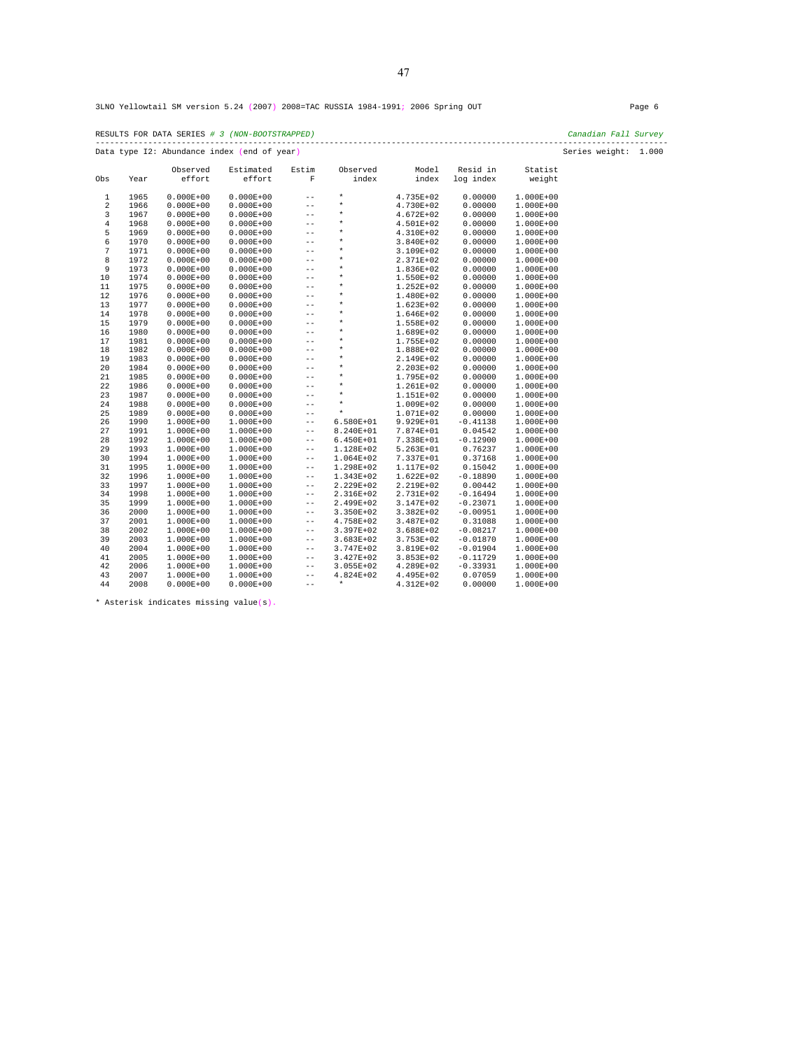3LNO Yellowtail SM version 5.24 (2007) 2008=TAC RUSSIA 1984-1991; 2006 Spring OUT Page 6

RESULTS FOR DATA SERIES *# 3 (NON-BOOTSTRAPPED)* *Canadian Fall Survey*

Data type I2: Abundance index (end of year) Series weight: 1.000

| Obs | Year | Observed effort | Estimated effort | Estim F | Observed index | Model index | Resid in log index | Statist weight |
|---|---|---|---|---|---|---|---|---|
| 1 | 1965 | 0.000E+00 | 0.000E+00 | -- | * | 4.735E+02 | 0.00000 | 1.000E+00 |
| 2 | 1966 | 0.000E+00 | 0.000E+00 | -- | * | 4.730E+02 | 0.00000 | 1.000E+00 |
| 3 | 1967 | 0.000E+00 | 0.000E+00 | -- | * | 4.672E+02 | 0.00000 | 1.000E+00 |
| 4 | 1968 | 0.000E+00 | 0.000E+00 | -- | * | 4.501E+02 | 0.00000 | 1.000E+00 |
| 5 | 1969 | 0.000E+00 | 0.000E+00 | -- | * | 4.310E+02 | 0.00000 | 1.000E+00 |
| 6 | 1970 | 0.000E+00 | 0.000E+00 | -- | * | 3.840E+02 | 0.00000 | 1.000E+00 |
| 7 | 1971 | 0.000E+00 | 0.000E+00 | -- | * | 3.109E+02 | 0.00000 | 1.000E+00 |
| 8 | 1972 | 0.000E+00 | 0.000E+00 | -- | * | 2.371E+02 | 0.00000 | 1.000E+00 |
| 9 | 1973 | 0.000E+00 | 0.000E+00 | -- | * | 1.836E+02 | 0.00000 | 1.000E+00 |
| 10 | 1974 | 0.000E+00 | 0.000E+00 | -- | * | 1.550E+02 | 0.00000 | 1.000E+00 |
| 11 | 1975 | 0.000E+00 | 0.000E+00 | -- | * | 1.252E+02 | 0.00000 | 1.000E+00 |
| 12 | 1976 | 0.000E+00 | 0.000E+00 | -- | * | 1.480E+02 | 0.00000 | 1.000E+00 |
| 13 | 1977 | 0.000E+00 | 0.000E+00 | -- | * | 1.623E+02 | 0.00000 | 1.000E+00 |
| 14 | 1978 | 0.000E+00 | 0.000E+00 | -- | * | 1.646E+02 | 0.00000 | 1.000E+00 |
| 15 | 1979 | 0.000E+00 | 0.000E+00 | -- | * | 1.558E+02 | 0.00000 | 1.000E+00 |
| 16 | 1980 | 0.000E+00 | 0.000E+00 | -- | * | 1.689E+02 | 0.00000 | 1.000E+00 |
| 17 | 1981 | 0.000E+00 | 0.000E+00 | -- | * | 1.755E+02 | 0.00000 | 1.000E+00 |
| 18 | 1982 | 0.000E+00 | 0.000E+00 | -- | * | 1.888E+02 | 0.00000 | 1.000E+00 |
| 19 | 1983 | 0.000E+00 | 0.000E+00 | -- | * | 2.149E+02 | 0.00000 | 1.000E+00 |
| 20 | 1984 | 0.000E+00 | 0.000E+00 | -- | * | 2.203E+02 | 0.00000 | 1.000E+00 |
| 21 | 1985 | 0.000E+00 | 0.000E+00 | -- | * | 1.795E+02 | 0.00000 | 1.000E+00 |
| 22 | 1986 | 0.000E+00 | 0.000E+00 | -- | * | 1.261E+02 | 0.00000 | 1.000E+00 |
| 23 | 1987 | 0.000E+00 | 0.000E+00 | -- | * | 1.151E+02 | 0.00000 | 1.000E+00 |
| 24 | 1988 | 0.000E+00 | 0.000E+00 | -- | * | 1.009E+02 | 0.00000 | 1.000E+00 |
| 25 | 1989 | 0.000E+00 | 0.000E+00 | -- | * | 1.071E+02 | 0.00000 | 1.000E+00 |
| 26 | 1990 | 1.000E+00 | 1.000E+00 | -- | 6.580E+01 | 9.929E+01 | -0.41138 | 1.000E+00 |
| 27 | 1991 | 1.000E+00 | 1.000E+00 | -- | 8.240E+01 | 7.874E+01 | 0.04542 | 1.000E+00 |
| 28 | 1992 | 1.000E+00 | 1.000E+00 | -- | 6.450E+01 | 7.338E+01 | -0.12900 | 1.000E+00 |
| 29 | 1993 | 1.000E+00 | 1.000E+00 | -- | 1.128E+02 | 5.263E+01 | 0.76237 | 1.000E+00 |
| 30 | 1994 | 1.000E+00 | 1.000E+00 | -- | 1.064E+02 | 7.337E+01 | 0.37168 | 1.000E+00 |
| 31 | 1995 | 1.000E+00 | 1.000E+00 | -- | 1.298E+02 | 1.117E+02 | 0.15042 | 1.000E+00 |
| 32 | 1996 | 1.000E+00 | 1.000E+00 | -- | 1.343E+02 | 1.622E+02 | -0.18890 | 1.000E+00 |
| 33 | 1997 | 1.000E+00 | 1.000E+00 | -- | 2.229E+02 | 2.219E+02 | 0.00442 | 1.000E+00 |
| 34 | 1998 | 1.000E+00 | 1.000E+00 | -- | 2.316E+02 | 2.731E+02 | -0.16494 | 1.000E+00 |
| 35 | 1999 | 1.000E+00 | 1.000E+00 | -- | 2.499E+02 | 3.147E+02 | -0.23071 | 1.000E+00 |
| 36 | 2000 | 1.000E+00 | 1.000E+00 | -- | 3.350E+02 | 3.382E+02 | -0.00951 | 1.000E+00 |
| 37 | 2001 | 1.000E+00 | 1.000E+00 | -- | 4.758E+02 | 3.487E+02 | 0.31088 | 1.000E+00 |
| 38 | 2002 | 1.000E+00 | 1.000E+00 | -- | 3.397E+02 | 3.688E+02 | -0.08217 | 1.000E+00 |
| 39 | 2003 | 1.000E+00 | 1.000E+00 | -- | 3.683E+02 | 3.753E+02 | -0.01870 | 1.000E+00 |
| 40 | 2004 | 1.000E+00 | 1.000E+00 | -- | 3.747E+02 | 3.819E+02 | -0.01904 | 1.000E+00 |
| 41 | 2005 | 1.000E+00 | 1.000E+00 | -- | 3.427E+02 | 3.853E+02 | -0.11729 | 1.000E+00 |
| 42 | 2006 | 1.000E+00 | 1.000E+00 | -- | 3.055E+02 | 4.289E+02 | -0.33931 | 1.000E+00 |
| 43 | 2007 | 1.000E+00 | 1.000E+00 | -- | 4.824E+02 | 4.495E+02 | 0.07059 | 1.000E+00 |
| 44 | 2008 | 0.000E+00 | 0.000E+00 | -- | * | 4.312E+02 | 0.00000 | 1.000E+00 |

\* Asterisk indicates missing value(s).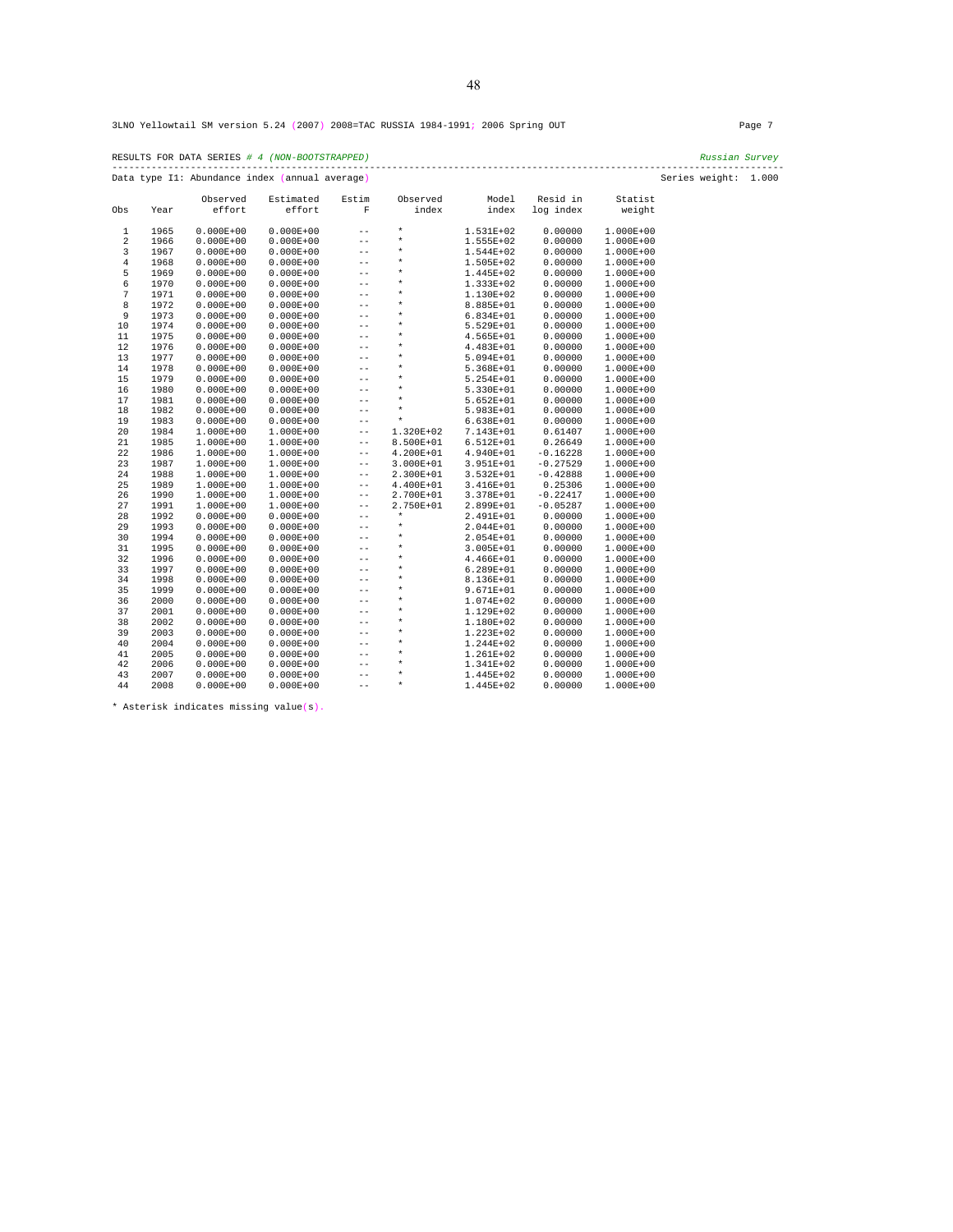3LNO Yellowtail SM version 5.24 (2007) 2008=TAC RUSSIA 1984-1991; 2006 Spring OUT Page 7

RESULTS FOR DATA SERIES # 4 (NON-BOOTSTRAPPED) *Russian Survey*

Data type I1: Abundance index (annual average) Series weight: 1.000

| Obs | Year | Observed effort | Estimated effort | Estim F | Observed index | Model index | Resid in log index | Statist weight |
|---|---|---|---|---|---|---|---|---|
| 1 | 1965 | 0.000E+00 | 0.000E+00 | -- | * | 1.531E+02 | 0.00000 | 1.000E+00 |
| 2 | 1966 | 0.000E+00 | 0.000E+00 | -- | * | 1.555E+02 | 0.00000 | 1.000E+00 |
| 3 | 1967 | 0.000E+00 | 0.000E+00 | -- | * | 1.544E+02 | 0.00000 | 1.000E+00 |
| 4 | 1968 | 0.000E+00 | 0.000E+00 | -- | * | 1.505E+02 | 0.00000 | 1.000E+00 |
| 5 | 1969 | 0.000E+00 | 0.000E+00 | -- | * | 1.445E+02 | 0.00000 | 1.000E+00 |
| 6 | 1970 | 0.000E+00 | 0.000E+00 | -- | * | 1.333E+02 | 0.00000 | 1.000E+00 |
| 7 | 1971 | 0.000E+00 | 0.000E+00 | -- | * | 1.130E+02 | 0.00000 | 1.000E+00 |
| 8 | 1972 | 0.000E+00 | 0.000E+00 | -- | * | 8.885E+01 | 0.00000 | 1.000E+00 |
| 9 | 1973 | 0.000E+00 | 0.000E+00 | -- | * | 6.834E+01 | 0.00000 | 1.000E+00 |
| 10 | 1974 | 0.000E+00 | 0.000E+00 | -- | * | 5.529E+01 | 0.00000 | 1.000E+00 |
| 11 | 1975 | 0.000E+00 | 0.000E+00 | -- | * | 4.565E+01 | 0.00000 | 1.000E+00 |
| 12 | 1976 | 0.000E+00 | 0.000E+00 | -- | * | 4.483E+01 | 0.00000 | 1.000E+00 |
| 13 | 1977 | 0.000E+00 | 0.000E+00 | -- | * | 5.094E+01 | 0.00000 | 1.000E+00 |
| 14 | 1978 | 0.000E+00 | 0.000E+00 | -- | * | 5.368E+01 | 0.00000 | 1.000E+00 |
| 15 | 1979 | 0.000E+00 | 0.000E+00 | -- | * | 5.254E+01 | 0.00000 | 1.000E+00 |
| 16 | 1980 | 0.000E+00 | 0.000E+00 | -- | * | 5.330E+01 | 0.00000 | 1.000E+00 |
| 17 | 1981 | 0.000E+00 | 0.000E+00 | -- | * | 5.652E+01 | 0.00000 | 1.000E+00 |
| 18 | 1982 | 0.000E+00 | 0.000E+00 | -- | * | 5.983E+01 | 0.00000 | 1.000E+00 |
| 19 | 1983 | 0.000E+00 | 0.000E+00 | -- | * | 6.638E+01 | 0.00000 | 1.000E+00 |
| 20 | 1984 | 1.000E+00 | 1.000E+00 | -- | 1.320E+02 | 7.143E+01 | 0.61407 | 1.000E+00 |
| 21 | 1985 | 1.000E+00 | 1.000E+00 | -- | 8.500E+01 | 6.512E+01 | 0.26649 | 1.000E+00 |
| 22 | 1986 | 1.000E+00 | 1.000E+00 | -- | 4.200E+01 | 4.940E+01 | -0.16228 | 1.000E+00 |
| 23 | 1987 | 1.000E+00 | 1.000E+00 | -- | 3.000E+01 | 3.951E+01 | -0.27529 | 1.000E+00 |
| 24 | 1988 | 1.000E+00 | 1.000E+00 | -- | 2.300E+01 | 3.532E+01 | -0.42888 | 1.000E+00 |
| 25 | 1989 | 1.000E+00 | 1.000E+00 | -- | 4.400E+01 | 3.416E+01 | 0.25306 | 1.000E+00 |
| 26 | 1990 | 1.000E+00 | 1.000E+00 | -- | 2.700E+01 | 3.378E+01 | -0.22417 | 1.000E+00 |
| 27 | 1991 | 1.000E+00 | 1.000E+00 | -- | 2.750E+01 | 2.899E+01 | -0.05287 | 1.000E+00 |
| 28 | 1992 | 0.000E+00 | 0.000E+00 | -- | * | 2.491E+01 | 0.00000 | 1.000E+00 |
| 29 | 1993 | 0.000E+00 | 0.000E+00 | -- | * | 2.044E+01 | 0.00000 | 1.000E+00 |
| 30 | 1994 | 0.000E+00 | 0.000E+00 | -- | * | 2.054E+01 | 0.00000 | 1.000E+00 |
| 31 | 1995 | 0.000E+00 | 0.000E+00 | -- | * | 3.005E+01 | 0.00000 | 1.000E+00 |
| 32 | 1996 | 0.000E+00 | 0.000E+00 | -- | * | 4.466E+01 | 0.00000 | 1.000E+00 |
| 33 | 1997 | 0.000E+00 | 0.000E+00 | -- | * | 6.289E+01 | 0.00000 | 1.000E+00 |
| 34 | 1998 | 0.000E+00 | 0.000E+00 | -- | * | 8.136E+01 | 0.00000 | 1.000E+00 |
| 35 | 1999 | 0.000E+00 | 0.000E+00 | -- | * | 9.671E+01 | 0.00000 | 1.000E+00 |
| 36 | 2000 | 0.000E+00 | 0.000E+00 | -- | * | 1.074E+02 | 0.00000 | 1.000E+00 |
| 37 | 2001 | 0.000E+00 | 0.000E+00 | -- | * | 1.129E+02 | 0.00000 | 1.000E+00 |
| 38 | 2002 | 0.000E+00 | 0.000E+00 | -- | * | 1.180E+02 | 0.00000 | 1.000E+00 |
| 39 | 2003 | 0.000E+00 | 0.000E+00 | -- | * | 1.223E+02 | 0.00000 | 1.000E+00 |
| 40 | 2004 | 0.000E+00 | 0.000E+00 | -- | * | 1.244E+02 | 0.00000 | 1.000E+00 |
| 41 | 2005 | 0.000E+00 | 0.000E+00 | -- | * | 1.261E+02 | 0.00000 | 1.000E+00 |
| 42 | 2006 | 0.000E+00 | 0.000E+00 | -- | * | 1.341E+02 | 0.00000 | 1.000E+00 |
| 43 | 2007 | 0.000E+00 | 0.000E+00 | -- | * | 1.445E+02 | 0.00000 | 1.000E+00 |
| 44 | 2008 | 0.000E+00 | 0.000E+00 | -- | * | 1.445E+02 | 0.00000 | 1.000E+00 |

* Asterisk indicates missing value(s).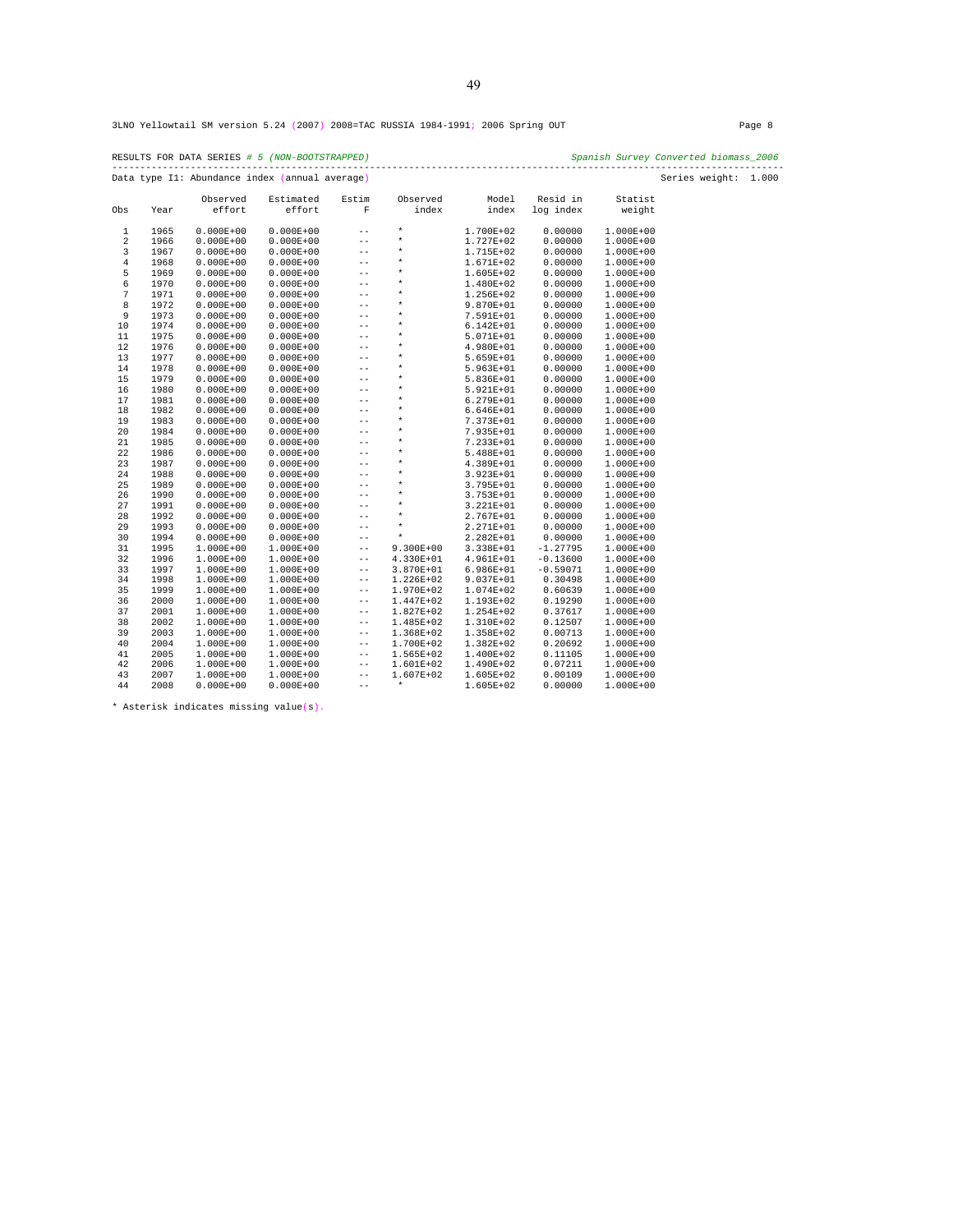3LNO Yellowtail SM version 5.24 (2007) 2008=TAC RUSSIA 1984-1991; 2006 Spring OUT Page 8

RESULTS FOR DATA SERIES *# 5 (NON-BOOTSTRAPPED)* *Spanish Survey Converted biomass_2006*

Data type I1: Abundance index (annual average) Series weight: 1.000

| Obs | Year | Observed effort | Estimated effort | Estim F | Observed index | Model index | Resid in log index | Statist weight |
|---|---|---|---|---|---|---|---|---|
| 1 | 1965 | 0.000E+00 | 0.000E+00 | -- | * | 1.700E+02 | 0.00000 | 1.000E+00 |
| 2 | 1966 | 0.000E+00 | 0.000E+00 | -- | * | 1.727E+02 | 0.00000 | 1.000E+00 |
| 3 | 1967 | 0.000E+00 | 0.000E+00 | -- | * | 1.715E+02 | 0.00000 | 1.000E+00 |
| 4 | 1968 | 0.000E+00 | 0.000E+00 | -- | * | 1.671E+02 | 0.00000 | 1.000E+00 |
| 5 | 1969 | 0.000E+00 | 0.000E+00 | -- | * | 1.605E+02 | 0.00000 | 1.000E+00 |
| 6 | 1970 | 0.000E+00 | 0.000E+00 | -- | * | 1.480E+02 | 0.00000 | 1.000E+00 |
| 7 | 1971 | 0.000E+00 | 0.000E+00 | -- | * | 1.256E+02 | 0.00000 | 1.000E+00 |
| 8 | 1972 | 0.000E+00 | 0.000E+00 | -- | * | 9.870E+01 | 0.00000 | 1.000E+00 |
| 9 | 1973 | 0.000E+00 | 0.000E+00 | -- | * | 7.591E+01 | 0.00000 | 1.000E+00 |
| 10 | 1974 | 0.000E+00 | 0.000E+00 | -- | * | 6.142E+01 | 0.00000 | 1.000E+00 |
| 11 | 1975 | 0.000E+00 | 0.000E+00 | -- | * | 5.071E+01 | 0.00000 | 1.000E+00 |
| 12 | 1976 | 0.000E+00 | 0.000E+00 | -- | * | 4.980E+01 | 0.00000 | 1.000E+00 |
| 13 | 1977 | 0.000E+00 | 0.000E+00 | -- | * | 5.659E+01 | 0.00000 | 1.000E+00 |
| 14 | 1978 | 0.000E+00 | 0.000E+00 | -- | * | 5.963E+01 | 0.00000 | 1.000E+00 |
| 15 | 1979 | 0.000E+00 | 0.000E+00 | -- | * | 5.836E+01 | 0.00000 | 1.000E+00 |
| 16 | 1980 | 0.000E+00 | 0.000E+00 | -- | * | 5.921E+01 | 0.00000 | 1.000E+00 |
| 17 | 1981 | 0.000E+00 | 0.000E+00 | -- | * | 6.279E+01 | 0.00000 | 1.000E+00 |
| 18 | 1982 | 0.000E+00 | 0.000E+00 | -- | * | 6.646E+01 | 0.00000 | 1.000E+00 |
| 19 | 1983 | 0.000E+00 | 0.000E+00 | -- | * | 7.373E+01 | 0.00000 | 1.000E+00 |
| 20 | 1984 | 0.000E+00 | 0.000E+00 | -- | * | 7.935E+01 | 0.00000 | 1.000E+00 |
| 21 | 1985 | 0.000E+00 | 0.000E+00 | -- | * | 7.233E+01 | 0.00000 | 1.000E+00 |
| 22 | 1986 | 0.000E+00 | 0.000E+00 | -- | * | 5.488E+01 | 0.00000 | 1.000E+00 |
| 23 | 1987 | 0.000E+00 | 0.000E+00 | -- | * | 4.389E+01 | 0.00000 | 1.000E+00 |
| 24 | 1988 | 0.000E+00 | 0.000E+00 | -- | * | 3.923E+01 | 0.00000 | 1.000E+00 |
| 25 | 1989 | 0.000E+00 | 0.000E+00 | -- | * | 3.795E+01 | 0.00000 | 1.000E+00 |
| 26 | 1990 | 0.000E+00 | 0.000E+00 | -- | * | 3.753E+01 | 0.00000 | 1.000E+00 |
| 27 | 1991 | 0.000E+00 | 0.000E+00 | -- | * | 3.221E+01 | 0.00000 | 1.000E+00 |
| 28 | 1992 | 0.000E+00 | 0.000E+00 | -- | * | 2.767E+01 | 0.00000 | 1.000E+00 |
| 29 | 1993 | 0.000E+00 | 0.000E+00 | -- | * | 2.271E+01 | 0.00000 | 1.000E+00 |
| 30 | 1994 | 0.000E+00 | 0.000E+00 | -- | * | 2.282E+01 | 0.00000 | 1.000E+00 |
| 31 | 1995 | 1.000E+00 | 1.000E+00 | -- | 9.300E+00 | 3.338E+01 | -1.27795 | 1.000E+00 |
| 32 | 1996 | 1.000E+00 | 1.000E+00 | -- | 4.330E+01 | 4.961E+01 | -0.13600 | 1.000E+00 |
| 33 | 1997 | 1.000E+00 | 1.000E+00 | -- | 3.870E+01 | 6.986E+01 | -0.59071 | 1.000E+00 |
| 34 | 1998 | 1.000E+00 | 1.000E+00 | -- | 1.226E+02 | 9.037E+01 | 0.30498 | 1.000E+00 |
| 35 | 1999 | 1.000E+00 | 1.000E+00 | -- | 1.970E+02 | 1.074E+02 | 0.60639 | 1.000E+00 |
| 36 | 2000 | 1.000E+00 | 1.000E+00 | -- | 1.447E+02 | 1.193E+02 | 0.19290 | 1.000E+00 |
| 37 | 2001 | 1.000E+00 | 1.000E+00 | -- | 1.827E+02 | 1.254E+02 | 0.37617 | 1.000E+00 |
| 38 | 2002 | 1.000E+00 | 1.000E+00 | -- | 1.485E+02 | 1.310E+02 | 0.12507 | 1.000E+00 |
| 39 | 2003 | 1.000E+00 | 1.000E+00 | -- | 1.368E+02 | 1.358E+02 | 0.00713 | 1.000E+00 |
| 40 | 2004 | 1.000E+00 | 1.000E+00 | -- | 1.700E+02 | 1.382E+02 | 0.20692 | 1.000E+00 |
| 41 | 2005 | 1.000E+00 | 1.000E+00 | -- | 1.565E+02 | 1.400E+02 | 0.11105 | 1.000E+00 |
| 42 | 2006 | 1.000E+00 | 1.000E+00 | -- | 1.601E+02 | 1.490E+02 | 0.07211 | 1.000E+00 |
| 43 | 2007 | 1.000E+00 | 1.000E+00 | -- | 1.607E+02 | 1.605E+02 | 0.00109 | 1.000E+00 |
| 44 | 2008 | 0.000E+00 | 0.000E+00 | -- | * | 1.605E+02 | 0.00000 | 1.000E+00 |

* Asterisk indicates missing value(s).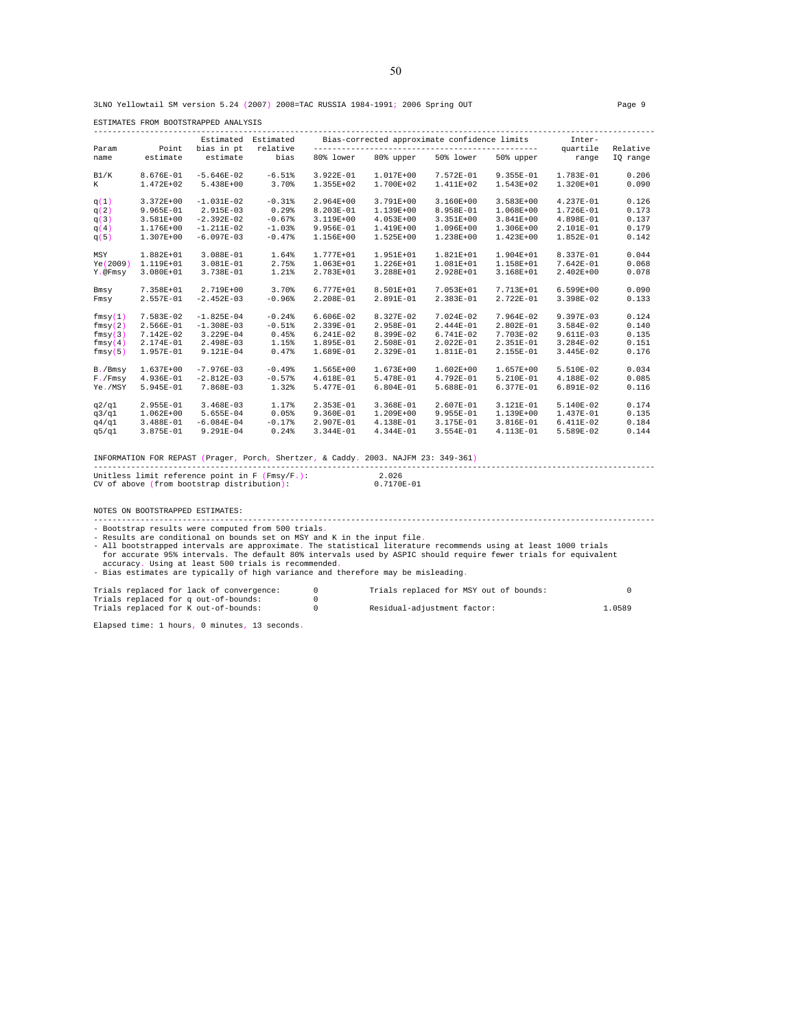3LNO Yellowtail SM version 5.24 (2007) 2008=TAC RUSSIA 1984-1991; 2006 Spring OUT

ESTIMATES FROM BOOTSTRAPPED ANALYSIS

| Param name | Point estimate | Estimated bias in pt estimate | Estimated relative bias | Bias-corrected approximate confidence limits 80% lower | 80% upper | 50% lower | 50% upper | Inter-quartile range | Relative IQ range |
|---|---|---|---|---|---|---|---|---|---|
| B1/K | 8.676E-01 | -5.646E-02 | -6.51% | 3.922E-01 | 1.017E+00 | 7.572E-01 | 9.355E-01 | 1.783E-01 | 0.206 |
| K | 1.472E+02 | 5.438E+00 | 3.70% | 1.355E+02 | 1.700E+02 | 1.411E+02 | 1.543E+02 | 1.320E+01 | 0.090 |
| q(1) | 3.372E+00 | -1.031E-02 | -0.31% | 2.964E+00 | 3.791E+00 | 3.160E+00 | 3.583E+00 | 4.237E-01 | 0.126 |
| q(2) | 9.965E-01 | 2.915E-03 | 0.29% | 8.203E-01 | 1.139E+00 | 8.958E-01 | 1.068E+00 | 1.726E-01 | 0.173 |
| q(3) | 3.581E+00 | -2.392E-02 | -0.67% | 3.119E+00 | 4.053E+00 | 3.351E+00 | 3.841E+00 | 4.898E-01 | 0.137 |
| q(4) | 1.176E+00 | -1.211E-02 | -1.03% | 9.956E-01 | 1.419E+00 | 1.096E+00 | 1.306E+00 | 2.101E-01 | 0.179 |
| q(5) | 1.307E+00 | -6.097E-03 | -0.47% | 1.156E+00 | 1.525E+00 | 1.238E+00 | 1.423E+00 | 1.852E-01 | 0.142 |
| MSY | 1.882E+01 | 3.088E-01 | 1.64% | 1.777E+01 | 1.951E+01 | 1.821E+01 | 1.904E+01 | 8.337E-01 | 0.044 |
| Ye(2009) | 1.119E+01 | 3.081E-01 | 2.75% | 1.063E+01 | 1.226E+01 | 1.081E+01 | 1.158E+01 | 7.642E-01 | 0.068 |
| Y.@Fmsy | 3.080E+01 | 3.738E-01 | 1.21% | 2.783E+01 | 3.288E+01 | 2.928E+01 | 3.168E+01 | 2.402E+00 | 0.078 |
| Bmsy | 7.358E+01 | 2.719E+00 | 3.70% | 6.777E+01 | 8.501E+01 | 7.053E+01 | 7.713E+01 | 6.599E+00 | 0.090 |
| Fmsy | 2.557E-01 | -2.452E-03 | -0.96% | 2.208E-01 | 2.891E-01 | 2.383E-01 | 2.722E-01 | 3.398E-02 | 0.133 |
| fmsy(1) | 7.583E-02 | -1.825E-04 | -0.24% | 6.606E-02 | 8.327E-02 | 7.024E-02 | 7.964E-02 | 9.397E-03 | 0.124 |
| fmsy(2) | 2.566E-01 | -1.308E-03 | -0.51% | 2.339E-01 | 2.958E-01 | 2.444E-01 | 2.802E-01 | 3.584E-02 | 0.140 |
| fmsy(3) | 7.142E-02 | 3.229E-04 | 0.45% | 6.241E-02 | 8.399E-02 | 6.741E-02 | 7.703E-02 | 9.611E-03 | 0.135 |
| fmsy(4) | 2.174E-01 | 2.498E-03 | 1.15% | 1.895E-01 | 2.508E-01 | 2.022E-01 | 2.351E-01 | 3.284E-02 | 0.151 |
| fmsy(5) | 1.957E-01 | 9.121E-04 | 0.47% | 1.689E-01 | 2.329E-01 | 1.811E-01 | 2.155E-01 | 3.445E-02 | 0.176 |
| B./Bmsy | 1.637E+00 | -7.976E-03 | -0.49% | 1.565E+00 | 1.673E+00 | 1.602E+00 | 1.657E+00 | 5.510E-02 | 0.034 |
| F./Fmsy | 4.936E-01 | -2.812E-03 | -0.57% | 4.618E-01 | 5.478E-01 | 4.792E-01 | 5.210E-01 | 4.188E-02 | 0.085 |
| Ye./MSY | 5.945E-01 | 7.868E-03 | 1.32% | 5.477E-01 | 6.804E-01 | 5.688E-01 | 6.377E-01 | 6.891E-02 | 0.116 |
| q2/q1 | 2.955E-01 | 3.468E-03 | 1.17% | 2.353E-01 | 3.368E-01 | 2.607E-01 | 3.121E-01 | 5.140E-02 | 0.174 |
| q3/q1 | 1.062E+00 | 5.655E-04 | 0.05% | 9.360E-01 | 1.209E+00 | 9.955E-01 | 1.139E+00 | 1.437E-01 | 0.135 |
| q4/q1 | 3.488E-01 | -6.084E-04 | -0.17% | 2.907E-01 | 4.138E-01 | 3.175E-01 | 3.816E-01 | 6.411E-02 | 0.184 |
| q5/q1 | 3.875E-01 | 9.291E-04 | 0.24% | 3.344E-01 | 4.344E-01 | 3.554E-01 | 4.113E-01 | 5.589E-02 | 0.144 |

INFORMATION FOR REPAST (Prager, Porch, Shertzer, & Caddy. 2003. NAJFM 23: 349-361)

Unitless limit reference point in F (Fmsy/F.): 2.026
CV of above (from bootstrap distribution): 0.7170E-01

NOTES ON BOOTSTRAPPED ESTIMATES:

- Bootstrap results were computed from 500 trials.
- Results are conditional on bounds set on MSY and K in the input file.
- All bootstrapped intervals are approximate. The statistical literature recommends using at least 1000 trials for accurate 95% intervals. The default 80% intervals used by ASPIC should require fewer trials for equivalent accuracy. Using at least 500 trials is recommended.
- Bias estimates are typically of high variance and therefore may be misleading.

| | | | |
|---|---|---|---|
| Trials replaced for lack of convergence: | 0 | Trials replaced for MSY out of bounds: | 0 |
| Trials replaced for q out-of-bounds: | 0 | | |
| Trials replaced for K out-of-bounds: | 0 | Residual-adjustment factor: | 1.0589 |

Elapsed time: 1 hours, 0 minutes, 13 seconds.